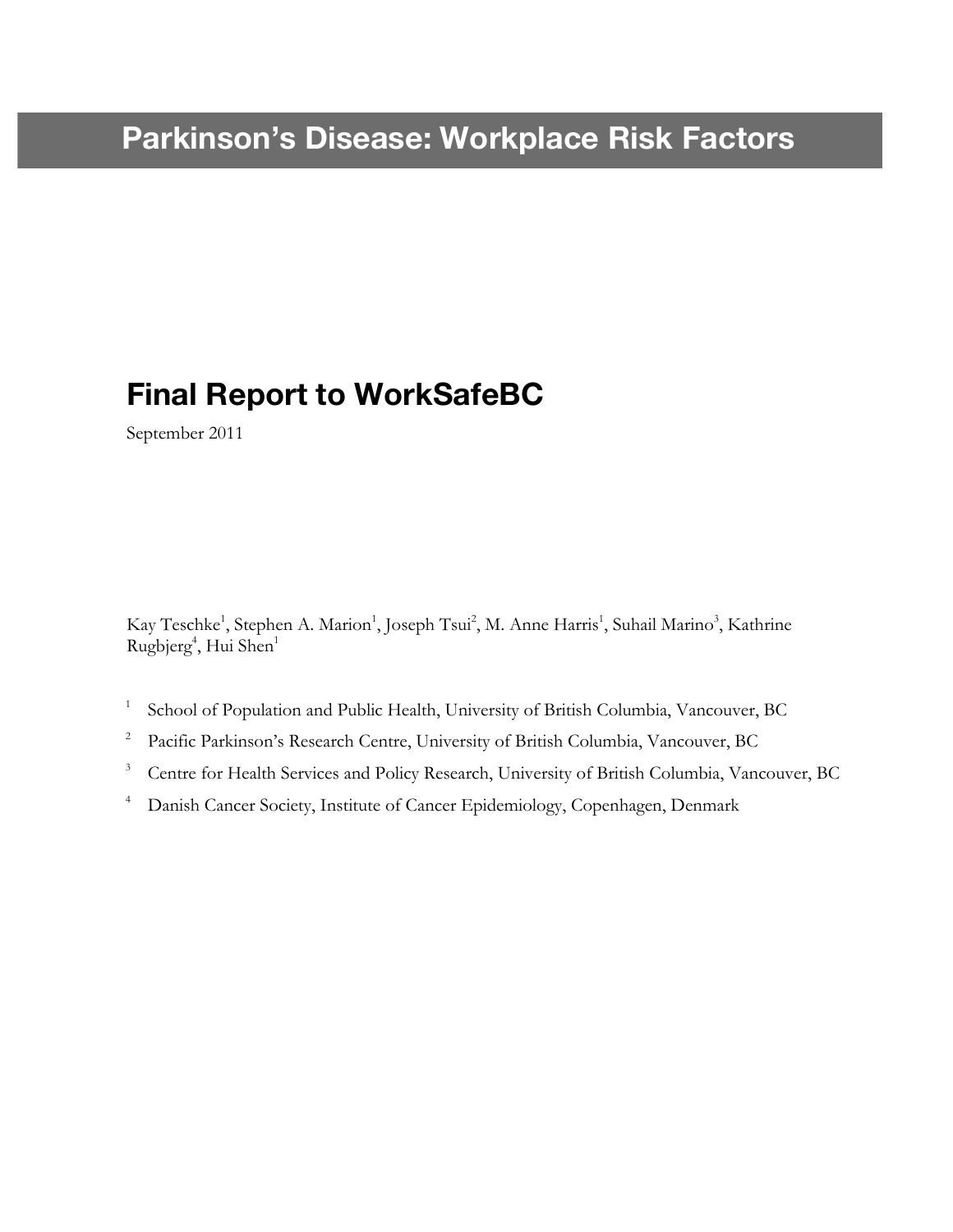# Parkinson's Disease: Workplace Risk Factors

## Final Report to WorkSafeBC

September 2011

Kay Teschke[1], Stephen A. Marion[1], Joseph Tsui[2], M. Anne Harris[1], Suhail Marino[3], Kathrine Rugbjerg[4], Hui Shen[1]

[1] School of Population and Public Health, University of British Columbia, Vancouver, BC

[2] Pacific Parkinson's Research Centre, University of British Columbia, Vancouver, BC

[3] Centre for Health Services and Policy Research, University of British Columbia, Vancouver, BC

[4] Danish Cancer Society, Institute of Cancer Epidemiology, Copenhagen, Denmark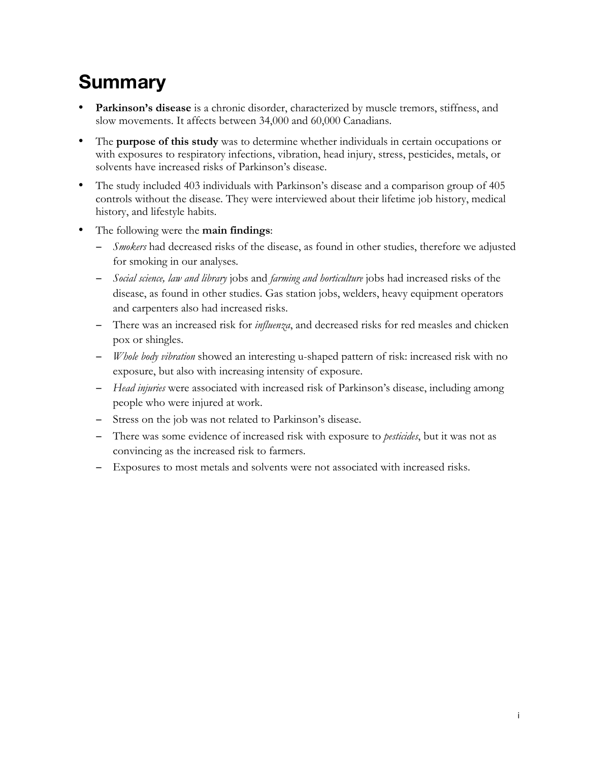# Summary

- **Parkinson's disease** is a chronic disorder, characterized by muscle tremors, stiffness, and slow movements. It affects between 34,000 and 60,000 Canadians.
- The **purpose of this study** was to determine whether individuals in certain occupations or with exposures to respiratory infections, vibration, head injury, stress, pesticides, metals, or solvents have increased risks of Parkinson's disease.
- The study included 403 individuals with Parkinson's disease and a comparison group of 405 controls without the disease. They were interviewed about their lifetime job history, medical history, and lifestyle habits.
- The following were the **main findings**:
  - *Smokers* had decreased risks of the disease, as found in other studies, therefore we adjusted for smoking in our analyses.
  - *Social science, law and library* jobs and *farming and horticulture* jobs had increased risks of the disease, as found in other studies. Gas station jobs, welders, heavy equipment operators and carpenters also had increased risks.
  - There was an increased risk for *influenza*, and decreased risks for red measles and chicken pox or shingles.
  - *Whole body vibration* showed an interesting u-shaped pattern of risk: increased risk with no exposure, but also with increasing intensity of exposure.
  - *Head injuries* were associated with increased risk of Parkinson's disease, including among people who were injured at work.
  - Stress on the job was not related to Parkinson's disease.
  - There was some evidence of increased risk with exposure to *pesticides*, but it was not as convincing as the increased risk to farmers.
  - Exposures to most metals and solvents were not associated with increased risks.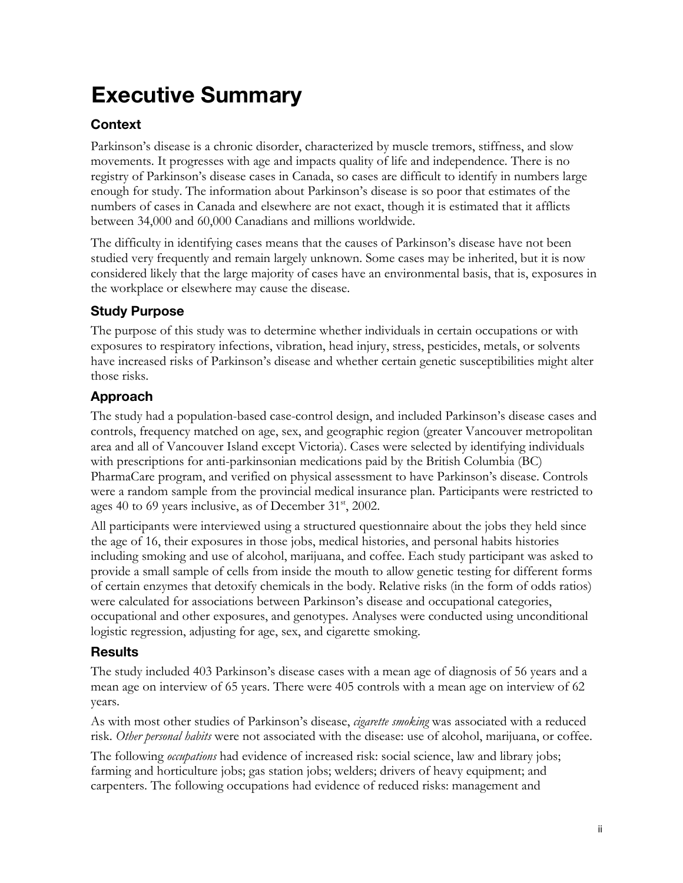# Executive Summary

## Context

Parkinson's disease is a chronic disorder, characterized by muscle tremors, stiffness, and slow movements. It progresses with age and impacts quality of life and independence. There is no registry of Parkinson's disease cases in Canada, so cases are difficult to identify in numbers large enough for study. The information about Parkinson's disease is so poor that estimates of the numbers of cases in Canada and elsewhere are not exact, though it is estimated that it afflicts between 34,000 and 60,000 Canadians and millions worldwide.

The difficulty in identifying cases means that the causes of Parkinson's disease have not been studied very frequently and remain largely unknown. Some cases may be inherited, but it is now considered likely that the large majority of cases have an environmental basis, that is, exposures in the workplace or elsewhere may cause the disease.

## Study Purpose

The purpose of this study was to determine whether individuals in certain occupations or with exposures to respiratory infections, vibration, head injury, stress, pesticides, metals, or solvents have increased risks of Parkinson's disease and whether certain genetic susceptibilities might alter those risks.

## Approach

The study had a population-based case-control design, and included Parkinson's disease cases and controls, frequency matched on age, sex, and geographic region (greater Vancouver metropolitan area and all of Vancouver Island except Victoria). Cases were selected by identifying individuals with prescriptions for anti-parkinsonian medications paid by the British Columbia (BC) PharmaCare program, and verified on physical assessment to have Parkinson's disease. Controls were a random sample from the provincial medical insurance plan. Participants were restricted to ages 40 to 69 years inclusive, as of December 31st, 2002.

All participants were interviewed using a structured questionnaire about the jobs they held since the age of 16, their exposures in those jobs, medical histories, and personal habits histories including smoking and use of alcohol, marijuana, and coffee. Each study participant was asked to provide a small sample of cells from inside the mouth to allow genetic testing for different forms of certain enzymes that detoxify chemicals in the body. Relative risks (in the form of odds ratios) were calculated for associations between Parkinson's disease and occupational categories, occupational and other exposures, and genotypes. Analyses were conducted using unconditional logistic regression, adjusting for age, sex, and cigarette smoking.

## Results

The study included 403 Parkinson's disease cases with a mean age of diagnosis of 56 years and a mean age on interview of 65 years. There were 405 controls with a mean age on interview of 62 years.

As with most other studies of Parkinson's disease, *cigarette smoking* was associated with a reduced risk. *Other personal habits* were not associated with the disease: use of alcohol, marijuana, or coffee.

The following *occupations* had evidence of increased risk: social science, law and library jobs; farming and horticulture jobs; gas station jobs; welders; drivers of heavy equipment; and carpenters. The following occupations had evidence of reduced risks: management and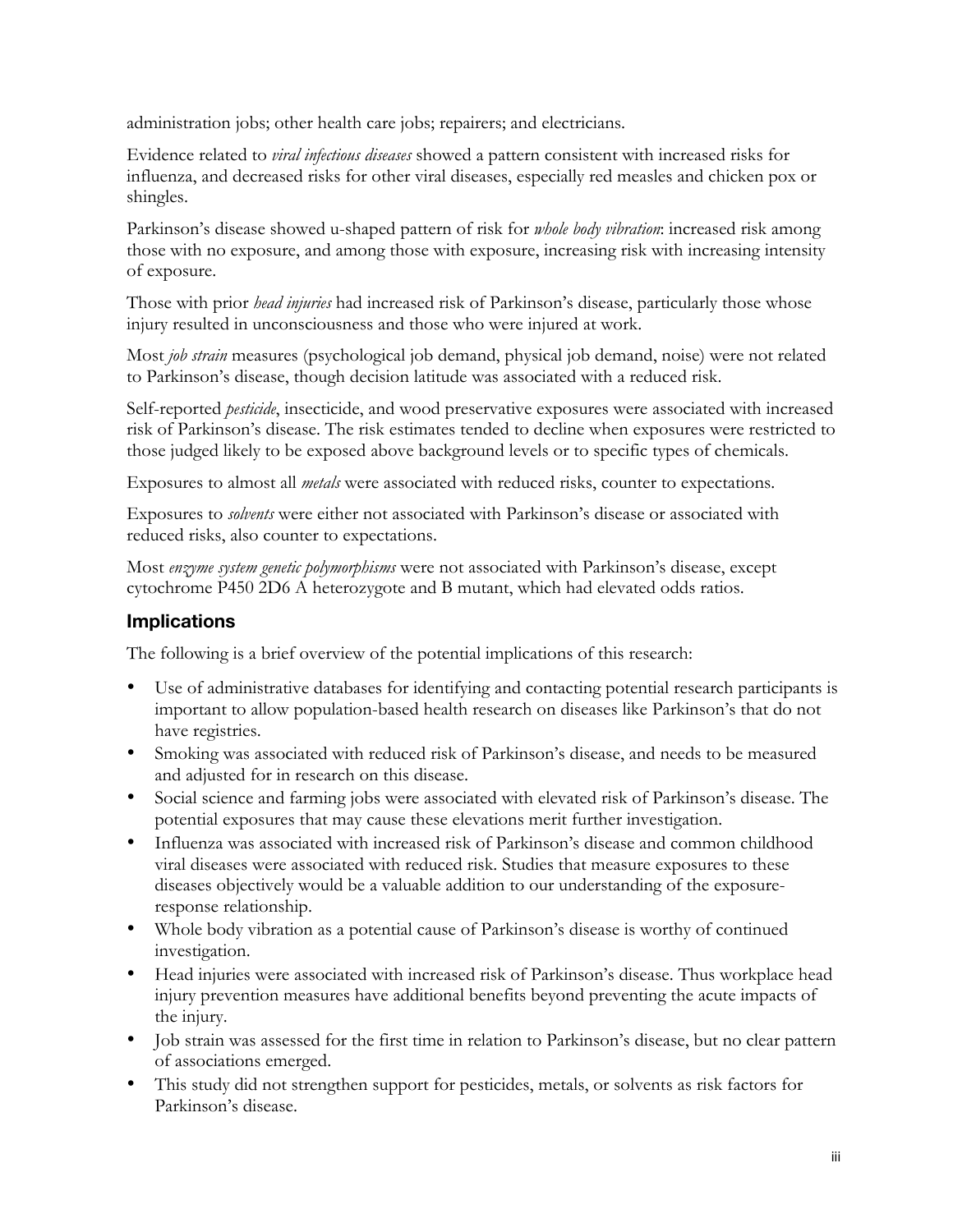administration jobs; other health care jobs; repairers; and electricians.

Evidence related to *viral infectious diseases* showed a pattern consistent with increased risks for influenza, and decreased risks for other viral diseases, especially red measles and chicken pox or shingles.

Parkinson's disease showed u-shaped pattern of risk for *whole body vibration*: increased risk among those with no exposure, and among those with exposure, increasing risk with increasing intensity of exposure.

Those with prior *head injuries* had increased risk of Parkinson's disease, particularly those whose injury resulted in unconsciousness and those who were injured at work.

Most *job strain* measures (psychological job demand, physical job demand, noise) were not related to Parkinson's disease, though decision latitude was associated with a reduced risk.

Self-reported *pesticide*, insecticide, and wood preservative exposures were associated with increased risk of Parkinson's disease. The risk estimates tended to decline when exposures were restricted to those judged likely to be exposed above background levels or to specific types of chemicals.

Exposures to almost all *metals* were associated with reduced risks, counter to expectations.

Exposures to *solvents* were either not associated with Parkinson's disease or associated with reduced risks, also counter to expectations.

Most *enzyme system genetic polymorphisms* were not associated with Parkinson's disease, except cytochrome P450 2D6 A heterozygote and B mutant, which had elevated odds ratios.

## Implications

The following is a brief overview of the potential implications of this research:

- Use of administrative databases for identifying and contacting potential research participants is important to allow population-based health research on diseases like Parkinson's that do not have registries.
- Smoking was associated with reduced risk of Parkinson's disease, and needs to be measured and adjusted for in research on this disease.
- Social science and farming jobs were associated with elevated risk of Parkinson's disease. The potential exposures that may cause these elevations merit further investigation.
- Influenza was associated with increased risk of Parkinson's disease and common childhood viral diseases were associated with reduced risk. Studies that measure exposures to these diseases objectively would be a valuable addition to our understanding of the exposure-response relationship.
- Whole body vibration as a potential cause of Parkinson's disease is worthy of continued investigation.
- Head injuries were associated with increased risk of Parkinson's disease. Thus workplace head injury prevention measures have additional benefits beyond preventing the acute impacts of the injury.
- Job strain was assessed for the first time in relation to Parkinson's disease, but no clear pattern of associations emerged.
- This study did not strengthen support for pesticides, metals, or solvents as risk factors for Parkinson's disease.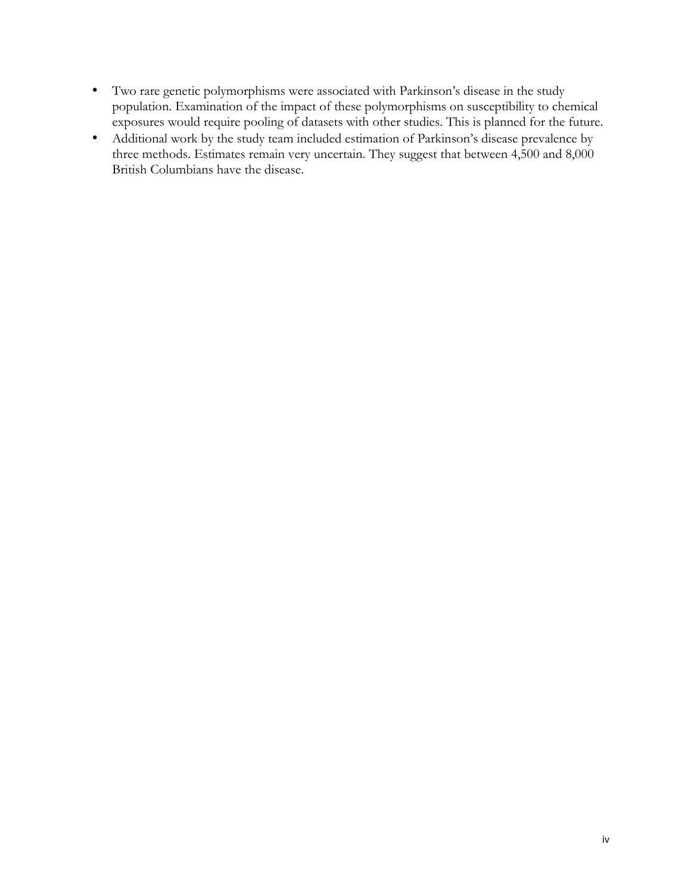- Two rare genetic polymorphisms were associated with Parkinson's disease in the study population. Examination of the impact of these polymorphisms on susceptibility to chemical exposures would require pooling of datasets with other studies. This is planned for the future.
- Additional work by the study team included estimation of Parkinson's disease prevalence by three methods. Estimates remain very uncertain. They suggest that between 4,500 and 8,000 British Columbians have the disease.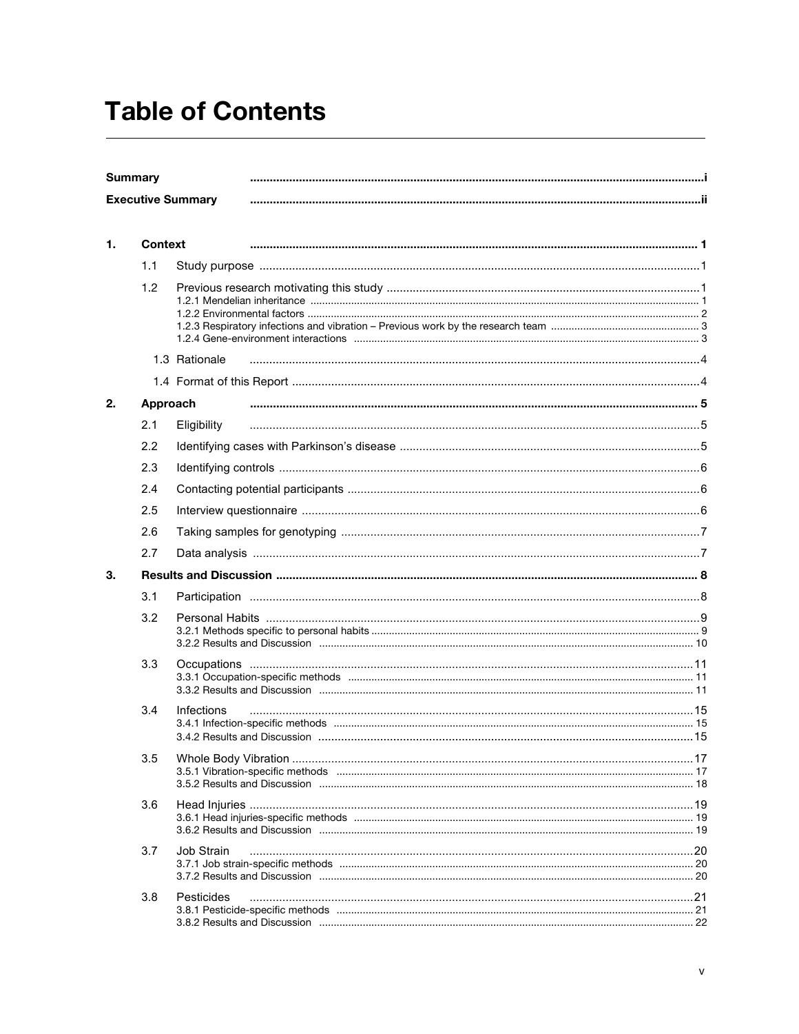# Table of Contents

**Summary** ..... i

**Executive Summary** ..... ii

**1. Context** ..... 1

- 1.1 Study purpose ..... 1
- 1.2 Previous research motivating this study ..... 1
  - 1.2.1 Mendelian inheritance ..... 1
  - 1.2.2 Environmental factors ..... 2
  - 1.2.3 Respiratory infections and vibration – Previous work by the research team ..... 3
  - 1.2.4 Gene-environment interactions ..... 3
- 1.3 Rationale ..... 4
- 1.4 Format of this Report ..... 4

**2. Approach** ..... 5

- 2.1 Eligibility ..... 5
- 2.2 Identifying cases with Parkinson's disease ..... 5
- 2.3 Identifying controls ..... 6
- 2.4 Contacting potential participants ..... 6
- 2.5 Interview questionnaire ..... 6
- 2.6 Taking samples for genotyping ..... 7
- 2.7 Data analysis ..... 7

**3. Results and Discussion** ..... 8

- 3.1 Participation ..... 8
- 3.2 Personal Habits ..... 9
  - 3.2.1 Methods specific to personal habits ..... 9
  - 3.2.2 Results and Discussion ..... 10
- 3.3 Occupations ..... 11
  - 3.3.1 Occupation-specific methods ..... 11
  - 3.3.2 Results and Discussion ..... 11
- 3.4 Infections ..... 15
  - 3.4.1 Infection-specific methods ..... 15
  - 3.4.2 Results and Discussion ..... 15
- 3.5 Whole Body Vibration ..... 17
  - 3.5.1 Vibration-specific methods ..... 17
  - 3.5.2 Results and Discussion ..... 18
- 3.6 Head Injuries ..... 19
  - 3.6.1 Head injuries-specific methods ..... 19
  - 3.6.2 Results and Discussion ..... 19
- 3.7 Job Strain ..... 20
  - 3.7.1 Job strain-specific methods ..... 20
  - 3.7.2 Results and Discussion ..... 20
- 3.8 Pesticides ..... 21
  - 3.8.1 Pesticide-specific methods ..... 21
  - 3.8.2 Results and Discussion ..... 22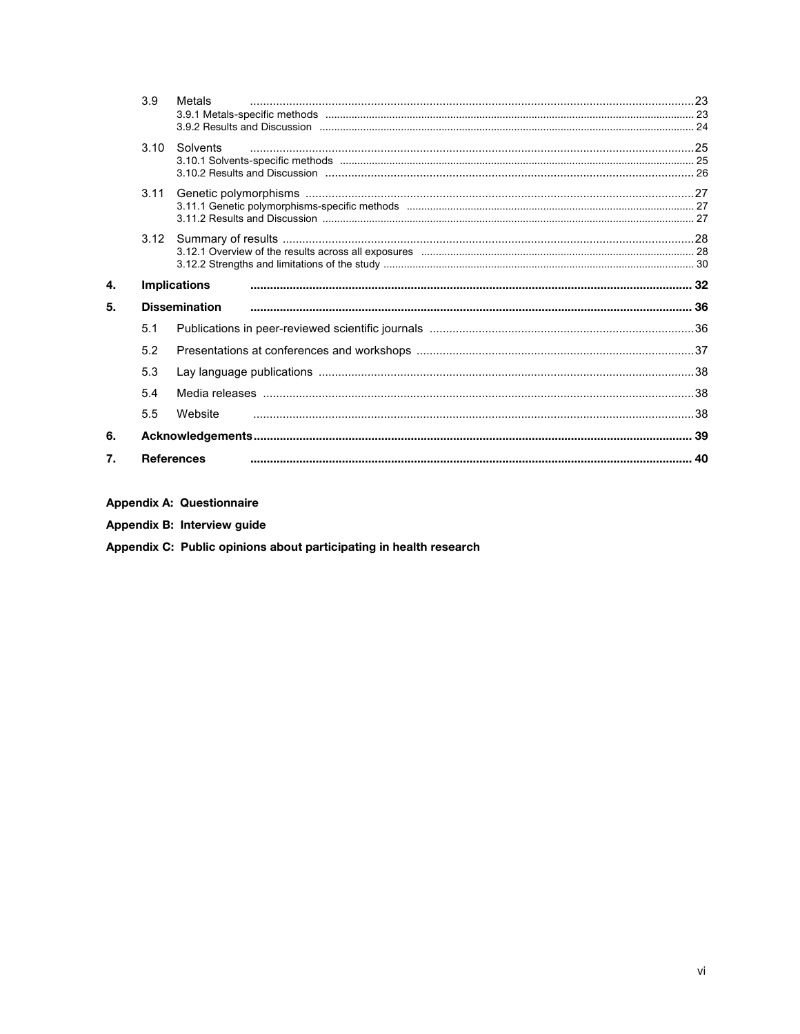| | | | |
|---|---|---|---|
| | 3.9 | Metals | 23 |
| | | 3.9.1 Metals-specific methods | 23 |
| | | 3.9.2 Results and Discussion | 24 |
| | 3.10 | Solvents | 25 |
| | | 3.10.1 Solvents-specific methods | 25 |
| | | 3.10.2 Results and Discussion | 26 |
| | 3.11 | Genetic polymorphisms | 27 |
| | | 3.11.1 Genetic polymorphisms-specific methods | 27 |
| | | 3.11.2 Results and Discussion | 27 |
| | 3.12 | Summary of results | 28 |
| | | 3.12.1 Overview of the results across all exposures | 28 |
| | | 3.12.2 Strengths and limitations of the study | 30 |
| **4.** | **Implications** | | **32** |
| **5.** | **Dissemination** | | **36** |
| | 5.1 | Publications in peer-reviewed scientific journals | 36 |
| | 5.2 | Presentations at conferences and workshops | 37 |
| | 5.3 | Lay language publications | 38 |
| | 5.4 | Media releases | 38 |
| | 5.5 | Website | 38 |
| **6.** | **Acknowledgements** | | **39** |
| **7.** | **References** | | **40** |

**Appendix A: Questionnaire**

**Appendix B: Interview guide**

**Appendix C: Public opinions about participating in health research**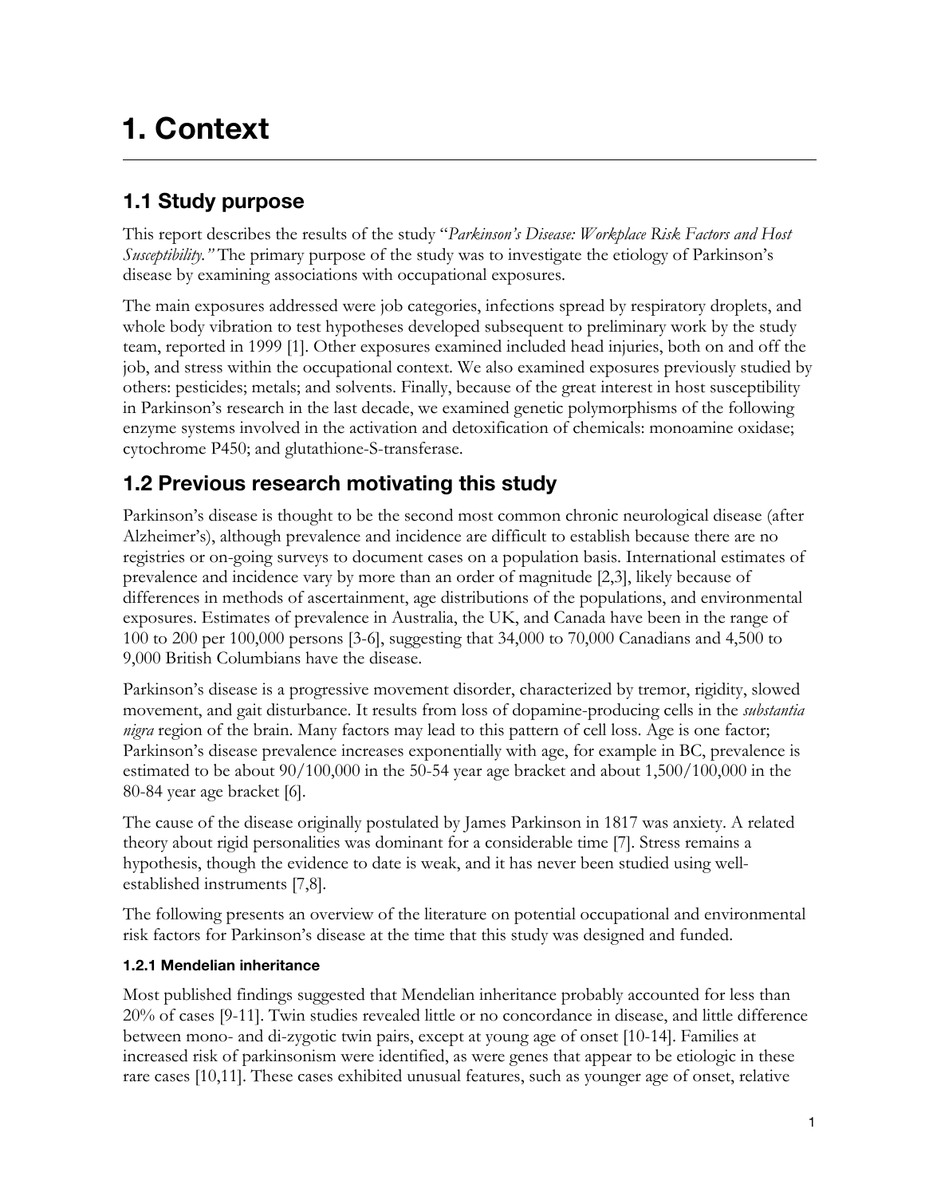# 1. Context

## 1.1 Study purpose

This report describes the results of the study "*Parkinson's Disease: Workplace Risk Factors and Host Susceptibility.*" The primary purpose of the study was to investigate the etiology of Parkinson's disease by examining associations with occupational exposures.

The main exposures addressed were job categories, infections spread by respiratory droplets, and whole body vibration to test hypotheses developed subsequent to preliminary work by the study team, reported in 1999 [1]. Other exposures examined included head injuries, both on and off the job, and stress within the occupational context. We also examined exposures previously studied by others: pesticides; metals; and solvents. Finally, because of the great interest in host susceptibility in Parkinson's research in the last decade, we examined genetic polymorphisms of the following enzyme systems involved in the activation and detoxification of chemicals: monoamine oxidase; cytochrome P450; and glutathione-S-transferase.

## 1.2 Previous research motivating this study

Parkinson's disease is thought to be the second most common chronic neurological disease (after Alzheimer's), although prevalence and incidence are difficult to establish because there are no registries or on-going surveys to document cases on a population basis. International estimates of prevalence and incidence vary by more than an order of magnitude [2,3], likely because of differences in methods of ascertainment, age distributions of the populations, and environmental exposures. Estimates of prevalence in Australia, the UK, and Canada have been in the range of 100 to 200 per 100,000 persons [3-6], suggesting that 34,000 to 70,000 Canadians and 4,500 to 9,000 British Columbians have the disease.

Parkinson's disease is a progressive movement disorder, characterized by tremor, rigidity, slowed movement, and gait disturbance. It results from loss of dopamine-producing cells in the *substantia nigra* region of the brain. Many factors may lead to this pattern of cell loss. Age is one factor; Parkinson's disease prevalence increases exponentially with age, for example in BC, prevalence is estimated to be about 90/100,000 in the 50-54 year age bracket and about 1,500/100,000 in the 80-84 year age bracket [6].

The cause of the disease originally postulated by James Parkinson in 1817 was anxiety. A related theory about rigid personalities was dominant for a considerable time [7]. Stress remains a hypothesis, though the evidence to date is weak, and it has never been studied using well-established instruments [7,8].

The following presents an overview of the literature on potential occupational and environmental risk factors for Parkinson's disease at the time that this study was designed and funded.

#### 1.2.1 Mendelian inheritance

Most published findings suggested that Mendelian inheritance probably accounted for less than 20% of cases [9-11]. Twin studies revealed little or no concordance in disease, and little difference between mono- and di-zygotic twin pairs, except at young age of onset [10-14]. Families at increased risk of parkinsonism were identified, as were genes that appear to be etiologic in these rare cases [10,11]. These cases exhibited unusual features, such as younger age of onset, relative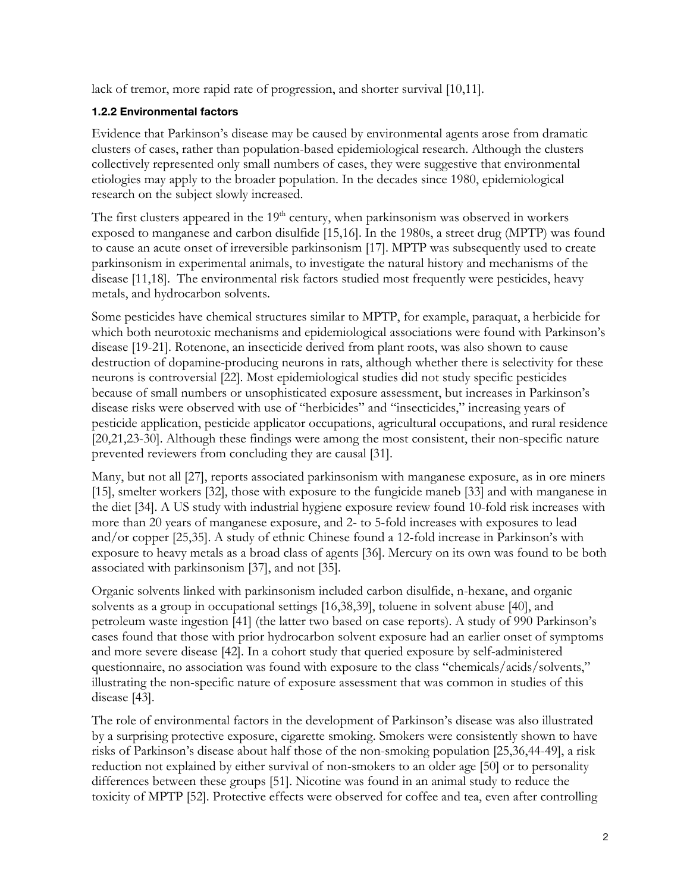lack of tremor, more rapid rate of progression, and shorter survival [10,11].

#### 1.2.2 Environmental factors

Evidence that Parkinson's disease may be caused by environmental agents arose from dramatic clusters of cases, rather than population-based epidemiological research. Although the clusters collectively represented only small numbers of cases, they were suggestive that environmental etiologies may apply to the broader population. In the decades since 1980, epidemiological research on the subject slowly increased.

The first clusters appeared in the 19th century, when parkinsonism was observed in workers exposed to manganese and carbon disulfide [15,16]. In the 1980s, a street drug (MPTP) was found to cause an acute onset of irreversible parkinsonism [17]. MPTP was subsequently used to create parkinsonism in experimental animals, to investigate the natural history and mechanisms of the disease [11,18]. The environmental risk factors studied most frequently were pesticides, heavy metals, and hydrocarbon solvents.

Some pesticides have chemical structures similar to MPTP, for example, paraquat, a herbicide for which both neurotoxic mechanisms and epidemiological associations were found with Parkinson's disease [19-21]. Rotenone, an insecticide derived from plant roots, was also shown to cause destruction of dopamine-producing neurons in rats, although whether there is selectivity for these neurons is controversial [22]. Most epidemiological studies did not study specific pesticides because of small numbers or unsophisticated exposure assessment, but increases in Parkinson's disease risks were observed with use of "herbicides" and "insecticides," increasing years of pesticide application, pesticide applicator occupations, agricultural occupations, and rural residence [20,21,23-30]. Although these findings were among the most consistent, their non-specific nature prevented reviewers from concluding they are causal [31].

Many, but not all [27], reports associated parkinsonism with manganese exposure, as in ore miners [15], smelter workers [32], those with exposure to the fungicide maneb [33] and with manganese in the diet [34]. A US study with industrial hygiene exposure review found 10-fold risk increases with more than 20 years of manganese exposure, and 2- to 5-fold increases with exposures to lead and/or copper [25,35]. A study of ethnic Chinese found a 12-fold increase in Parkinson's with exposure to heavy metals as a broad class of agents [36]. Mercury on its own was found to be both associated with parkinsonism [37], and not [35].

Organic solvents linked with parkinsonism included carbon disulfide, n-hexane, and organic solvents as a group in occupational settings [16,38,39], toluene in solvent abuse [40], and petroleum waste ingestion [41] (the latter two based on case reports). A study of 990 Parkinson's cases found that those with prior hydrocarbon solvent exposure had an earlier onset of symptoms and more severe disease [42]. In a cohort study that queried exposure by self-administered questionnaire, no association was found with exposure to the class "chemicals/acids/solvents," illustrating the non-specific nature of exposure assessment that was common in studies of this disease [43].

The role of environmental factors in the development of Parkinson's disease was also illustrated by a surprising protective exposure, cigarette smoking. Smokers were consistently shown to have risks of Parkinson's disease about half those of the non-smoking population [25,36,44-49], a risk reduction not explained by either survival of non-smokers to an older age [50] or to personality differences between these groups [51]. Nicotine was found in an animal study to reduce the toxicity of MPTP [52]. Protective effects were observed for coffee and tea, even after controlling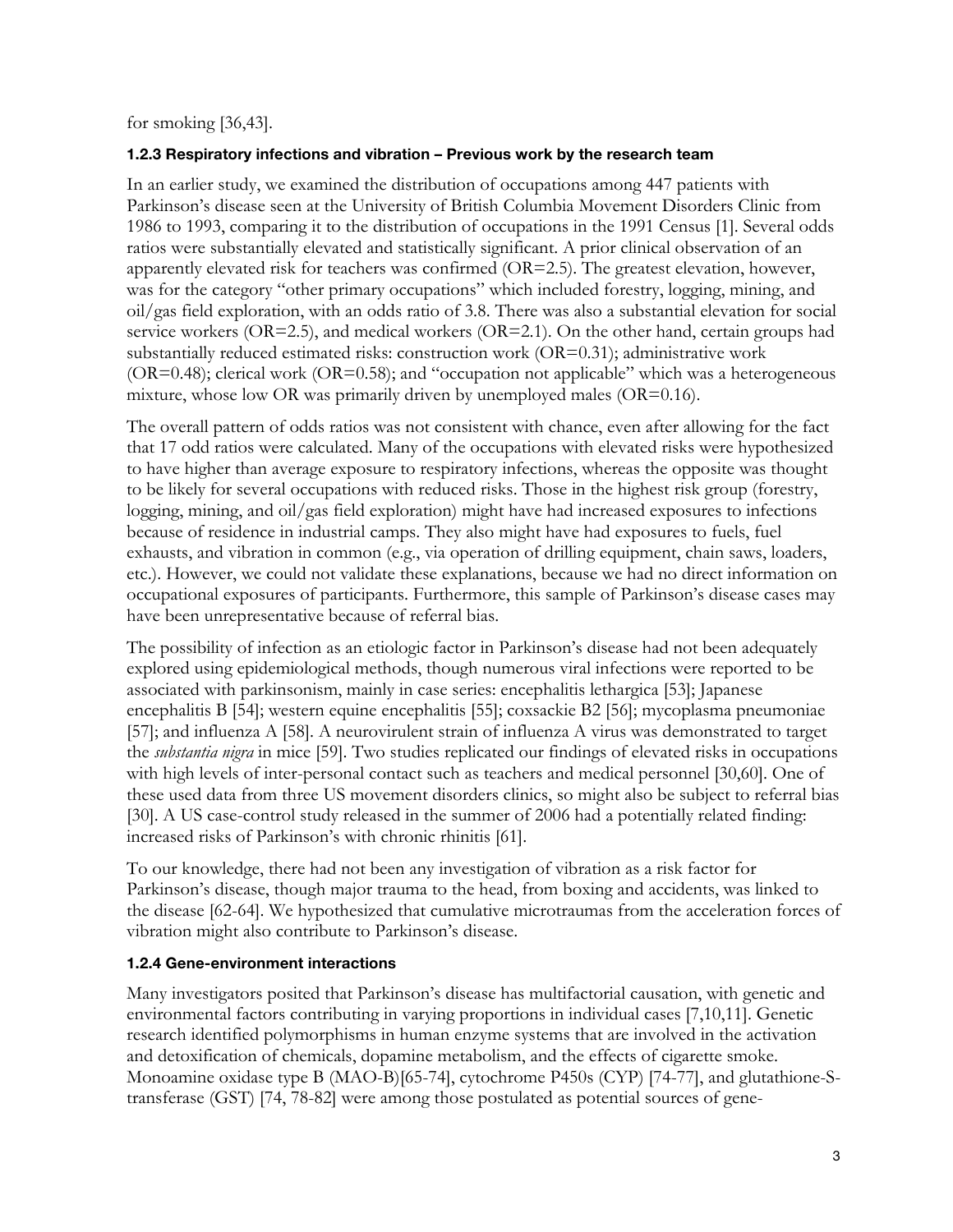for smoking [36,43].

### 1.2.3 Respiratory infections and vibration – Previous work by the research team

In an earlier study, we examined the distribution of occupations among 447 patients with Parkinson's disease seen at the University of British Columbia Movement Disorders Clinic from 1986 to 1993, comparing it to the distribution of occupations in the 1991 Census [1]. Several odds ratios were substantially elevated and statistically significant. A prior clinical observation of an apparently elevated risk for teachers was confirmed (OR=2.5). The greatest elevation, however, was for the category "other primary occupations" which included forestry, logging, mining, and oil/gas field exploration, with an odds ratio of 3.8. There was also a substantial elevation for social service workers (OR=2.5), and medical workers (OR=2.1). On the other hand, certain groups had substantially reduced estimated risks: construction work (OR=0.31); administrative work (OR=0.48); clerical work (OR=0.58); and "occupation not applicable" which was a heterogeneous mixture, whose low OR was primarily driven by unemployed males (OR=0.16).

The overall pattern of odds ratios was not consistent with chance, even after allowing for the fact that 17 odd ratios were calculated. Many of the occupations with elevated risks were hypothesized to have higher than average exposure to respiratory infections, whereas the opposite was thought to be likely for several occupations with reduced risks. Those in the highest risk group (forestry, logging, mining, and oil/gas field exploration) might have had increased exposures to infections because of residence in industrial camps. They also might have had exposures to fuels, fuel exhausts, and vibration in common (e.g., via operation of drilling equipment, chain saws, loaders, etc.). However, we could not validate these explanations, because we had no direct information on occupational exposures of participants. Furthermore, this sample of Parkinson's disease cases may have been unrepresentative because of referral bias.

The possibility of infection as an etiologic factor in Parkinson's disease had not been adequately explored using epidemiological methods, though numerous viral infections were reported to be associated with parkinsonism, mainly in case series: encephalitis lethargica [53]; Japanese encephalitis B [54]; western equine encephalitis [55]; coxsackie B2 [56]; mycoplasma pneumoniae [57]; and influenza A [58]. A neurovirulent strain of influenza A virus was demonstrated to target the *substantia nigra* in mice [59]. Two studies replicated our findings of elevated risks in occupations with high levels of inter-personal contact such as teachers and medical personnel [30,60]. One of these used data from three US movement disorders clinics, so might also be subject to referral bias [30]. A US case-control study released in the summer of 2006 had a potentially related finding: increased risks of Parkinson's with chronic rhinitis [61].

To our knowledge, there had not been any investigation of vibration as a risk factor for Parkinson's disease, though major trauma to the head, from boxing and accidents, was linked to the disease [62-64]. We hypothesized that cumulative microtraumas from the acceleration forces of vibration might also contribute to Parkinson's disease.

### 1.2.4 Gene-environment interactions

Many investigators posited that Parkinson's disease has multifactorial causation, with genetic and environmental factors contributing in varying proportions in individual cases [7,10,11]. Genetic research identified polymorphisms in human enzyme systems that are involved in the activation and detoxification of chemicals, dopamine metabolism, and the effects of cigarette smoke. Monoamine oxidase type B (MAO-B)[65-74], cytochrome P450s (CYP) [74-77], and glutathione-S-transferase (GST) [74, 78-82] were among those postulated as potential sources of gene-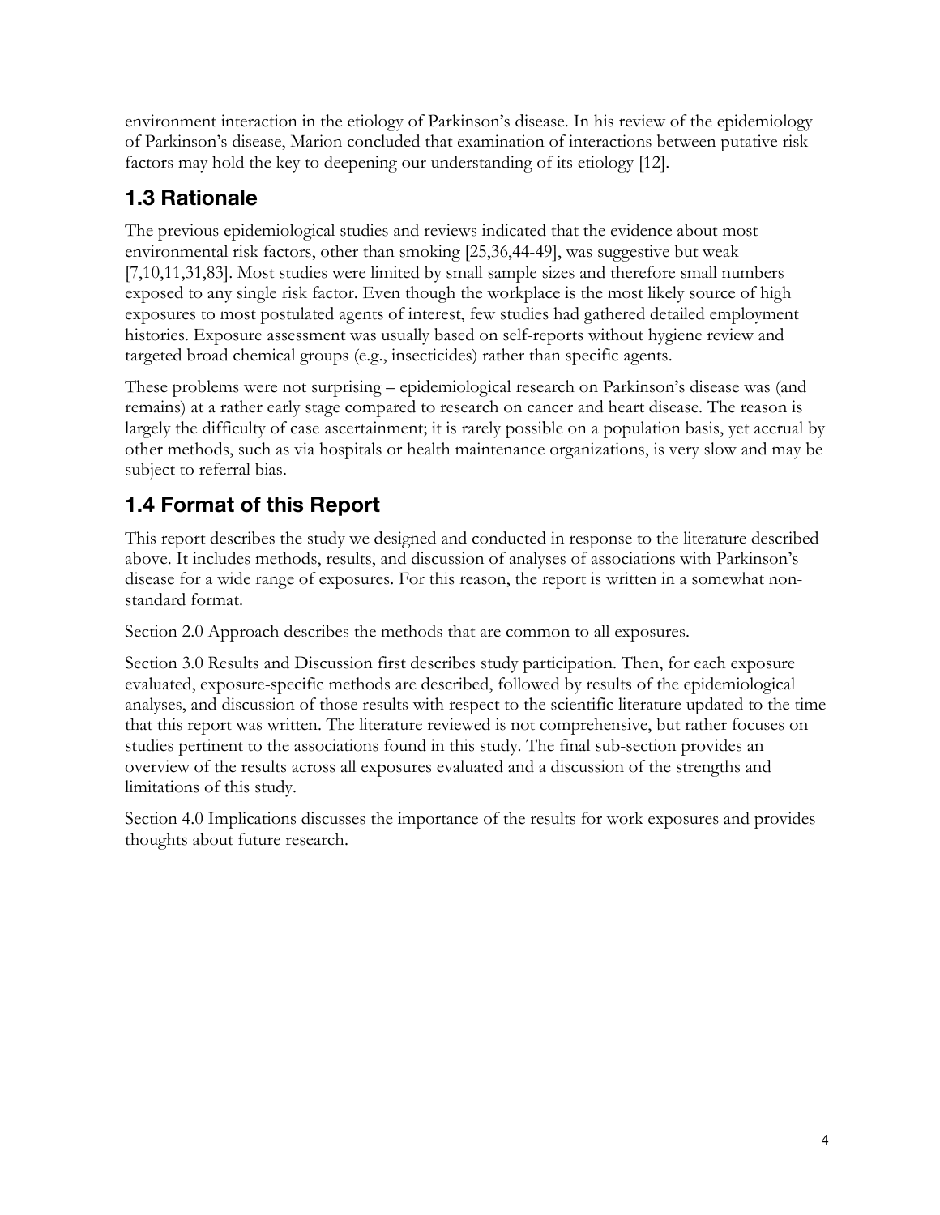environment interaction in the etiology of Parkinson's disease. In his review of the epidemiology of Parkinson's disease, Marion concluded that examination of interactions between putative risk factors may hold the key to deepening our understanding of its etiology [12].

## 1.3 Rationale

The previous epidemiological studies and reviews indicated that the evidence about most environmental risk factors, other than smoking [25,36,44-49], was suggestive but weak [7,10,11,31,83]. Most studies were limited by small sample sizes and therefore small numbers exposed to any single risk factor. Even though the workplace is the most likely source of high exposures to most postulated agents of interest, few studies had gathered detailed employment histories. Exposure assessment was usually based on self-reports without hygiene review and targeted broad chemical groups (e.g., insecticides) rather than specific agents.

These problems were not surprising – epidemiological research on Parkinson's disease was (and remains) at a rather early stage compared to research on cancer and heart disease. The reason is largely the difficulty of case ascertainment; it is rarely possible on a population basis, yet accrual by other methods, such as via hospitals or health maintenance organizations, is very slow and may be subject to referral bias.

## 1.4 Format of this Report

This report describes the study we designed and conducted in response to the literature described above. It includes methods, results, and discussion of analyses of associations with Parkinson's disease for a wide range of exposures. For this reason, the report is written in a somewhat non-standard format.

Section 2.0 Approach describes the methods that are common to all exposures.

Section 3.0 Results and Discussion first describes study participation. Then, for each exposure evaluated, exposure-specific methods are described, followed by results of the epidemiological analyses, and discussion of those results with respect to the scientific literature updated to the time that this report was written. The literature reviewed is not comprehensive, but rather focuses on studies pertinent to the associations found in this study. The final sub-section provides an overview of the results across all exposures evaluated and a discussion of the strengths and limitations of this study.

Section 4.0 Implications discusses the importance of the results for work exposures and provides thoughts about future research.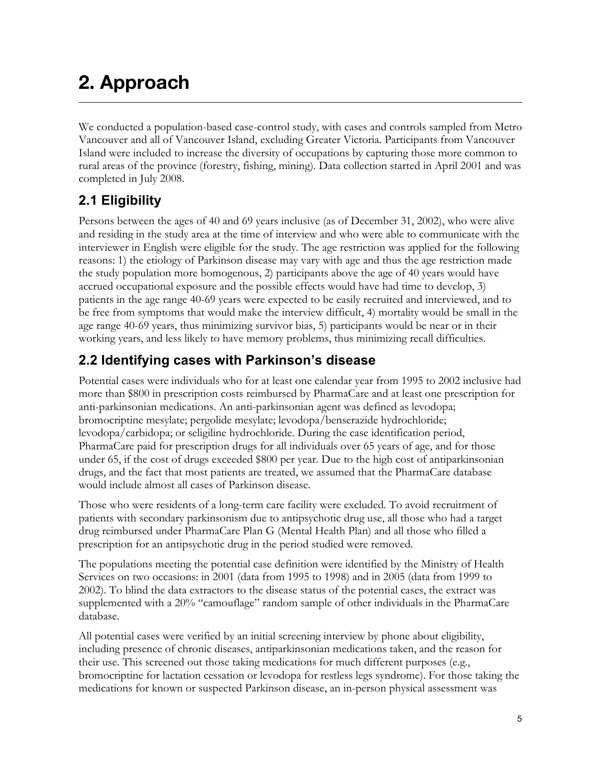# 2. Approach

We conducted a population-based case-control study, with cases and controls sampled from Metro Vancouver and all of Vancouver Island, excluding Greater Victoria. Participants from Vancouver Island were included to increase the diversity of occupations by capturing those more common to rural areas of the province (forestry, fishing, mining). Data collection started in April 2001 and was completed in July 2008.

## 2.1 Eligibility

Persons between the ages of 40 and 69 years inclusive (as of December 31, 2002), who were alive and residing in the study area at the time of interview and who were able to communicate with the interviewer in English were eligible for the study. The age restriction was applied for the following reasons: 1) the etiology of Parkinson disease may vary with age and thus the age restriction made the study population more homogenous, 2) participants above the age of 40 years would have accrued occupational exposure and the possible effects would have had time to develop, 3) patients in the age range 40-69 years were expected to be easily recruited and interviewed, and to be free from symptoms that would make the interview difficult, 4) mortality would be small in the age range 40-69 years, thus minimizing survivor bias, 5) participants would be near or in their working years, and less likely to have memory problems, thus minimizing recall difficulties.

## 2.2 Identifying cases with Parkinson's disease

Potential cases were individuals who for at least one calendar year from 1995 to 2002 inclusive had more than $800 in prescription costs reimbursed by PharmaCare and at least one prescription for anti-parkinsonian medications. An anti-parkinsonian agent was defined as levodopa; bromocriptine mesylate; pergolide mesylate; levodopa/benserazide hydrochloride; levodopa/carbidopa; or seligiline hydrochloride. During the case identification period, PharmaCare paid for prescription drugs for all individuals over 65 years of age, and for those under 65, if the cost of drugs exceeded $800 per year. Due to the high cost of antiparkinsonian drugs, and the fact that most patients are treated, we assumed that the PharmaCare database would include almost all cases of Parkinson disease.

Those who were residents of a long-term care facility were excluded. To avoid recruitment of patients with secondary parkinsonism due to antipsychotic drug use, all those who had a target drug reimbursed under PharmaCare Plan G (Mental Health Plan) and all those who filled a prescription for an antipsychotic drug in the period studied were removed.

The populations meeting the potential case definition were identified by the Ministry of Health Services on two occasions: in 2001 (data from 1995 to 1998) and in 2005 (data from 1999 to 2002). To blind the data extractors to the disease status of the potential cases, the extract was supplemented with a 20% "camouflage" random sample of other individuals in the PharmaCare database.

All potential cases were verified by an initial screening interview by phone about eligibility, including presence of chronic diseases, antiparkinsonian medications taken, and the reason for their use. This screened out those taking medications for much different purposes (e.g., bromocriptine for lactation cessation or levodopa for restless legs syndrome). For those taking the medications for known or suspected Parkinson disease, an in-person physical assessment was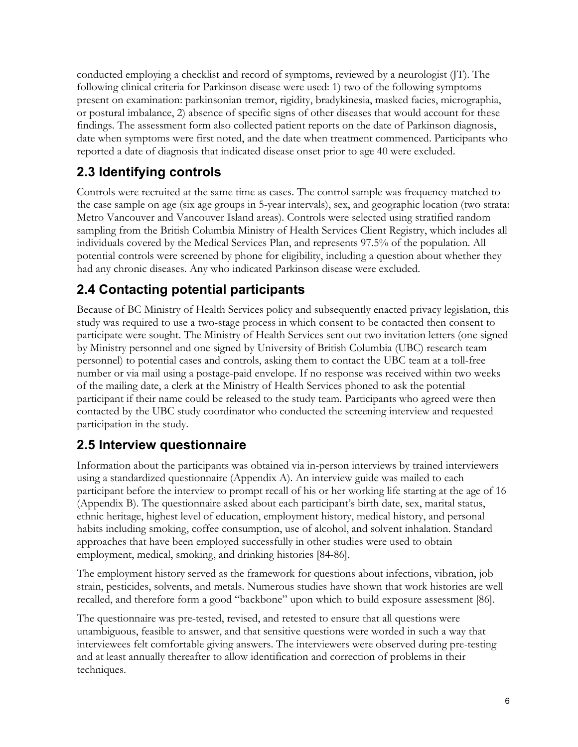conducted employing a checklist and record of symptoms, reviewed by a neurologist (JT). The following clinical criteria for Parkinson disease were used: 1) two of the following symptoms present on examination: parkinsonian tremor, rigidity, bradykinesia, masked facies, micrographia, or postural imbalance, 2) absence of specific signs of other diseases that would account for these findings. The assessment form also collected patient reports on the date of Parkinson diagnosis, date when symptoms were first noted, and the date when treatment commenced. Participants who reported a date of diagnosis that indicated disease onset prior to age 40 were excluded.

## 2.3 Identifying controls

Controls were recruited at the same time as cases. The control sample was frequency-matched to the case sample on age (six age groups in 5-year intervals), sex, and geographic location (two strata: Metro Vancouver and Vancouver Island areas). Controls were selected using stratified random sampling from the British Columbia Ministry of Health Services Client Registry, which includes all individuals covered by the Medical Services Plan, and represents 97.5% of the population. All potential controls were screened by phone for eligibility, including a question about whether they had any chronic diseases. Any who indicated Parkinson disease were excluded.

## 2.4 Contacting potential participants

Because of BC Ministry of Health Services policy and subsequently enacted privacy legislation, this study was required to use a two-stage process in which consent to be contacted then consent to participate were sought. The Ministry of Health Services sent out two invitation letters (one signed by Ministry personnel and one signed by University of British Columbia (UBC) research team personnel) to potential cases and controls, asking them to contact the UBC team at a toll-free number or via mail using a postage-paid envelope. If no response was received within two weeks of the mailing date, a clerk at the Ministry of Health Services phoned to ask the potential participant if their name could be released to the study team. Participants who agreed were then contacted by the UBC study coordinator who conducted the screening interview and requested participation in the study.

## 2.5 Interview questionnaire

Information about the participants was obtained via in-person interviews by trained interviewers using a standardized questionnaire (Appendix A). An interview guide was mailed to each participant before the interview to prompt recall of his or her working life starting at the age of 16 (Appendix B). The questionnaire asked about each participant's birth date, sex, marital status, ethnic heritage, highest level of education, employment history, medical history, and personal habits including smoking, coffee consumption, use of alcohol, and solvent inhalation. Standard approaches that have been employed successfully in other studies were used to obtain employment, medical, smoking, and drinking histories [84-86].

The employment history served as the framework for questions about infections, vibration, job strain, pesticides, solvents, and metals. Numerous studies have shown that work histories are well recalled, and therefore form a good "backbone" upon which to build exposure assessment [86].

The questionnaire was pre-tested, revised, and retested to ensure that all questions were unambiguous, feasible to answer, and that sensitive questions were worded in such a way that interviewees felt comfortable giving answers. The interviewers were observed during pre-testing and at least annually thereafter to allow identification and correction of problems in their techniques.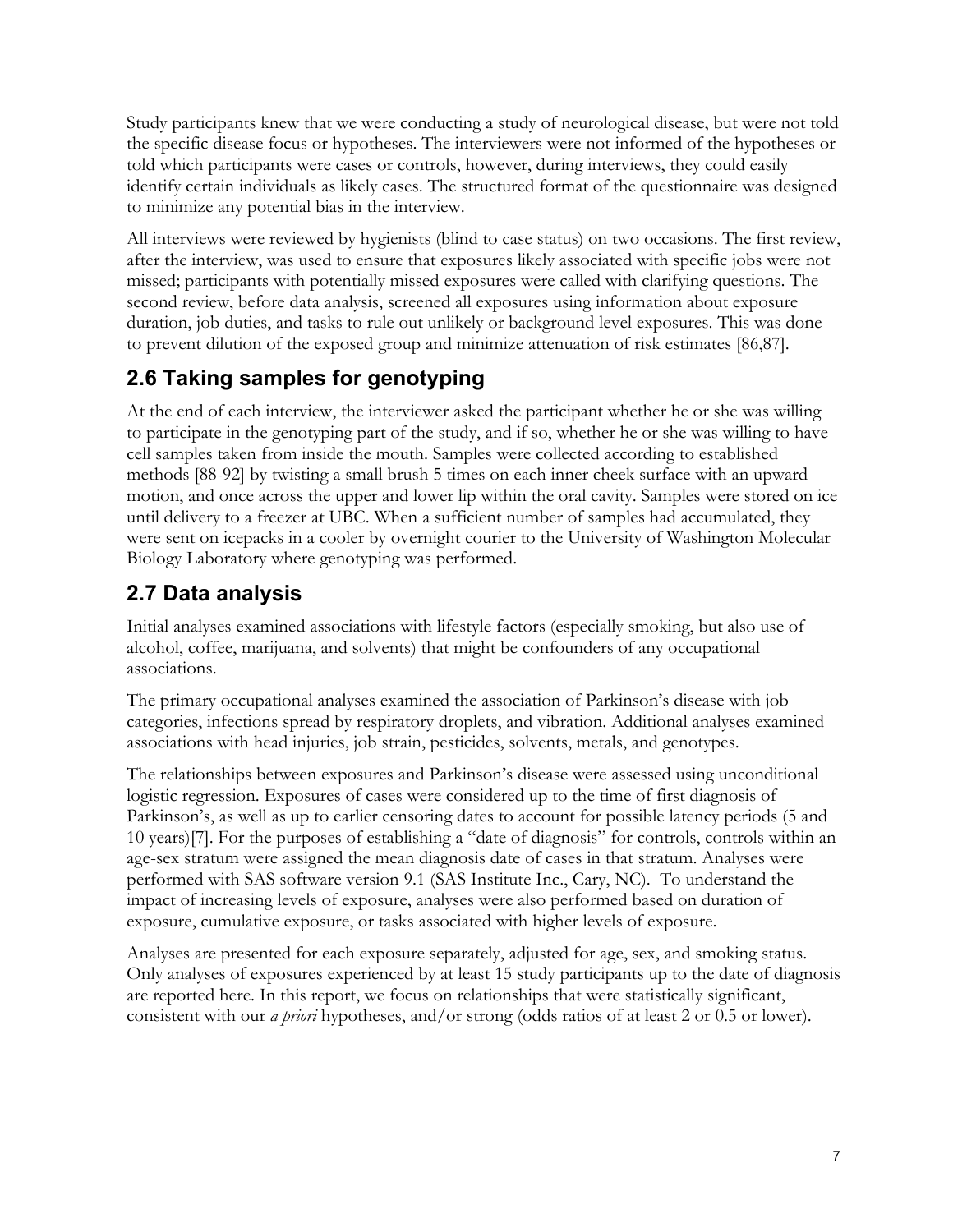Study participants knew that we were conducting a study of neurological disease, but were not told the specific disease focus or hypotheses. The interviewers were not informed of the hypotheses or told which participants were cases or controls, however, during interviews, they could easily identify certain individuals as likely cases. The structured format of the questionnaire was designed to minimize any potential bias in the interview.

All interviews were reviewed by hygienists (blind to case status) on two occasions. The first review, after the interview, was used to ensure that exposures likely associated with specific jobs were not missed; participants with potentially missed exposures were called with clarifying questions. The second review, before data analysis, screened all exposures using information about exposure duration, job duties, and tasks to rule out unlikely or background level exposures. This was done to prevent dilution of the exposed group and minimize attenuation of risk estimates [86,87].

## 2.6 Taking samples for genotyping

At the end of each interview, the interviewer asked the participant whether he or she was willing to participate in the genotyping part of the study, and if so, whether he or she was willing to have cell samples taken from inside the mouth. Samples were collected according to established methods [88-92] by twisting a small brush 5 times on each inner cheek surface with an upward motion, and once across the upper and lower lip within the oral cavity. Samples were stored on ice until delivery to a freezer at UBC. When a sufficient number of samples had accumulated, they were sent on icepacks in a cooler by overnight courier to the University of Washington Molecular Biology Laboratory where genotyping was performed.

## 2.7 Data analysis

Initial analyses examined associations with lifestyle factors (especially smoking, but also use of alcohol, coffee, marijuana, and solvents) that might be confounders of any occupational associations.

The primary occupational analyses examined the association of Parkinson's disease with job categories, infections spread by respiratory droplets, and vibration. Additional analyses examined associations with head injuries, job strain, pesticides, solvents, metals, and genotypes.

The relationships between exposures and Parkinson's disease were assessed using unconditional logistic regression. Exposures of cases were considered up to the time of first diagnosis of Parkinson's, as well as up to earlier censoring dates to account for possible latency periods (5 and 10 years)[7]. For the purposes of establishing a "date of diagnosis" for controls, controls within an age-sex stratum were assigned the mean diagnosis date of cases in that stratum. Analyses were performed with SAS software version 9.1 (SAS Institute Inc., Cary, NC). To understand the impact of increasing levels of exposure, analyses were also performed based on duration of exposure, cumulative exposure, or tasks associated with higher levels of exposure.

Analyses are presented for each exposure separately, adjusted for age, sex, and smoking status. Only analyses of exposures experienced by at least 15 study participants up to the date of diagnosis are reported here. In this report, we focus on relationships that were statistically significant, consistent with our *a priori* hypotheses, and/or strong (odds ratios of at least 2 or 0.5 or lower).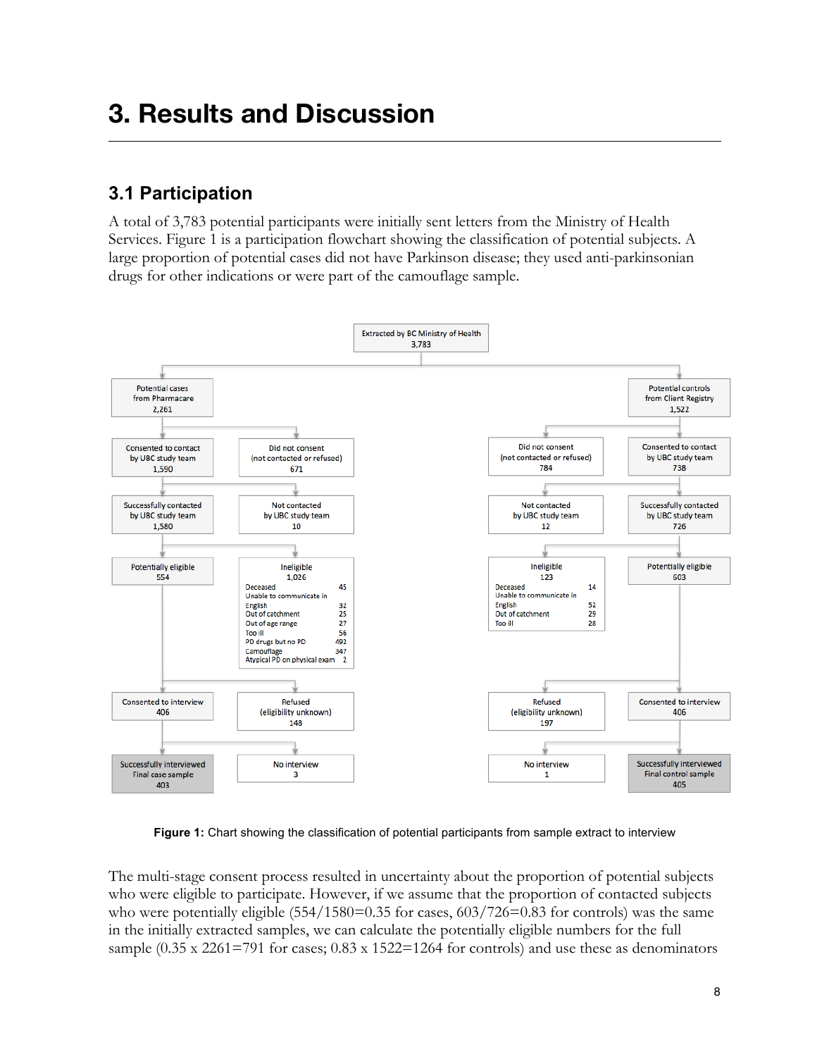# 3. Results and Discussion

## 3.1 Participation

A total of 3,783 potential participants were initially sent letters from the Ministry of Health Services. Figure 1 is a participation flowchart showing the classification of potential subjects. A large proportion of potential cases did not have Parkinson disease; they used anti-parkinsonian drugs for other indications or were part of the camouflage sample.

Extracted by BC Ministry of Health
3,783

| Cases | | Controls | |
|---|---|---|---|
| Potential cases from Pharmacare 2,261 | | Potential controls from Client Registry 1,522 | |
| Consented to contact by UBC study team 1,590 | Did not consent (not contacted or refused) 671 | Consented to contact by UBC study team 738 | Did not consent (not contacted or refused) 784 |
| Successfully contacted by UBC study team 1,580 | Not contacted by UBC study team 10 | Successfully contacted by UBC study team 726 | Not contacted by UBC study team 12 |
| Potentially eligible 554 | Ineligible 1,026 | Potentially eligible 603 | Ineligible 123 |
| Consented to interview 406 | Refused (eligibility unknown) 148 | Consented to interview 406 | Refused (eligibility unknown) 197 |
| Successfully interviewed Final case sample 403 | No interview 3 | Successfully interviewed Final control sample 405 | No interview 1 |

| Ineligible (cases) | 1,026 |
|---|---|
| Deceased | 45 |
| Unable to communicate in English | 32 |
| Out of catchment | 25 |
| Out of age range | 27 |
| Too ill | 56 |
| PD drugs but no PD | 492 |
| Camouflage | 347 |
| Atypical PD on physical exam | 2 |

| Ineligible (controls) | 123 |
|---|---|
| Deceased | 14 |
| Unable to communicate in English | 52 |
| Out of catchment | 29 |
| Too ill | 28 |

**Figure 1:** Chart showing the classification of potential participants from sample extract to interview

The multi-stage consent process resulted in uncertainty about the proportion of potential subjects who were eligible to participate. However, if we assume that the proportion of contacted subjects who were potentially eligible (554/1580=0.35 for cases, 603/726=0.83 for controls) was the same in the initially extracted samples, we can calculate the potentially eligible numbers for the full sample (0.35 x 2261=791 for cases; 0.83 x 1522=1264 for controls) and use these as denominators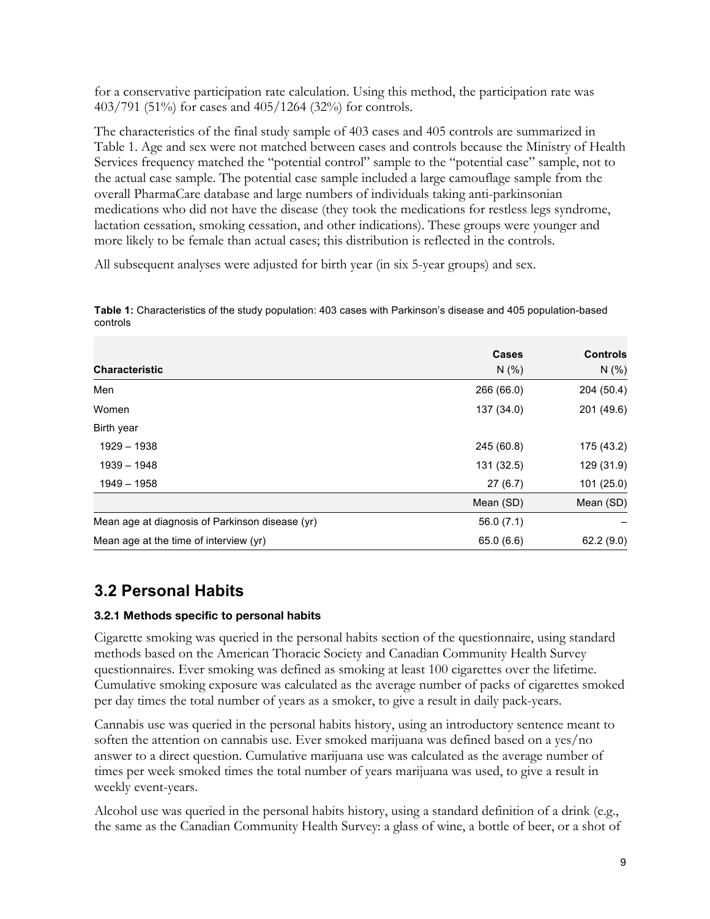for a conservative participation rate calculation. Using this method, the participation rate was 403/791 (51%) for cases and 405/1264 (32%) for controls.

The characteristics of the final study sample of 403 cases and 405 controls are summarized in Table 1. Age and sex were not matched between cases and controls because the Ministry of Health Services frequency matched the "potential control" sample to the "potential case" sample, not to the actual case sample. The potential case sample included a large camouflage sample from the overall PharmaCare database and large numbers of individuals taking anti-parkinsonian medications who did not have the disease (they took the medications for restless legs syndrome, lactation cessation, smoking cessation, and other indications). These groups were younger and more likely to be female than actual cases; this distribution is reflected in the controls.

All subsequent analyses were adjusted for birth year (in six 5-year groups) and sex.

**Table 1:** Characteristics of the study population: 403 cases with Parkinson's disease and 405 population-based controls

| Characteristic | Cases N (%) | Controls N (%) |
|---|---|---|
| Men | 266 (66.0) | 204 (50.4) |
| Women | 137 (34.0) | 201 (49.6) |
| Birth year | | |
| 1929 – 1938 | 245 (60.8) | 175 (43.2) |
| 1939 – 1948 | 131 (32.5) | 129 (31.9) |
| 1949 – 1958 | 27 (6.7) | 101 (25.0) |
| | Mean (SD) | Mean (SD) |
| Mean age at diagnosis of Parkinson disease (yr) | 56.0 (7.1) | – |
| Mean age at the time of interview (yr) | 65.0 (6.6) | 62.2 (9.0) |

## 3.2 Personal Habits

### 3.2.1 Methods specific to personal habits

Cigarette smoking was queried in the personal habits section of the questionnaire, using standard methods based on the American Thoracic Society and Canadian Community Health Survey questionnaires. Ever smoking was defined as smoking at least 100 cigarettes over the lifetime. Cumulative smoking exposure was calculated as the average number of packs of cigarettes smoked per day times the total number of years as a smoker, to give a result in daily pack-years.

Cannabis use was queried in the personal habits history, using an introductory sentence meant to soften the attention on cannabis use. Ever smoked marijuana was defined based on a yes/no answer to a direct question. Cumulative marijuana use was calculated as the average number of times per week smoked times the total number of years marijuana was used, to give a result in weekly event-years.

Alcohol use was queried in the personal habits history, using a standard definition of a drink (e.g., the same as the Canadian Community Health Survey: a glass of wine, a bottle of beer, or a shot of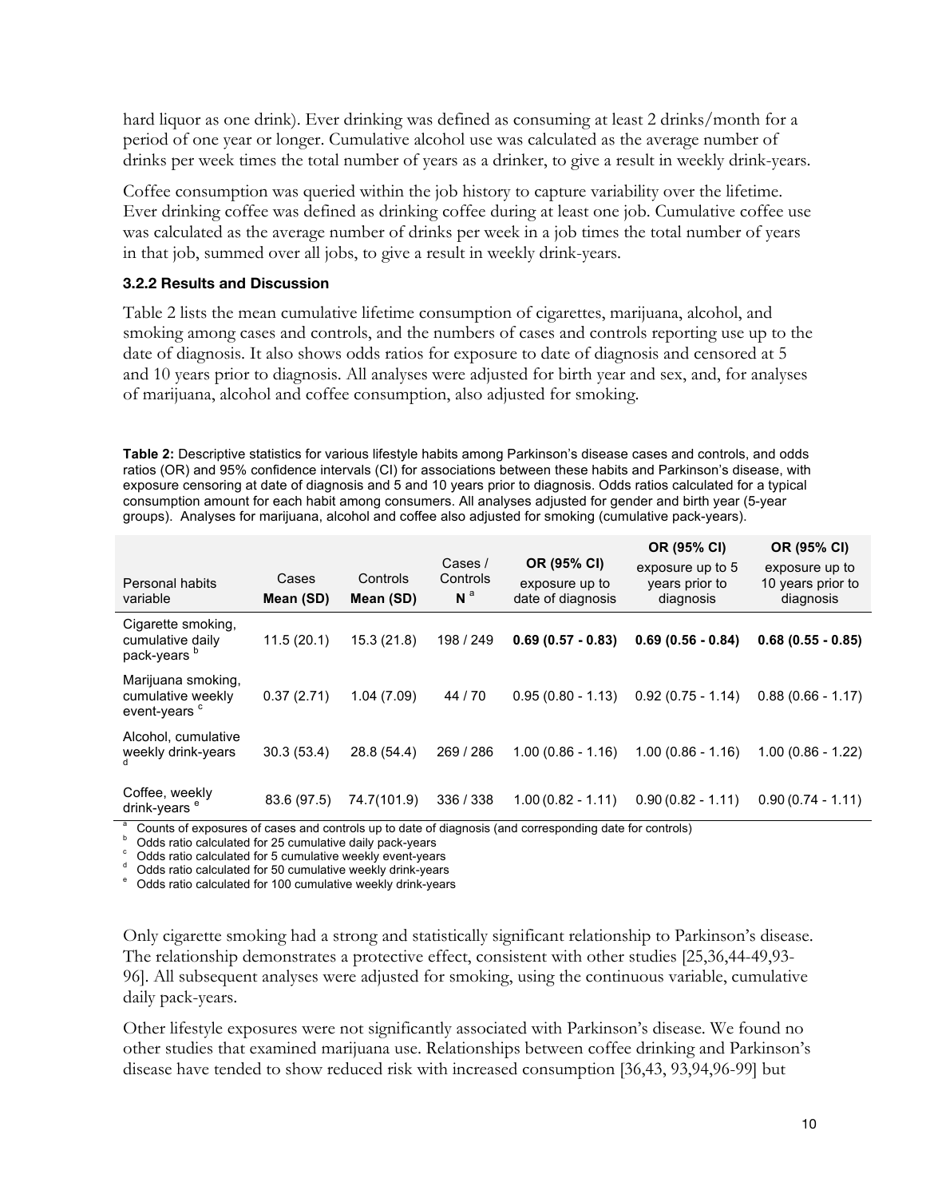hard liquor as one drink). Ever drinking was defined as consuming at least 2 drinks/month for a period of one year or longer. Cumulative alcohol use was calculated as the average number of drinks per week times the total number of years as a drinker, to give a result in weekly drink-years.

Coffee consumption was queried within the job history to capture variability over the lifetime. Ever drinking coffee was defined as drinking coffee during at least one job. Cumulative coffee use was calculated as the average number of drinks per week in a job times the total number of years in that job, summed over all jobs, to give a result in weekly drink-years.

### 3.2.2 Results and Discussion

Table 2 lists the mean cumulative lifetime consumption of cigarettes, marijuana, alcohol, and smoking among cases and controls, and the numbers of cases and controls reporting use up to the date of diagnosis. It also shows odds ratios for exposure to date of diagnosis and censored at 5 and 10 years prior to diagnosis. All analyses were adjusted for birth year and sex, and, for analyses of marijuana, alcohol and coffee consumption, also adjusted for smoking.

**Table 2:** Descriptive statistics for various lifestyle habits among Parkinson's disease cases and controls, and odds ratios (OR) and 95% confidence intervals (CI) for associations between these habits and Parkinson's disease, with exposure censoring at date of diagnosis and 5 and 10 years prior to diagnosis. Odds ratios calculated for a typical consumption amount for each habit among consumers. All analyses adjusted for gender and birth year (5-year groups). Analyses for marijuana, alcohol and coffee also adjusted for smoking (cumulative pack-years).

| Personal habits variable | Cases Mean (SD) | Controls Mean (SD) | Cases / Controls N [a] | OR (95% CI) exposure up to date of diagnosis | OR (95% CI) exposure up to 5 years prior to diagnosis | OR (95% CI) exposure up to 10 years prior to diagnosis |
|---|---|---|---|---|---|---|
| Cigarette smoking, cumulative daily pack-years [b] | 11.5 (20.1) | 15.3 (21.8) | 198 / 249 | **0.69 (0.57 - 0.83)** | **0.69 (0.56 - 0.84)** | **0.68 (0.55 - 0.85)** |
| Marijuana smoking, cumulative weekly event-years [c] | 0.37 (2.71) | 1.04 (7.09) | 44 / 70 | 0.95 (0.80 - 1.13) | 0.92 (0.75 - 1.14) | 0.88 (0.66 - 1.17) |
| Alcohol, cumulative weekly drink-years [d] | 30.3 (53.4) | 28.8 (54.4) | 269 / 286 | 1.00 (0.86 - 1.16) | 1.00 (0.86 - 1.16) | 1.00 (0.86 - 1.22) |
| Coffee, weekly drink-years [e] | 83.6 (97.5) | 74.7(101.9) | 336 / 338 | 1.00 (0.82 - 1.11) | 0.90 (0.82 - 1.11) | 0.90 (0.74 - 1.11) |

[a] Counts of exposures of cases and controls up to date of diagnosis (and corresponding date for controls)
[b] Odds ratio calculated for 25 cumulative daily pack-years
[c] Odds ratio calculated for 5 cumulative weekly event-years
[d] Odds ratio calculated for 50 cumulative weekly drink-years
[e] Odds ratio calculated for 100 cumulative weekly drink-years

Only cigarette smoking had a strong and statistically significant relationship to Parkinson's disease. The relationship demonstrates a protective effect, consistent with other studies [25,36,44-49,93-96]. All subsequent analyses were adjusted for smoking, using the continuous variable, cumulative daily pack-years.

Other lifestyle exposures were not significantly associated with Parkinson's disease. We found no other studies that examined marijuana use. Relationships between coffee drinking and Parkinson's disease have tended to show reduced risk with increased consumption [36,43, 93,94,96-99] but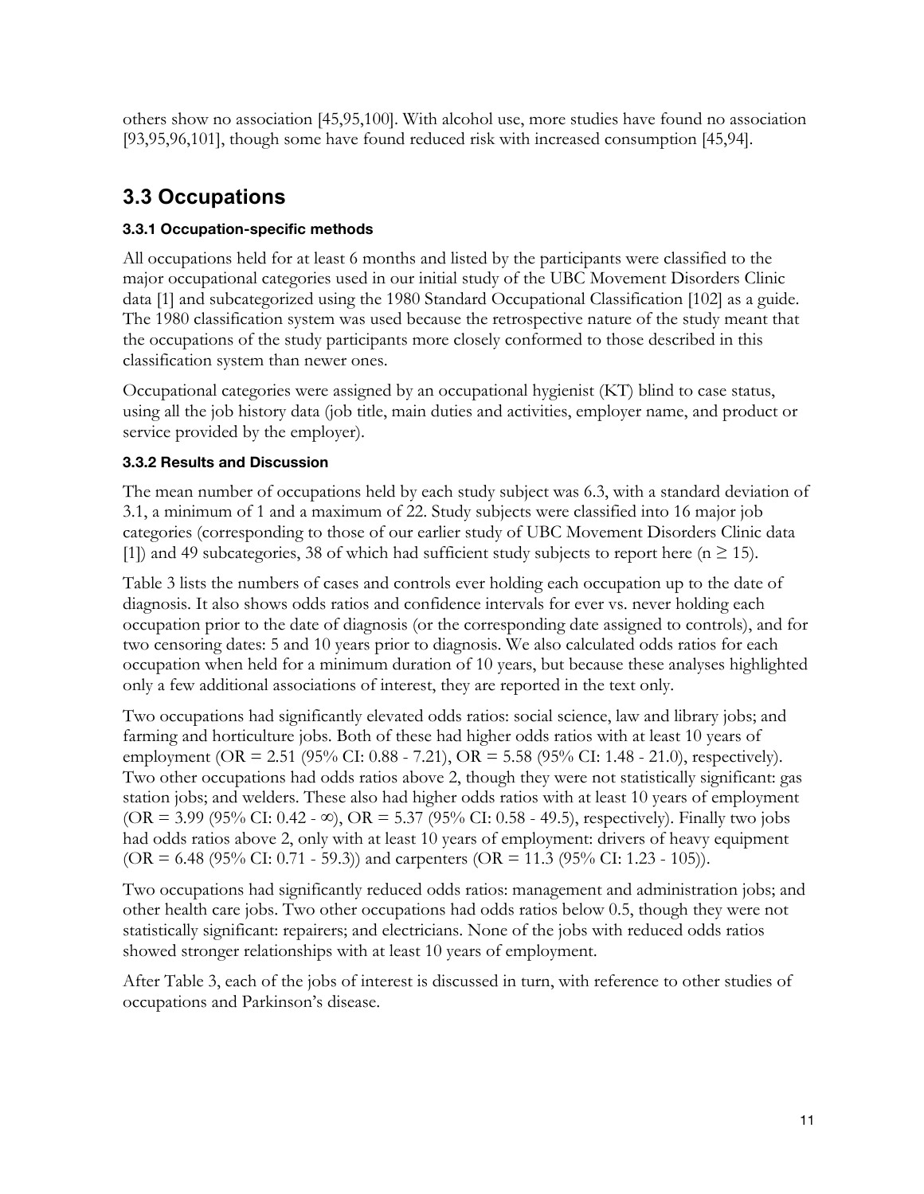others show no association [45,95,100]. With alcohol use, more studies have found no association [93,95,96,101], though some have found reduced risk with increased consumption [45,94].

## 3.3 Occupations

### 3.3.1 Occupation-specific methods

All occupations held for at least 6 months and listed by the participants were classified to the major occupational categories used in our initial study of the UBC Movement Disorders Clinic data [1] and subcategorized using the 1980 Standard Occupational Classification [102] as a guide. The 1980 classification system was used because the retrospective nature of the study meant that the occupations of the study participants more closely conformed to those described in this classification system than newer ones.

Occupational categories were assigned by an occupational hygienist (KT) blind to case status, using all the job history data (job title, main duties and activities, employer name, and product or service provided by the employer).

### 3.3.2 Results and Discussion

The mean number of occupations held by each study subject was 6.3, with a standard deviation of 3.1, a minimum of 1 and a maximum of 22. Study subjects were classified into 16 major job categories (corresponding to those of our earlier study of UBC Movement Disorders Clinic data [1]) and 49 subcategories, 38 of which had sufficient study subjects to report here ($n \geq 15$).

Table 3 lists the numbers of cases and controls ever holding each occupation up to the date of diagnosis. It also shows odds ratios and confidence intervals for ever vs. never holding each occupation prior to the date of diagnosis (or the corresponding date assigned to controls), and for two censoring dates: 5 and 10 years prior to diagnosis. We also calculated odds ratios for each occupation when held for a minimum duration of 10 years, but because these analyses highlighted only a few additional associations of interest, they are reported in the text only.

Two occupations had significantly elevated odds ratios: social science, law and library jobs; and farming and horticulture jobs. Both of these had higher odds ratios with at least 10 years of employment (OR = 2.51 (95% CI: 0.88 - 7.21), OR = 5.58 (95% CI: 1.48 - 21.0), respectively). Two other occupations had odds ratios above 2, though they were not statistically significant: gas station jobs; and welders. These also had higher odds ratios with at least 10 years of employment (OR = 3.99 (95% CI: 0.42 - $\infty$), OR = 5.37 (95% CI: 0.58 - 49.5), respectively). Finally two jobs had odds ratios above 2, only with at least 10 years of employment: drivers of heavy equipment (OR = 6.48 (95% CI: 0.71 - 59.3)) and carpenters (OR = 11.3 (95% CI: 1.23 - 105)).

Two occupations had significantly reduced odds ratios: management and administration jobs; and other health care jobs. Two other occupations had odds ratios below 0.5, though they were not statistically significant: repairers; and electricians. None of the jobs with reduced odds ratios showed stronger relationships with at least 10 years of employment.

After Table 3, each of the jobs of interest is discussed in turn, with reference to other studies of occupations and Parkinson's disease.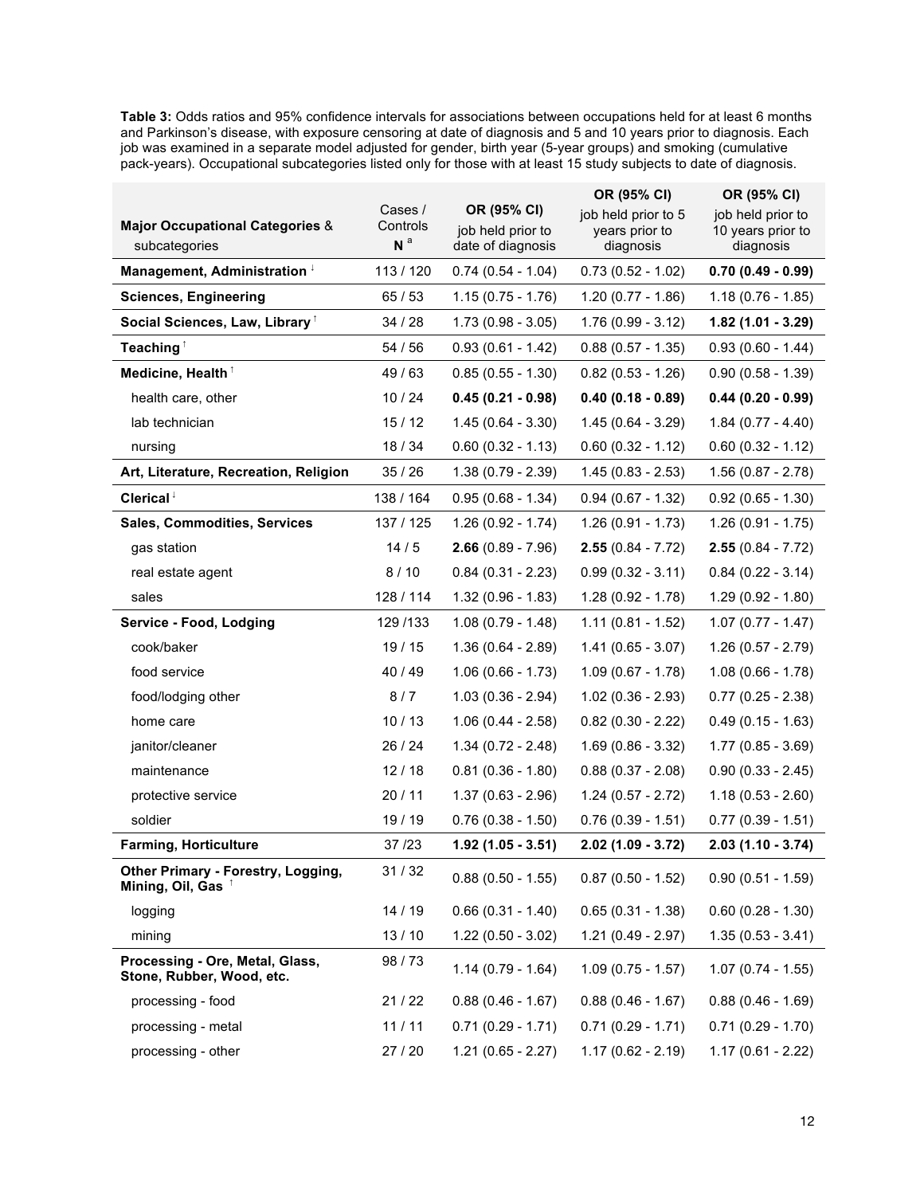**Table 3:** Odds ratios and 95% confidence intervals for associations between occupations held for at least 6 months and Parkinson's disease, with exposure censoring at date of diagnosis and 5 and 10 years prior to diagnosis. Each job was examined in a separate model adjusted for gender, birth year (5-year groups) and smoking (cumulative pack-years). Occupational subcategories listed only for those with at least 15 study subjects to date of diagnosis.

| **Major Occupational Categories** & subcategories | Cases / Controls **N** [a] | **OR (95% CI)** job held prior to date of diagnosis | **OR (95% CI)** job held prior to 5 years prior to diagnosis | **OR (95% CI)** job held prior to 10 years prior to diagnosis |
|---|---|---|---|---|
| **Management, Administration** ↓ | 113 / 120 | 0.74 (0.54 - 1.04) | 0.73 (0.52 - 1.02) | **0.70 (0.49 - 0.99)** |
| **Sciences, Engineering** | 65 / 53 | 1.15 (0.75 - 1.76) | 1.20 (0.77 - 1.86) | 1.18 (0.76 - 1.85) |
| **Social Sciences, Law, Library** ↑ | 34 / 28 | 1.73 (0.98 - 3.05) | 1.76 (0.99 - 3.12) | **1.82 (1.01 - 3.29)** |
| **Teaching** ↑ | 54 / 56 | 0.93 (0.61 - 1.42) | 0.88 (0.57 - 1.35) | 0.93 (0.60 - 1.44) |
| **Medicine, Health** ↑ | 49 / 63 | 0.85 (0.55 - 1.30) | 0.82 (0.53 - 1.26) | 0.90 (0.58 - 1.39) |
| health care, other | 10 / 24 | **0.45 (0.21 - 0.98)** | **0.40 (0.18 - 0.89)** | **0.44 (0.20 - 0.99)** |
| lab technician | 15 / 12 | 1.45 (0.64 - 3.30) | 1.45 (0.64 - 3.29) | 1.84 (0.77 - 4.40) |
| nursing | 18 / 34 | 0.60 (0.32 - 1.13) | 0.60 (0.32 - 1.12) | 0.60 (0.32 - 1.12) |
| **Art, Literature, Recreation, Religion** | 35 / 26 | 1.38 (0.79 - 2.39) | 1.45 (0.83 - 2.53) | 1.56 (0.87 - 2.78) |
| **Clerical** ↓ | 138 / 164 | 0.95 (0.68 - 1.34) | 0.94 (0.67 - 1.32) | 0.92 (0.65 - 1.30) |
| **Sales, Commodities, Services** | 137 / 125 | 1.26 (0.92 - 1.74) | 1.26 (0.91 - 1.73) | 1.26 (0.91 - 1.75) |
| gas station | 14 / 5 | **2.66** (0.89 - 7.96) | **2.55** (0.84 - 7.72) | **2.55** (0.84 - 7.72) |
| real estate agent | 8 / 10 | 0.84 (0.31 - 2.23) | 0.99 (0.32 - 3.11) | 0.84 (0.22 - 3.14) |
| sales | 128 / 114 | 1.32 (0.96 - 1.83) | 1.28 (0.92 - 1.78) | 1.29 (0.92 - 1.80) |
| **Service - Food, Lodging** | 129 /133 | 1.08 (0.79 - 1.48) | 1.11 (0.81 - 1.52) | 1.07 (0.77 - 1.47) |
| cook/baker | 19 / 15 | 1.36 (0.64 - 2.89) | 1.41 (0.65 - 3.07) | 1.26 (0.57 - 2.79) |
| food service | 40 / 49 | 1.06 (0.66 - 1.73) | 1.09 (0.67 - 1.78) | 1.08 (0.66 - 1.78) |
| food/lodging other | 8 / 7 | 1.03 (0.36 - 2.94) | 1.02 (0.36 - 2.93) | 0.77 (0.25 - 2.38) |
| home care | 10 / 13 | 1.06 (0.44 - 2.58) | 0.82 (0.30 - 2.22) | 0.49 (0.15 - 1.63) |
| janitor/cleaner | 26 / 24 | 1.34 (0.72 - 2.48) | 1.69 (0.86 - 3.32) | 1.77 (0.85 - 3.69) |
| maintenance | 12 / 18 | 0.81 (0.36 - 1.80) | 0.88 (0.37 - 2.08) | 0.90 (0.33 - 2.45) |
| protective service | 20 / 11 | 1.37 (0.63 - 2.96) | 1.24 (0.57 - 2.72) | 1.18 (0.53 - 2.60) |
| soldier | 19 / 19 | 0.76 (0.38 - 1.50) | 0.76 (0.39 - 1.51) | 0.77 (0.39 - 1.51) |
| **Farming, Horticulture** | 37 /23 | **1.92 (1.05 - 3.51)** | **2.02 (1.09 - 3.72)** | **2.03 (1.10 - 3.74)** |
| **Other Primary - Forestry, Logging, Mining, Oil, Gas** ↑ | 31 / 32 | 0.88 (0.50 - 1.55) | 0.87 (0.50 - 1.52) | 0.90 (0.51 - 1.59) |
| logging | 14 / 19 | 0.66 (0.31 - 1.40) | 0.65 (0.31 - 1.38) | 0.60 (0.28 - 1.30) |
| mining | 13 / 10 | 1.22 (0.50 - 3.02) | 1.21 (0.49 - 2.97) | 1.35 (0.53 - 3.41) |
| **Processing - Ore, Metal, Glass, Stone, Rubber, Wood, etc.** | 98 / 73 | 1.14 (0.79 - 1.64) | 1.09 (0.75 - 1.57) | 1.07 (0.74 - 1.55) |
| processing - food | 21 / 22 | 0.88 (0.46 - 1.67) | 0.88 (0.46 - 1.67) | 0.88 (0.46 - 1.69) |
| processing - metal | 11 / 11 | 0.71 (0.29 - 1.71) | 0.71 (0.29 - 1.71) | 0.71 (0.29 - 1.70) |
| processing - other | 27 / 20 | 1.21 (0.65 - 2.27) | 1.17 (0.62 - 2.19) | 1.17 (0.61 - 2.22) |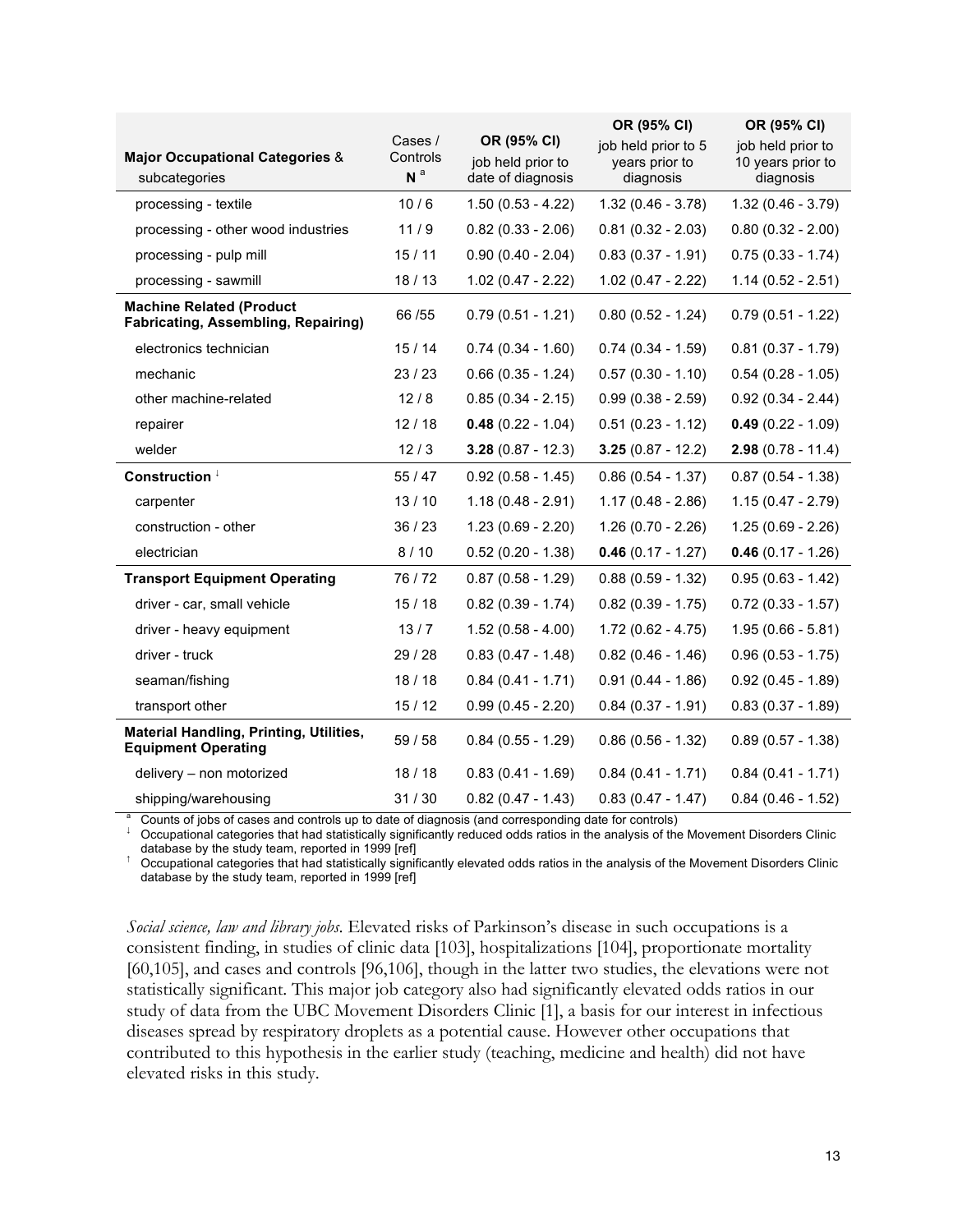| **Major Occupational Categories** & subcategories | Cases / Controls **N** [a] | **OR (95% CI)** job held prior to date of diagnosis | **OR (95% CI)** job held prior to 5 years prior to diagnosis | **OR (95% CI)** job held prior to 10 years prior to diagnosis |
|---|---|---|---|---|
| processing - textile | 10 / 6 | 1.50 (0.53 - 4.22) | 1.32 (0.46 - 3.78) | 1.32 (0.46 - 3.79) |
| processing - other wood industries | 11 / 9 | 0.82 (0.33 - 2.06) | 0.81 (0.32 - 2.03) | 0.80 (0.32 - 2.00) |
| processing - pulp mill | 15 / 11 | 0.90 (0.40 - 2.04) | 0.83 (0.37 - 1.91) | 0.75 (0.33 - 1.74) |
| processing - sawmill | 18 / 13 | 1.02 (0.47 - 2.22) | 1.02 (0.47 - 2.22) | 1.14 (0.52 - 2.51) |
| **Machine Related (Product Fabricating, Assembling, Repairing)** | 66 /55 | 0.79 (0.51 - 1.21) | 0.80 (0.52 - 1.24) | 0.79 (0.51 - 1.22) |
| electronics technician | 15 / 14 | 0.74 (0.34 - 1.60) | 0.74 (0.34 - 1.59) | 0.81 (0.37 - 1.79) |
| mechanic | 23 / 23 | 0.66 (0.35 - 1.24) | 0.57 (0.30 - 1.10) | 0.54 (0.28 - 1.05) |
| other machine-related | 12 / 8 | 0.85 (0.34 - 2.15) | 0.99 (0.38 - 2.59) | 0.92 (0.34 - 2.44) |
| repairer | 12 / 18 | **0.48** (0.22 - 1.04) | 0.51 (0.23 - 1.12) | **0.49** (0.22 - 1.09) |
| welder | 12 / 3 | **3.28** (0.87 - 12.3) | **3.25** (0.87 - 12.2) | **2.98** (0.78 - 11.4) |
| **Construction** ↓ | 55 / 47 | 0.92 (0.58 - 1.45) | 0.86 (0.54 - 1.37) | 0.87 (0.54 - 1.38) |
| carpenter | 13 / 10 | 1.18 (0.48 - 2.91) | 1.17 (0.48 - 2.86) | 1.15 (0.47 - 2.79) |
| construction - other | 36 / 23 | 1.23 (0.69 - 2.20) | 1.26 (0.70 - 2.26) | 1.25 (0.69 - 2.26) |
| electrician | 8 / 10 | 0.52 (0.20 - 1.38) | **0.46** (0.17 - 1.27) | **0.46** (0.17 - 1.26) |
| **Transport Equipment Operating** | 76 / 72 | 0.87 (0.58 - 1.29) | 0.88 (0.59 - 1.32) | 0.95 (0.63 - 1.42) |
| driver - car, small vehicle | 15 / 18 | 0.82 (0.39 - 1.74) | 0.82 (0.39 - 1.75) | 0.72 (0.33 - 1.57) |
| driver - heavy equipment | 13 / 7 | 1.52 (0.58 - 4.00) | 1.72 (0.62 - 4.75) | 1.95 (0.66 - 5.81) |
| driver - truck | 29 / 28 | 0.83 (0.47 - 1.48) | 0.82 (0.46 - 1.46) | 0.96 (0.53 - 1.75) |
| seaman/fishing | 18 / 18 | 0.84 (0.41 - 1.71) | 0.91 (0.44 - 1.86) | 0.92 (0.45 - 1.89) |
| transport other | 15 / 12 | 0.99 (0.45 - 2.20) | 0.84 (0.37 - 1.91) | 0.83 (0.37 - 1.89) |
| **Material Handling, Printing, Utilities, Equipment Operating** | 59 / 58 | 0.84 (0.55 - 1.29) | 0.86 (0.56 - 1.32) | 0.89 (0.57 - 1.38) |
| delivery – non motorized | 18 / 18 | 0.83 (0.41 - 1.69) | 0.84 (0.41 - 1.71) | 0.84 (0.41 - 1.71) |
| shipping/warehousing | 31 / 30 | 0.82 (0.47 - 1.43) | 0.83 (0.47 - 1.47) | 0.84 (0.46 - 1.52) |

[a] Counts of jobs of cases and controls up to date of diagnosis (and corresponding date for controls)
↓ Occupational categories that had statistically significantly reduced odds ratios in the analysis of the Movement Disorders Clinic database by the study team, reported in 1999 [ref]
↑ Occupational categories that had statistically significantly elevated odds ratios in the analysis of the Movement Disorders Clinic database by the study team, reported in 1999 [ref]

*Social science, law and library jobs*. Elevated risks of Parkinson's disease in such occupations is a consistent finding, in studies of clinic data [103], hospitalizations [104], proportionate mortality [60,105], and cases and controls [96,106], though in the latter two studies, the elevations were not statistically significant. This major job category also had significantly elevated odds ratios in our study of data from the UBC Movement Disorders Clinic [1], a basis for our interest in infectious diseases spread by respiratory droplets as a potential cause. However other occupations that contributed to this hypothesis in the earlier study (teaching, medicine and health) did not have elevated risks in this study.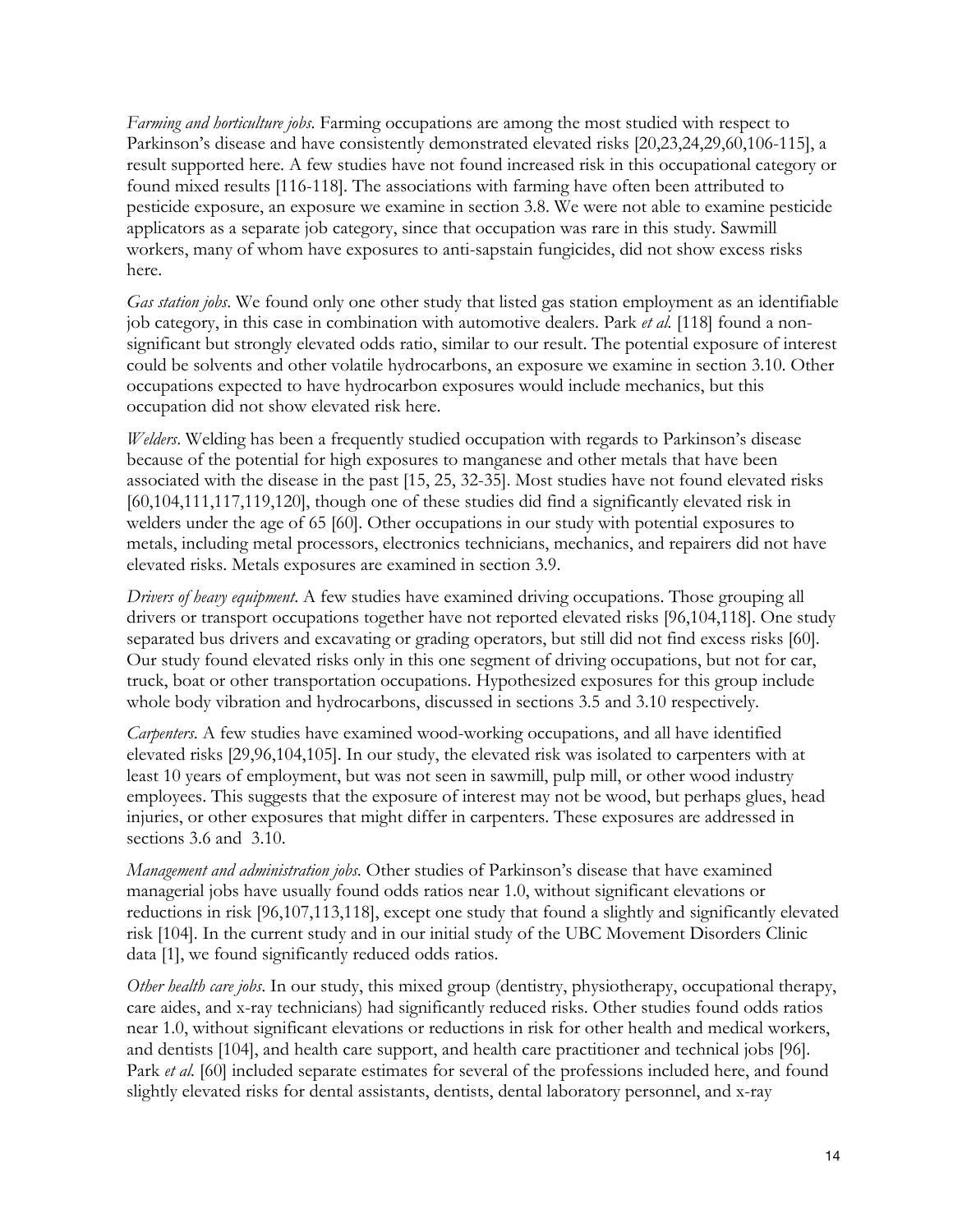*Farming and horticulture jobs*. Farming occupations are among the most studied with respect to Parkinson's disease and have consistently demonstrated elevated risks [20,23,24,29,60,106-115], a result supported here. A few studies have not found increased risk in this occupational category or found mixed results [116-118]. The associations with farming have often been attributed to pesticide exposure, an exposure we examine in section 3.8. We were not able to examine pesticide applicators as a separate job category, since that occupation was rare in this study. Sawmill workers, many of whom have exposures to anti-sapstain fungicides, did not show excess risks here.

*Gas station jobs*. We found only one other study that listed gas station employment as an identifiable job category, in this case in combination with automotive dealers. Park *et al.* [118] found a non-significant but strongly elevated odds ratio, similar to our result. The potential exposure of interest could be solvents and other volatile hydrocarbons, an exposure we examine in section 3.10. Other occupations expected to have hydrocarbon exposures would include mechanics, but this occupation did not show elevated risk here.

*Welders*. Welding has been a frequently studied occupation with regards to Parkinson's disease because of the potential for high exposures to manganese and other metals that have been associated with the disease in the past [15, 25, 32-35]. Most studies have not found elevated risks [60,104,111,117,119,120], though one of these studies did find a significantly elevated risk in welders under the age of 65 [60]. Other occupations in our study with potential exposures to metals, including metal processors, electronics technicians, mechanics, and repairers did not have elevated risks. Metals exposures are examined in section 3.9.

*Drivers of heavy equipment*. A few studies have examined driving occupations. Those grouping all drivers or transport occupations together have not reported elevated risks [96,104,118]. One study separated bus drivers and excavating or grading operators, but still did not find excess risks [60]. Our study found elevated risks only in this one segment of driving occupations, but not for car, truck, boat or other transportation occupations. Hypothesized exposures for this group include whole body vibration and hydrocarbons, discussed in sections 3.5 and 3.10 respectively.

*Carpenters*. A few studies have examined wood-working occupations, and all have identified elevated risks [29,96,104,105]. In our study, the elevated risk was isolated to carpenters with at least 10 years of employment, but was not seen in sawmill, pulp mill, or other wood industry employees. This suggests that the exposure of interest may not be wood, but perhaps glues, head injuries, or other exposures that might differ in carpenters. These exposures are addressed in sections 3.6 and 3.10.

*Management and administration jobs*. Other studies of Parkinson's disease that have examined managerial jobs have usually found odds ratios near 1.0, without significant elevations or reductions in risk [96,107,113,118], except one study that found a slightly and significantly elevated risk [104]. In the current study and in our initial study of the UBC Movement Disorders Clinic data [1], we found significantly reduced odds ratios.

*Other health care jobs*. In our study, this mixed group (dentistry, physiotherapy, occupational therapy, care aides, and x-ray technicians) had significantly reduced risks. Other studies found odds ratios near 1.0, without significant elevations or reductions in risk for other health and medical workers, and dentists [104], and health care support, and health care practitioner and technical jobs [96]. Park *et al.* [60] included separate estimates for several of the professions included here, and found slightly elevated risks for dental assistants, dentists, dental laboratory personnel, and x-ray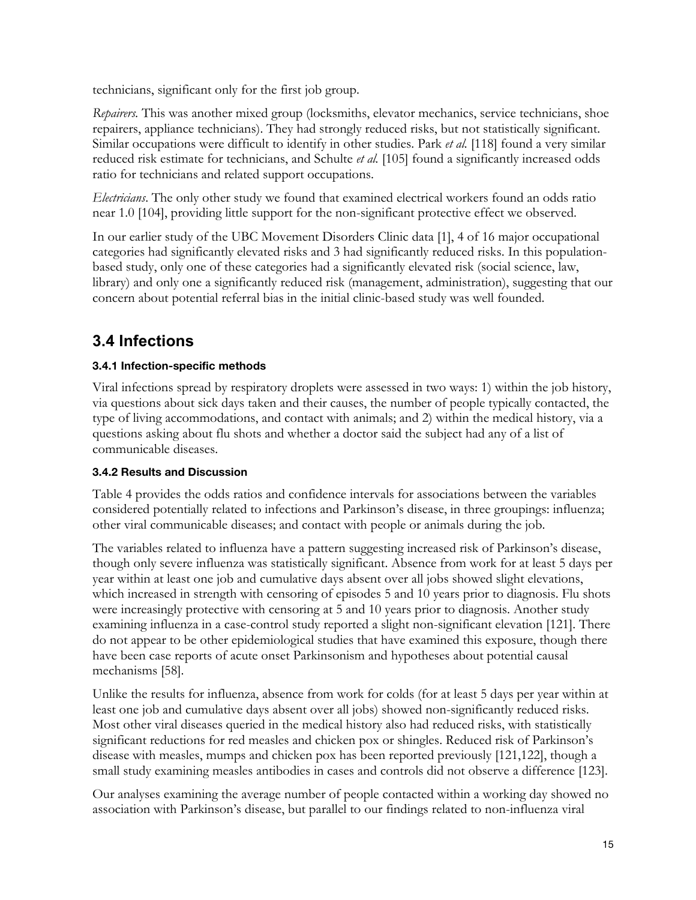technicians, significant only for the first job group.

*Repairers.* This was another mixed group (locksmiths, elevator mechanics, service technicians, shoe repairers, appliance technicians). They had strongly reduced risks, but not statistically significant. Similar occupations were difficult to identify in other studies. Park *et al.* [118] found a very similar reduced risk estimate for technicians, and Schulte *et al.* [105] found a significantly increased odds ratio for technicians and related support occupations.

*Electricians*. The only other study we found that examined electrical workers found an odds ratio near 1.0 [104], providing little support for the non-significant protective effect we observed.

In our earlier study of the UBC Movement Disorders Clinic data [1], 4 of 16 major occupational categories had significantly elevated risks and 3 had significantly reduced risks. In this population-based study, only one of these categories had a significantly elevated risk (social science, law, library) and only one a significantly reduced risk (management, administration), suggesting that our concern about potential referral bias in the initial clinic-based study was well founded.

## 3.4 Infections

### 3.4.1 Infection-specific methods

Viral infections spread by respiratory droplets were assessed in two ways: 1) within the job history, via questions about sick days taken and their causes, the number of people typically contacted, the type of living accommodations, and contact with animals; and 2) within the medical history, via a questions asking about flu shots and whether a doctor said the subject had any of a list of communicable diseases.

### 3.4.2 Results and Discussion

Table 4 provides the odds ratios and confidence intervals for associations between the variables considered potentially related to infections and Parkinson's disease, in three groupings: influenza; other viral communicable diseases; and contact with people or animals during the job.

The variables related to influenza have a pattern suggesting increased risk of Parkinson's disease, though only severe influenza was statistically significant. Absence from work for at least 5 days per year within at least one job and cumulative days absent over all jobs showed slight elevations, which increased in strength with censoring of episodes 5 and 10 years prior to diagnosis. Flu shots were increasingly protective with censoring at 5 and 10 years prior to diagnosis. Another study examining influenza in a case-control study reported a slight non-significant elevation [121]. There do not appear to be other epidemiological studies that have examined this exposure, though there have been case reports of acute onset Parkinsonism and hypotheses about potential causal mechanisms [58].

Unlike the results for influenza, absence from work for colds (for at least 5 days per year within at least one job and cumulative days absent over all jobs) showed non-significantly reduced risks. Most other viral diseases queried in the medical history also had reduced risks, with statistically significant reductions for red measles and chicken pox or shingles. Reduced risk of Parkinson's disease with measles, mumps and chicken pox has been reported previously [121,122], though a small study examining measles antibodies in cases and controls did not observe a difference [123].

Our analyses examining the average number of people contacted within a working day showed no association with Parkinson's disease, but parallel to our findings related to non-influenza viral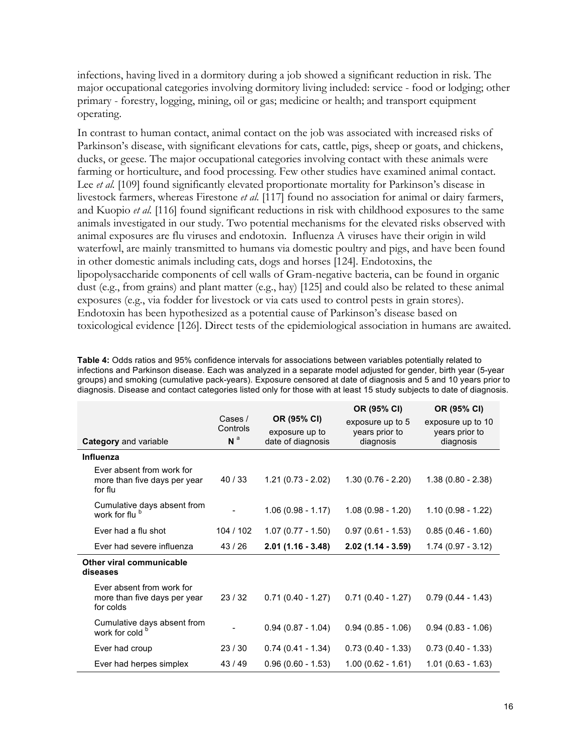infections, having lived in a dormitory during a job showed a significant reduction in risk. The major occupational categories involving dormitory living included: service - food or lodging; other primary - forestry, logging, mining, oil or gas; medicine or health; and transport equipment operating.

In contrast to human contact, animal contact on the job was associated with increased risks of Parkinson's disease, with significant elevations for cats, cattle, pigs, sheep or goats, and chickens, ducks, or geese. The major occupational categories involving contact with these animals were farming or horticulture, and food processing. Few other studies have examined animal contact. Lee *et al.* [109] found significantly elevated proportionate mortality for Parkinson's disease in livestock farmers, whereas Firestone *et al.* [117] found no association for animal or dairy farmers, and Kuopio *et al.* [116] found significant reductions in risk with childhood exposures to the same animals investigated in our study. Two potential mechanisms for the elevated risks observed with animal exposures are flu viruses and endotoxin. Influenza A viruses have their origin in wild waterfowl, are mainly transmitted to humans via domestic poultry and pigs, and have been found in other domestic animals including cats, dogs and horses [124]. Endotoxins, the lipopolysaccharide components of cell walls of Gram-negative bacteria, can be found in organic dust (e.g., from grains) and plant matter (e.g., hay) [125] and could also be related to these animal exposures (e.g., via fodder for livestock or via cats used to control pests in grain stores). Endotoxin has been hypothesized as a potential cause of Parkinson's disease based on toxicological evidence [126]. Direct tests of the epidemiological association in humans are awaited.

**Table 4:** Odds ratios and 95% confidence intervals for associations between variables potentially related to infections and Parkinson disease. Each was analyzed in a separate model adjusted for gender, birth year (5-year groups) and smoking (cumulative pack-years). Exposure censored at date of diagnosis and 5 and 10 years prior to diagnosis. Disease and contact categories listed only for those with at least 15 study subjects to date of diagnosis.

| **Category** and variable | Cases / Controls N [a] | **OR (95% CI)** exposure up to date of diagnosis | **OR (95% CI)** exposure up to 5 years prior to diagnosis | **OR (95% CI)** exposure up to 10 years prior to diagnosis |
|---|---|---|---|---|
| **Influenza** | | | | |
| Ever absent from work for more than five days per year for flu | 40 / 33 | 1.21 (0.73 - 2.02) | 1.30 (0.76 - 2.20) | 1.38 (0.80 - 2.38) |
| Cumulative days absent from work for flu [b] | - | 1.06 (0.98 - 1.17) | 1.08 (0.98 - 1.20) | 1.10 (0.98 - 1.22) |
| Ever had a flu shot | 104 / 102 | 1.07 (0.77 - 1.50) | 0.97 (0.61 - 1.53) | 0.85 (0.46 - 1.60) |
| Ever had severe influenza | 43 / 26 | **2.01 (1.16 - 3.48)** | **2.02 (1.14 - 3.59)** | 1.74 (0.97 - 3.12) |
| **Other viral communicable diseases** | | | | |
| Ever absent from work for more than five days per year for colds | 23 / 32 | 0.71 (0.40 - 1.27) | 0.71 (0.40 - 1.27) | 0.79 (0.44 - 1.43) |
| Cumulative days absent from work for cold [b] | - | 0.94 (0.87 - 1.04) | 0.94 (0.85 - 1.06) | 0.94 (0.83 - 1.06) |
| Ever had croup | 23 / 30 | 0.74 (0.41 - 1.34) | 0.73 (0.40 - 1.33) | 0.73 (0.40 - 1.33) |
| Ever had herpes simplex | 43 / 49 | 0.96 (0.60 - 1.53) | 1.00 (0.62 - 1.61) | 1.01 (0.63 - 1.63) |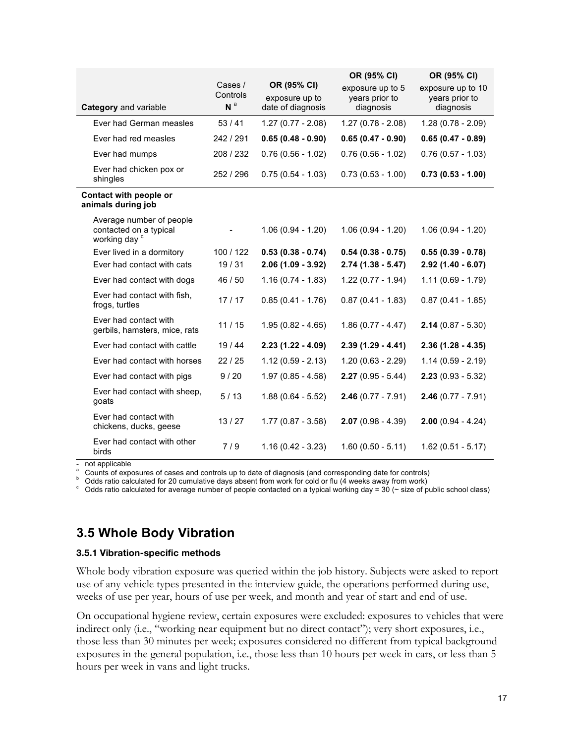| **Category** and variable | Cases / Controls N [a] | OR (95% CI) exposure up to date of diagnosis | OR (95% CI) exposure up to 5 years prior to diagnosis | OR (95% CI) exposure up to 10 years prior to diagnosis |
|---|---|---|---|---|
| Ever had German measles | 53 / 41 | 1.27 (0.77 - 2.08) | 1.27 (0.78 - 2.08) | 1.28 (0.78 - 2.09) |
| Ever had red measles | 242 / 291 | **0.65 (0.48 - 0.90)** | **0.65 (0.47 - 0.90)** | **0.65 (0.47 - 0.89)** |
| Ever had mumps | 208 / 232 | 0.76 (0.56 - 1.02) | 0.76 (0.56 - 1.02) | 0.76 (0.57 - 1.03) |
| Ever had chicken pox or shingles | 252 / 296 | 0.75 (0.54 - 1.03) | 0.73 (0.53 - 1.00) | **0.73 (0.53 - 1.00)** |
| **Contact with people or animals during job** | | | | |
| Average number of people contacted on a typical working day [c] | - | 1.06 (0.94 - 1.20) | 1.06 (0.94 - 1.20) | 1.06 (0.94 - 1.20) |
| Ever lived in a dormitory | 100 / 122 | **0.53 (0.38 - 0.74)** | **0.54 (0.38 - 0.75)** | **0.55 (0.39 - 0.78)** |
| Ever had contact with cats | 19 / 31 | **2.06 (1.09 - 3.92)** | **2.74 (1.38 - 5.47)** | **2.92 (1.40 - 6.07)** |
| Ever had contact with dogs | 46 / 50 | 1.16 (0.74 - 1.83) | 1.22 (0.77 - 1.94) | 1.11 (0.69 - 1.79) |
| Ever had contact with fish, frogs, turtles | 17 / 17 | 0.85 (0.41 - 1.76) | 0.87 (0.41 - 1.83) | 0.87 (0.41 - 1.85) |
| Ever had contact with gerbils, hamsters, mice, rats | 11 / 15 | 1.95 (0.82 - 4.65) | 1.86 (0.77 - 4.47) | **2.14** (0.87 - 5.30) |
| Ever had contact with cattle | 19 / 44 | **2.23 (1.22 - 4.09)** | **2.39 (1.29 - 4.41)** | **2.36 (1.28 - 4.35)** |
| Ever had contact with horses | 22 / 25 | 1.12 (0.59 - 2.13) | 1.20 (0.63 - 2.29) | 1.14 (0.59 - 2.19) |
| Ever had contact with pigs | 9 / 20 | 1.97 (0.85 - 4.58) | **2.27** (0.95 - 5.44) | **2.23** (0.93 - 5.32) |
| Ever had contact with sheep, goats | 5 / 13 | 1.88 (0.64 - 5.52) | **2.46** (0.77 - 7.91) | **2.46** (0.77 - 7.91) |
| Ever had contact with chickens, ducks, geese | 13 / 27 | 1.77 (0.87 - 3.58) | **2.07** (0.98 - 4.39) | **2.00** (0.94 - 4.24) |
| Ever had contact with other birds | 7 / 9 | 1.16 (0.42 - 3.23) | 1.60 (0.50 - 5.11) | 1.62 (0.51 - 5.17) |

- not applicable

[a] Counts of exposures of cases and controls up to date of diagnosis (and corresponding date for controls)

[b] Odds ratio calculated for 20 cumulative days absent from work for cold or flu (4 weeks away from work)

[c] Odds ratio calculated for average number of people contacted on a typical working day = 30 (~ size of public school class)

## 3.5 Whole Body Vibration

### 3.5.1 Vibration-specific methods

Whole body vibration exposure was queried within the job history. Subjects were asked to report use of any vehicle types presented in the interview guide, the operations performed during use, weeks of use per year, hours of use per week, and month and year of start and end of use.

On occupational hygiene review, certain exposures were excluded: exposures to vehicles that were indirect only (i.e., "working near equipment but no direct contact"); very short exposures, i.e., those less than 30 minutes per week; exposures considered no different from typical background exposures in the general population, i.e., those less than 10 hours per week in cars, or less than 5 hours per week in vans and light trucks.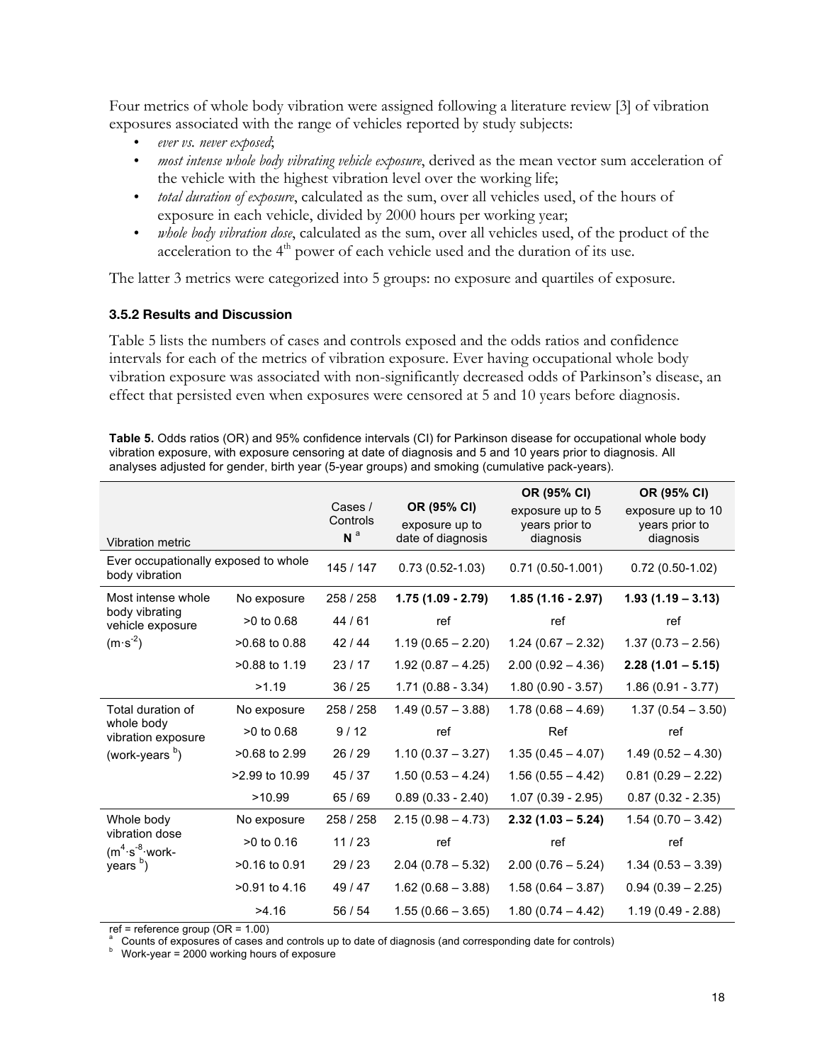Four metrics of whole body vibration were assigned following a literature review [3] of vibration exposures associated with the range of vehicles reported by study subjects:

- *ever vs. never exposed*;
- *most intense whole body vibrating vehicle exposure*, derived as the mean vector sum acceleration of the vehicle with the highest vibration level over the working life;
- *total duration of exposure*, calculated as the sum, over all vehicles used, of the hours of exposure in each vehicle, divided by 2000 hours per working year;
- *whole body vibration dose*, calculated as the sum, over all vehicles used, of the product of the acceleration to the 4th power of each vehicle used and the duration of its use.

The latter 3 metrics were categorized into 5 groups: no exposure and quartiles of exposure.

### 3.5.2 Results and Discussion

Table 5 lists the numbers of cases and controls exposed and the odds ratios and confidence intervals for each of the metrics of vibration exposure. Ever having occupational whole body vibration exposure was associated with non-significantly decreased odds of Parkinson's disease, an effect that persisted even when exposures were censored at 5 and 10 years before diagnosis.

**Table 5.** Odds ratios (OR) and 95% confidence intervals (CI) for Parkinson disease for occupational whole body vibration exposure, with exposure censoring at date of diagnosis and 5 and 10 years prior to diagnosis. All analyses adjusted for gender, birth year (5-year groups) and smoking (cumulative pack-years).

| Vibration metric | | Cases / Controls N [a] | OR (95% CI) exposure up to date of diagnosis | OR (95% CI) exposure up to 5 years prior to diagnosis | OR (95% CI) exposure up to 10 years prior to diagnosis |
|---|---|---|---|---|---|
| Ever occupationally exposed to whole body vibration | | 145 / 147 | 0.73 (0.52-1.03) | 0.71 (0.50-1.001) | 0.72 (0.50-1.02) |
| Most intense whole body vibrating vehicle exposure ($m \cdot s^{-2}$) | No exposure | 258 / 258 | **1.75 (1.09 - 2.79)** | **1.85 (1.16 - 2.97)** | **1.93 (1.19 – 3.13)** |
| | >0 to 0.68 | 44 / 61 | ref | ref | ref |
| | >0.68 to 0.88 | 42 / 44 | 1.19 (0.65 – 2.20) | 1.24 (0.67 – 2.32) | 1.37 (0.73 – 2.56) |
| | >0.88 to 1.19 | 23 / 17 | 1.92 (0.87 – 4.25) | 2.00 (0.92 – 4.36) | **2.28 (1.01 – 5.15)** |
| | >1.19 | 36 / 25 | 1.71 (0.88 - 3.34) | 1.80 (0.90 - 3.57) | 1.86 (0.91 - 3.77) |
| Total duration of whole body vibration exposure (work-years [b]) | No exposure | 258 / 258 | 1.49 (0.57 – 3.88) | 1.78 (0.68 – 4.69) | 1.37 (0.54 – 3.50) |
| | >0 to 0.68 | 9 / 12 | ref | Ref | ref |
| | >0.68 to 2.99 | 26 / 29 | 1.10 (0.37 – 3.27) | 1.35 (0.45 – 4.07) | 1.49 (0.52 – 4.30) |
| | >2.99 to 10.99 | 45 / 37 | 1.50 (0.53 – 4.24) | 1.56 (0.55 – 4.42) | 0.81 (0.29 – 2.22) |
| | >10.99 | 65 / 69 | 0.89 (0.33 - 2.40) | 1.07 (0.39 - 2.95) | 0.87 (0.32 - 2.35) |
| Whole body vibration dose ($m^4 \cdot s^{-8} \cdot$work-years [b]) | No exposure | 258 / 258 | 2.15 (0.98 – 4.73) | **2.32 (1.03 – 5.24)** | 1.54 (0.70 – 3.42) |
| | >0 to 0.16 | 11 / 23 | ref | ref | ref |
| | >0.16 to 0.91 | 29 / 23 | 2.04 (0.78 – 5.32) | 2.00 (0.76 – 5.24) | 1.34 (0.53 – 3.39) |
| | >0.91 to 4.16 | 49 / 47 | 1.62 (0.68 – 3.88) | 1.58 (0.64 – 3.87) | 0.94 (0.39 – 2.25) |
| | >4.16 | 56 / 54 | 1.55 (0.66 – 3.65) | 1.80 (0.74 – 4.42) | 1.19 (0.49 - 2.88) |

ref = reference group (OR = 1.00)
[a] Counts of exposures of cases and controls up to date of diagnosis (and corresponding date for controls)
[b] Work-year = 2000 working hours of exposure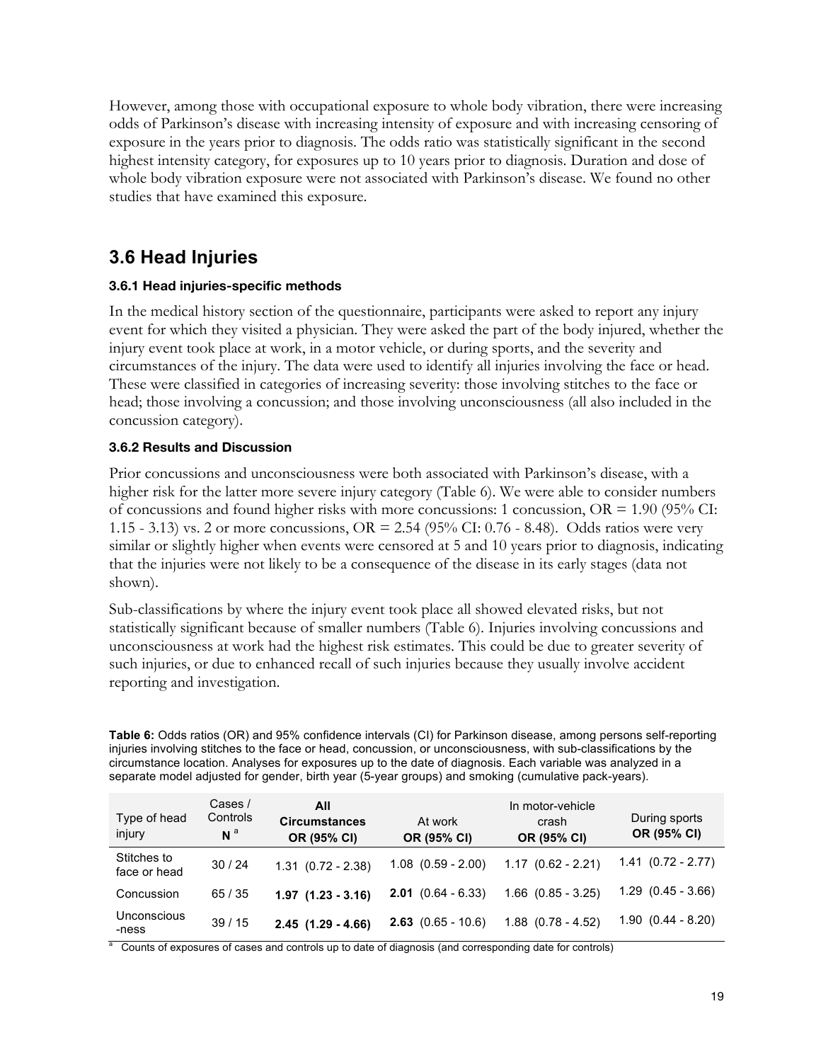However, among those with occupational exposure to whole body vibration, there were increasing odds of Parkinson's disease with increasing intensity of exposure and with increasing censoring of exposure in the years prior to diagnosis. The odds ratio was statistically significant in the second highest intensity category, for exposures up to 10 years prior to diagnosis. Duration and dose of whole body vibration exposure were not associated with Parkinson's disease. We found no other studies that have examined this exposure.

## 3.6 Head Injuries

### 3.6.1 Head injuries-specific methods

In the medical history section of the questionnaire, participants were asked to report any injury event for which they visited a physician. They were asked the part of the body injured, whether the injury event took place at work, in a motor vehicle, or during sports, and the severity and circumstances of the injury. The data were used to identify all injuries involving the face or head. These were classified in categories of increasing severity: those involving stitches to the face or head; those involving a concussion; and those involving unconsciousness (all also included in the concussion category).

### 3.6.2 Results and Discussion

Prior concussions and unconsciousness were both associated with Parkinson's disease, with a higher risk for the latter more severe injury category (Table 6). We were able to consider numbers of concussions and found higher risks with more concussions: 1 concussion, OR = 1.90 (95% CI: 1.15 - 3.13) vs. 2 or more concussions, OR = 2.54 (95% CI: 0.76 - 8.48). Odds ratios were very similar or slightly higher when events were censored at 5 and 10 years prior to diagnosis, indicating that the injuries were not likely to be a consequence of the disease in its early stages (data not shown).

Sub-classifications by where the injury event took place all showed elevated risks, but not statistically significant because of smaller numbers (Table 6). Injuries involving concussions and unconsciousness at work had the highest risk estimates. This could be due to greater severity of such injuries, or due to enhanced recall of such injuries because they usually involve accident reporting and investigation.

**Table 6:** Odds ratios (OR) and 95% confidence intervals (CI) for Parkinson disease, among persons self-reporting injuries involving stitches to the face or head, concussion, or unconsciousness, with sub-classifications by the circumstance location. Analyses for exposures up to the date of diagnosis. Each variable was analyzed in a separate model adjusted for gender, birth year (5-year groups) and smoking (cumulative pack-years).

| Type of head injury | Cases / Controls N [a] | All Circumstances OR (95% CI) | At work OR (95% CI) | In motor-vehicle crash OR (95% CI) | During sports OR (95% CI) |
|---|---|---|---|---|---|
| Stitches to face or head | 30 / 24 | 1.31 (0.72 - 2.38) | 1.08 (0.59 - 2.00) | 1.17 (0.62 - 2.21) | 1.41 (0.72 - 2.77) |
| Concussion | 65 / 35 | **1.97 (1.23 - 3.16)** | **2.01** (0.64 - 6.33) | 1.66 (0.85 - 3.25) | 1.29 (0.45 - 3.66) |
| Unconscious -ness | 39 / 15 | **2.45 (1.29 - 4.66)** | **2.63** (0.65 - 10.6) | 1.88 (0.78 - 4.52) | 1.90 (0.44 - 8.20) |

[a] Counts of exposures of cases and controls up to date of diagnosis (and corresponding date for controls)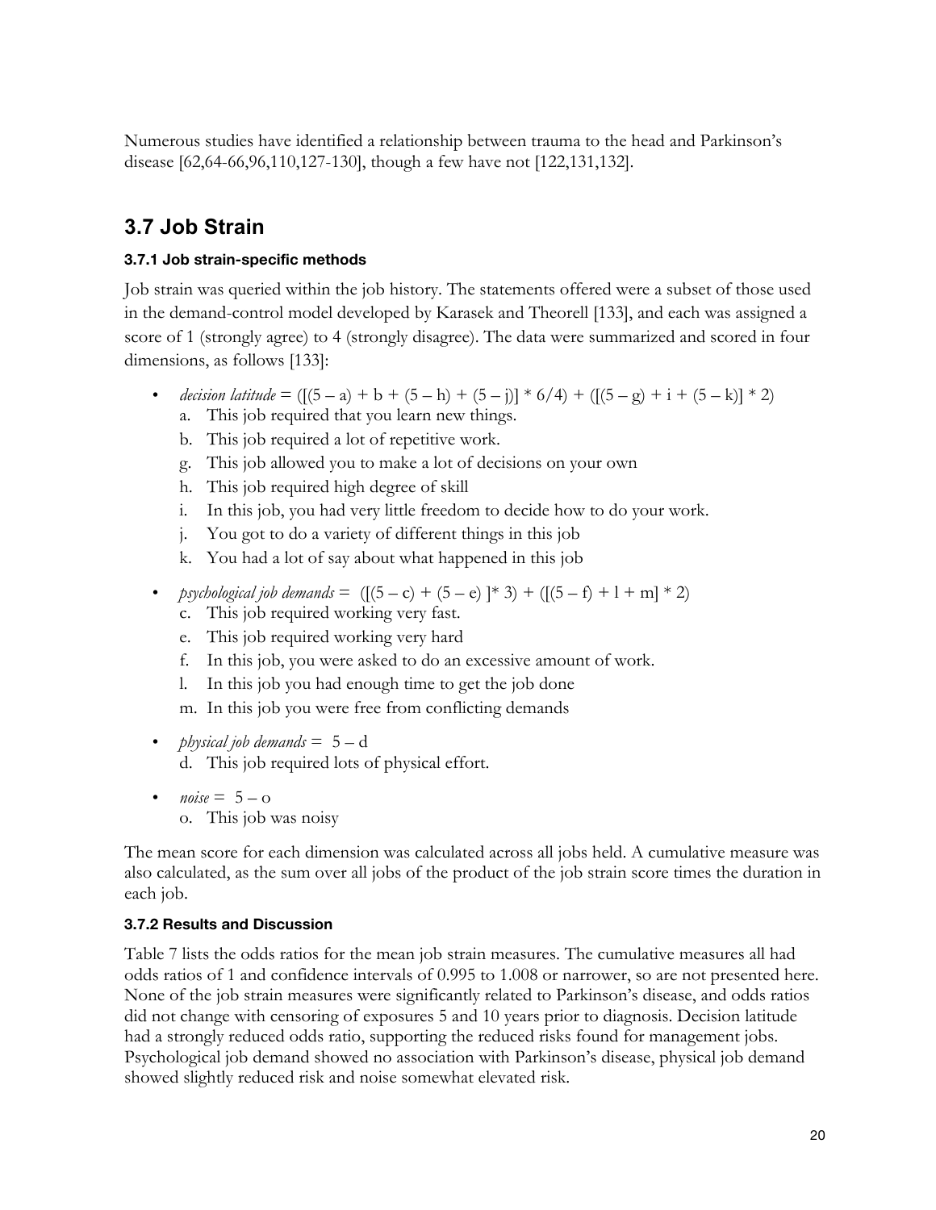Numerous studies have identified a relationship between trauma to the head and Parkinson's disease [62,64-66,96,110,127-130], though a few have not [122,131,132].

## 3.7 Job Strain

### 3.7.1 Job strain-specific methods

Job strain was queried within the job history. The statements offered were a subset of those used in the demand-control model developed by Karasek and Theorell [133], and each was assigned a score of 1 (strongly agree) to 4 (strongly disagree). The data were summarized and scored in four dimensions, as follows [133]:

- *decision latitude* = $([(5 - a) + b + (5 - h) + (5 - j)] * 6/4) + ([(5 - g) + i + (5 - k)] * 2)$
  - a. This job required that you learn new things.
  - b. This job required a lot of repetitive work.
  - g. This job allowed you to make a lot of decisions on your own
  - h. This job required high degree of skill
  - i. In this job, you had very little freedom to decide how to do your work.
  - j. You got to do a variety of different things in this job
  - k. You had a lot of say about what happened in this job
- *psychological job demands* = $([(5 - c) + (5 - e) ] * 3) + ([(5 - f) + l + m] * 2)$
  - c. This job required working very fast.
  - e. This job required working very hard
  - f. In this job, you were asked to do an excessive amount of work.
  - l. In this job you had enough time to get the job done
  - m. In this job you were free from conflicting demands
- *physical job demands* = $5 - d$
  - d. This job required lots of physical effort.
- *noise* = $5 - o$
  - o. This job was noisy

The mean score for each dimension was calculated across all jobs held. A cumulative measure was also calculated, as the sum over all jobs of the product of the job strain score times the duration in each job.

### 3.7.2 Results and Discussion

Table 7 lists the odds ratios for the mean job strain measures. The cumulative measures all had odds ratios of 1 and confidence intervals of 0.995 to 1.008 or narrower, so are not presented here. None of the job strain measures were significantly related to Parkinson's disease, and odds ratios did not change with censoring of exposures 5 and 10 years prior to diagnosis. Decision latitude had a strongly reduced odds ratio, supporting the reduced risks found for management jobs. Psychological job demand showed no association with Parkinson's disease, physical job demand showed slightly reduced risk and noise somewhat elevated risk.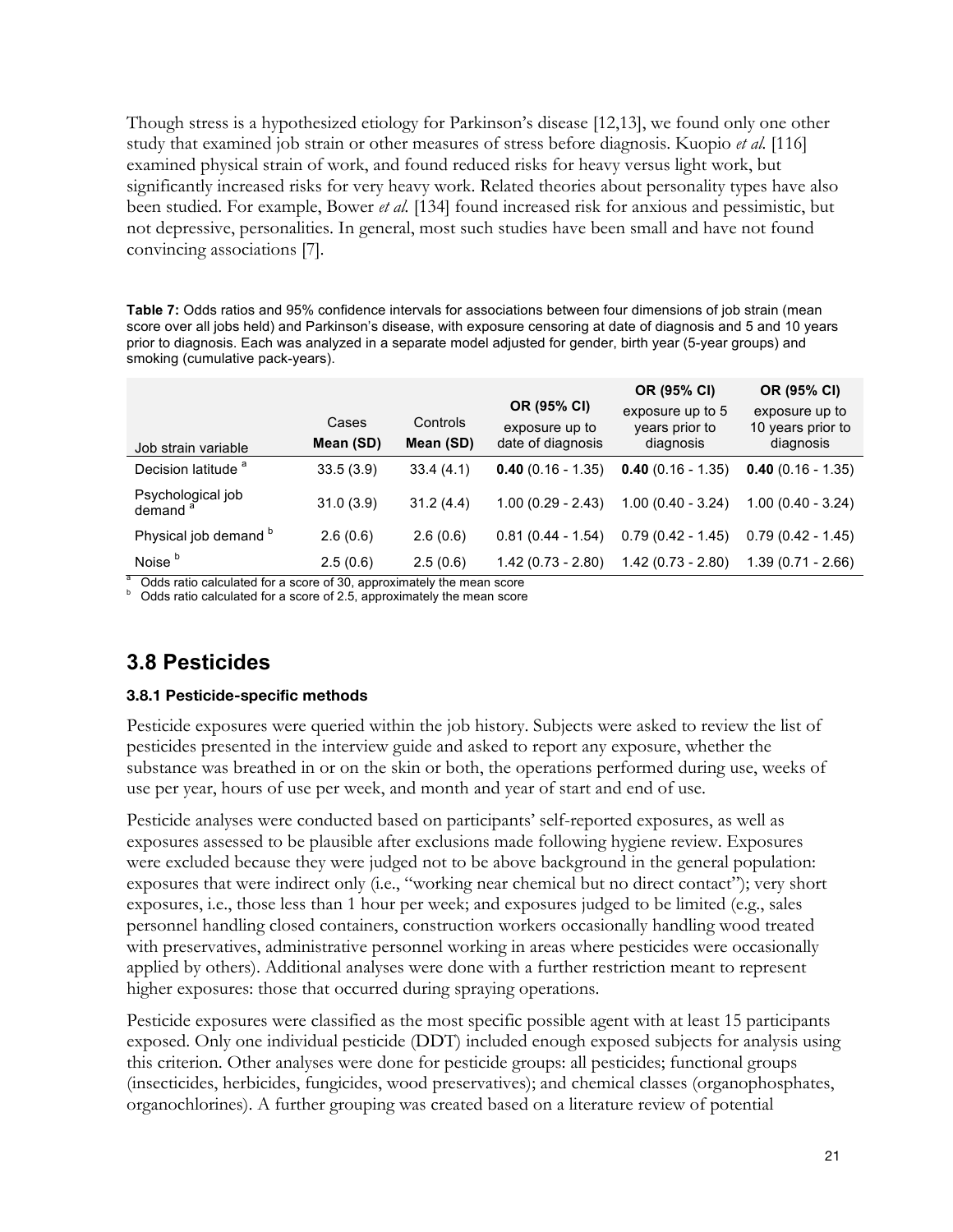Though stress is a hypothesized etiology for Parkinson's disease [12,13], we found only one other study that examined job strain or other measures of stress before diagnosis. Kuopio *et al.* [116] examined physical strain of work, and found reduced risks for heavy versus light work, but significantly increased risks for very heavy work. Related theories about personality types have also been studied. For example, Bower *et al.* [134] found increased risk for anxious and pessimistic, but not depressive, personalities. In general, most such studies have been small and have not found convincing associations [7].

**Table 7:** Odds ratios and 95% confidence intervals for associations between four dimensions of job strain (mean score over all jobs held) and Parkinson's disease, with exposure censoring at date of diagnosis and 5 and 10 years prior to diagnosis. Each was analyzed in a separate model adjusted for gender, birth year (5-year groups) and smoking (cumulative pack-years).

| Job strain variable | Cases **Mean (SD)** | Controls **Mean (SD)** | **OR (95% CI)** exposure up to date of diagnosis | **OR (95% CI)** exposure up to 5 years prior to diagnosis | **OR (95% CI)** exposure up to 10 years prior to diagnosis |
|---|---|---|---|---|---|
| Decision latitude [a] | 33.5 (3.9) | 33.4 (4.1) | **0.40** (0.16 - 1.35) | **0.40** (0.16 - 1.35) | **0.40** (0.16 - 1.35) |
| Psychological job demand [a] | 31.0 (3.9) | 31.2 (4.4) | 1.00 (0.29 - 2.43) | 1.00 (0.40 - 3.24) | 1.00 (0.40 - 3.24) |
| Physical job demand [b] | 2.6 (0.6) | 2.6 (0.6) | 0.81 (0.44 - 1.54) | 0.79 (0.42 - 1.45) | 0.79 (0.42 - 1.45) |
| Noise [b] | 2.5 (0.6) | 2.5 (0.6) | 1.42 (0.73 - 2.80) | 1.42 (0.73 - 2.80) | 1.39 (0.71 - 2.66) |

[a] Odds ratio calculated for a score of 30, approximately the mean score
[b] Odds ratio calculated for a score of 2.5, approximately the mean score

## 3.8 Pesticides

### 3.8.1 Pesticide-specific methods

Pesticide exposures were queried within the job history. Subjects were asked to review the list of pesticides presented in the interview guide and asked to report any exposure, whether the substance was breathed in or on the skin or both, the operations performed during use, weeks of use per year, hours of use per week, and month and year of start and end of use.

Pesticide analyses were conducted based on participants' self-reported exposures, as well as exposures assessed to be plausible after exclusions made following hygiene review. Exposures were excluded because they were judged not to be above background in the general population: exposures that were indirect only (i.e., "working near chemical but no direct contact"); very short exposures, i.e., those less than 1 hour per week; and exposures judged to be limited (e.g., sales personnel handling closed containers, construction workers occasionally handling wood treated with preservatives, administrative personnel working in areas where pesticides were occasionally applied by others). Additional analyses were done with a further restriction meant to represent higher exposures: those that occurred during spraying operations.

Pesticide exposures were classified as the most specific possible agent with at least 15 participants exposed. Only one individual pesticide (DDT) included enough exposed subjects for analysis using this criterion. Other analyses were done for pesticide groups: all pesticides; functional groups (insecticides, herbicides, fungicides, wood preservatives); and chemical classes (organophosphates, organochlorines). A further grouping was created based on a literature review of potential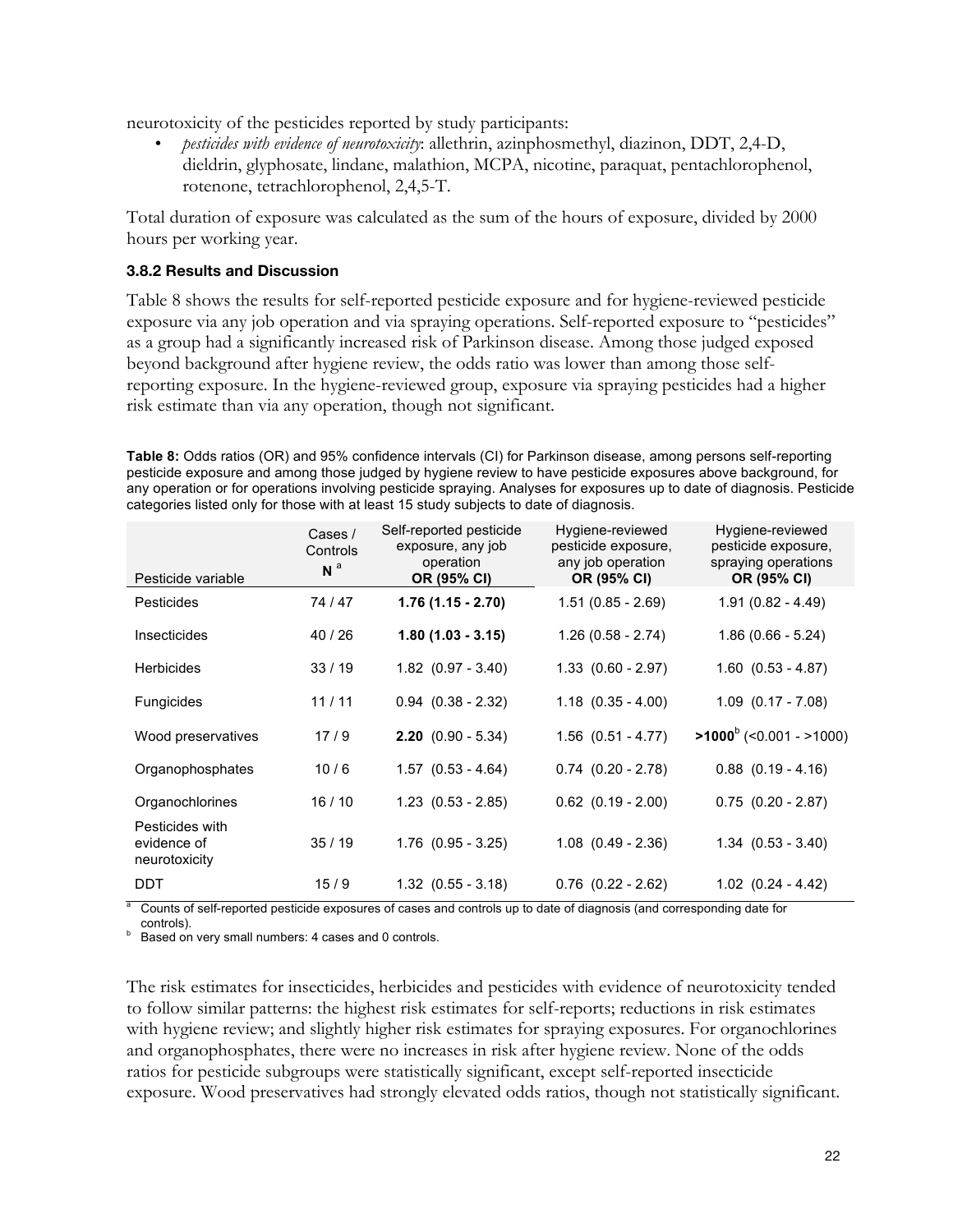neurotoxicity of the pesticides reported by study participants:

- *pesticides with evidence of neurotoxicity*: allethrin, azinphosmethyl, diazinon, DDT, 2,4-D, dieldrin, glyphosate, lindane, malathion, MCPA, nicotine, paraquat, pentachlorophenol, rotenone, tetrachlorophenol, 2,4,5-T.

Total duration of exposure was calculated as the sum of the hours of exposure, divided by 2000 hours per working year.

### 3.8.2 Results and Discussion

Table 8 shows the results for self-reported pesticide exposure and for hygiene-reviewed pesticide exposure via any job operation and via spraying operations. Self-reported exposure to "pesticides" as a group had a significantly increased risk of Parkinson disease. Among those judged exposed beyond background after hygiene review, the odds ratio was lower than among those self-reporting exposure. In the hygiene-reviewed group, exposure via spraying pesticides had a higher risk estimate than via any operation, though not significant.

**Table 8:** Odds ratios (OR) and 95% confidence intervals (CI) for Parkinson disease, among persons self-reporting pesticide exposure and among those judged by hygiene review to have pesticide exposures above background, for any operation or for operations involving pesticide spraying. Analyses for exposures up to date of diagnosis. Pesticide categories listed only for those with at least 15 study subjects to date of diagnosis.

| Pesticide variable | Cases / Controls N [a] | Self-reported pesticide exposure, any job operation **OR (95% CI)** | Hygiene-reviewed pesticide exposure, any job operation **OR (95% CI)** | Hygiene-reviewed pesticide exposure, spraying operations **OR (95% CI)** |
|---|---|---|---|---|
| Pesticides | 74 / 47 | **1.76 (1.15 - 2.70)** | 1.51 (0.85 - 2.69) | 1.91 (0.82 - 4.49) |
| Insecticides | 40 / 26 | **1.80 (1.03 - 3.15)** | 1.26 (0.58 - 2.74) | 1.86 (0.66 - 5.24) |
| Herbicides | 33 / 19 | 1.82 (0.97 - 3.40) | 1.33 (0.60 - 2.97) | 1.60 (0.53 - 4.87) |
| Fungicides | 11 / 11 | 0.94 (0.38 - 2.32) | 1.18 (0.35 - 4.00) | 1.09 (0.17 - 7.08) |
| Wood preservatives | 17 / 9 | **2.20** (0.90 - 5.34) | 1.56 (0.51 - 4.77) | **>1000**[b] (<0.001 - >1000) |
| Organophosphates | 10 / 6 | 1.57 (0.53 - 4.64) | 0.74 (0.20 - 2.78) | 0.88 (0.19 - 4.16) |
| Organochlorines | 16 / 10 | 1.23 (0.53 - 2.85) | 0.62 (0.19 - 2.00) | 0.75 (0.20 - 2.87) |
| Pesticides with evidence of neurotoxicity | 35 / 19 | 1.76 (0.95 - 3.25) | 1.08 (0.49 - 2.36) | 1.34 (0.53 - 3.40) |
| DDT | 15 / 9 | 1.32 (0.55 - 3.18) | 0.76 (0.22 - 2.62) | 1.02 (0.24 - 4.42) |

[a] Counts of self-reported pesticide exposures of cases and controls up to date of diagnosis (and corresponding date for controls).
[b] Based on very small numbers: 4 cases and 0 controls.

The risk estimates for insecticides, herbicides and pesticides with evidence of neurotoxicity tended to follow similar patterns: the highest risk estimates for self-reports; reductions in risk estimates with hygiene review; and slightly higher risk estimates for spraying exposures. For organochlorines and organophosphates, there were no increases in risk after hygiene review. None of the odds ratios for pesticide subgroups were statistically significant, except self-reported insecticide exposure. Wood preservatives had strongly elevated odds ratios, though not statistically significant.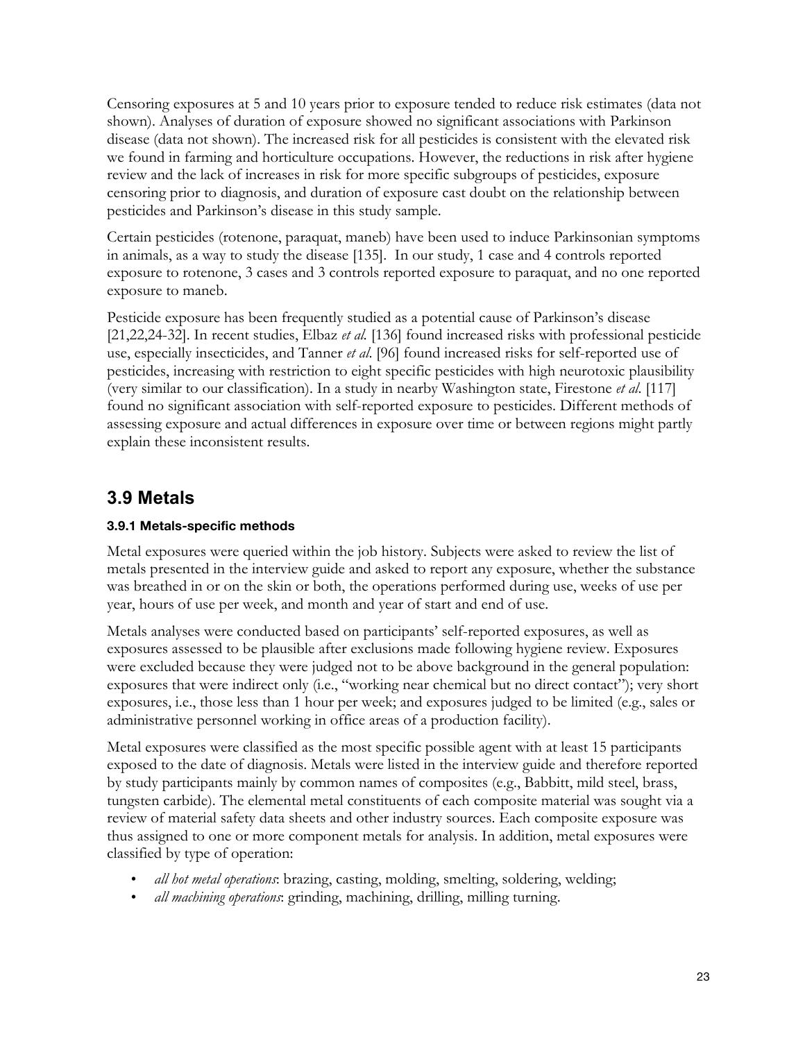Censoring exposures at 5 and 10 years prior to exposure tended to reduce risk estimates (data not shown). Analyses of duration of exposure showed no significant associations with Parkinson disease (data not shown). The increased risk for all pesticides is consistent with the elevated risk we found in farming and horticulture occupations. However, the reductions in risk after hygiene review and the lack of increases in risk for more specific subgroups of pesticides, exposure censoring prior to diagnosis, and duration of exposure cast doubt on the relationship between pesticides and Parkinson's disease in this study sample.

Certain pesticides (rotenone, paraquat, maneb) have been used to induce Parkinsonian symptoms in animals, as a way to study the disease [135]. In our study, 1 case and 4 controls reported exposure to rotenone, 3 cases and 3 controls reported exposure to paraquat, and no one reported exposure to maneb.

Pesticide exposure has been frequently studied as a potential cause of Parkinson's disease [21,22,24-32]. In recent studies, Elbaz *et al.* [136] found increased risks with professional pesticide use, especially insecticides, and Tanner *et al.* [96] found increased risks for self-reported use of pesticides, increasing with restriction to eight specific pesticides with high neurotoxic plausibility (very similar to our classification). In a study in nearby Washington state, Firestone *et al.* [117] found no significant association with self-reported exposure to pesticides. Different methods of assessing exposure and actual differences in exposure over time or between regions might partly explain these inconsistent results.

## 3.9 Metals

### 3.9.1 Metals-specific methods

Metal exposures were queried within the job history. Subjects were asked to review the list of metals presented in the interview guide and asked to report any exposure, whether the substance was breathed in or on the skin or both, the operations performed during use, weeks of use per year, hours of use per week, and month and year of start and end of use.

Metals analyses were conducted based on participants' self-reported exposures, as well as exposures assessed to be plausible after exclusions made following hygiene review. Exposures were excluded because they were judged not to be above background in the general population: exposures that were indirect only (i.e., "working near chemical but no direct contact"); very short exposures, i.e., those less than 1 hour per week; and exposures judged to be limited (e.g., sales or administrative personnel working in office areas of a production facility).

Metal exposures were classified as the most specific possible agent with at least 15 participants exposed to the date of diagnosis. Metals were listed in the interview guide and therefore reported by study participants mainly by common names of composites (e.g., Babbitt, mild steel, brass, tungsten carbide). The elemental metal constituents of each composite material was sought via a review of material safety data sheets and other industry sources. Each composite exposure was thus assigned to one or more component metals for analysis. In addition, metal exposures were classified by type of operation:

- *all hot metal operations*: brazing, casting, molding, smelting, soldering, welding;
- *all machining operations*: grinding, machining, drilling, milling turning.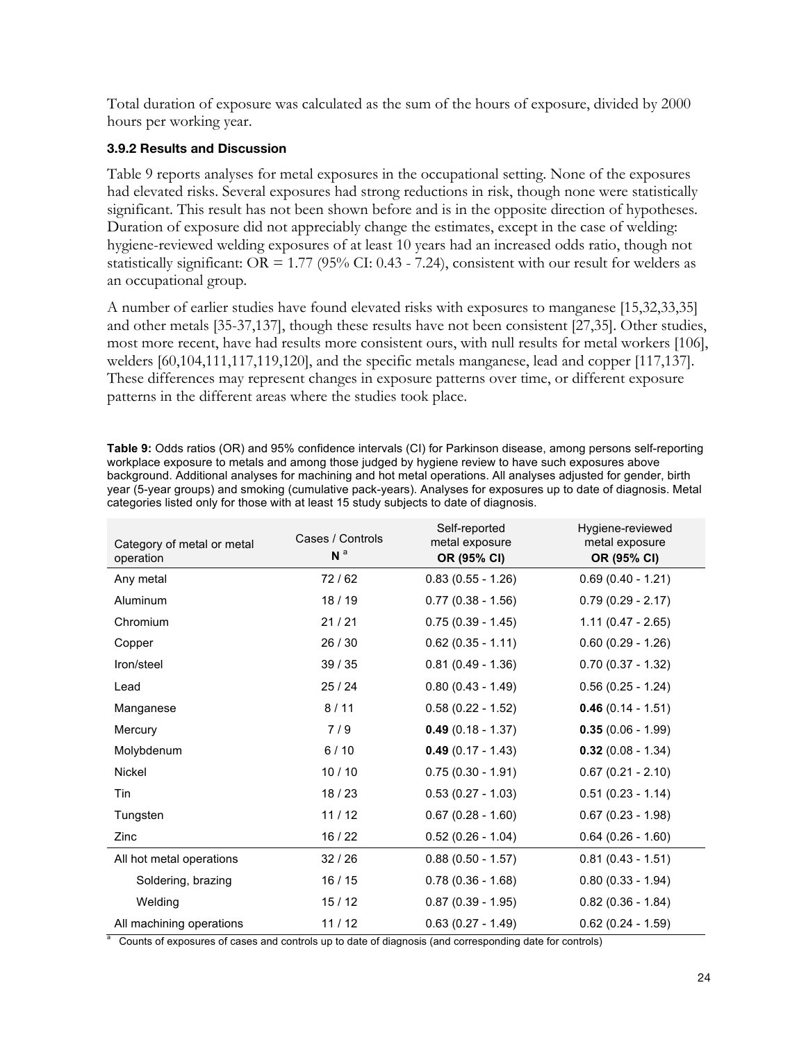Total duration of exposure was calculated as the sum of the hours of exposure, divided by 2000 hours per working year.

### 3.9.2 Results and Discussion

Table 9 reports analyses for metal exposures in the occupational setting. None of the exposures had elevated risks. Several exposures had strong reductions in risk, though none were statistically significant. This result has not been shown before and is in the opposite direction of hypotheses. Duration of exposure did not appreciably change the estimates, except in the case of welding: hygiene-reviewed welding exposures of at least 10 years had an increased odds ratio, though not statistically significant: OR = 1.77 (95% CI: 0.43 - 7.24), consistent with our result for welders as an occupational group.

A number of earlier studies have found elevated risks with exposures to manganese [15,32,33,35] and other metals [35-37,137], though these results have not been consistent [27,35]. Other studies, most more recent, have had results more consistent ours, with null results for metal workers [106], welders [60,104,111,117,119,120], and the specific metals manganese, lead and copper [117,137]. These differences may represent changes in exposure patterns over time, or different exposure patterns in the different areas where the studies took place.

**Table 9:** Odds ratios (OR) and 95% confidence intervals (CI) for Parkinson disease, among persons self-reporting workplace exposure to metals and among those judged by hygiene review to have such exposures above background. Additional analyses for machining and hot metal operations. All analyses adjusted for gender, birth year (5-year groups) and smoking (cumulative pack-years). Analyses for exposures up to date of diagnosis. Metal categories listed only for those with at least 15 study subjects to date of diagnosis.

| Category of metal or metal operation | Cases / Controls N [a] | Self-reported metal exposure **OR (95% CI)** | Hygiene-reviewed metal exposure **OR (95% CI)** |
|---|---|---|---|
| Any metal | 72 / 62 | 0.83 (0.55 - 1.26) | 0.69 (0.40 - 1.21) |
| Aluminum | 18 / 19 | 0.77 (0.38 - 1.56) | 0.79 (0.29 - 2.17) |
| Chromium | 21 / 21 | 0.75 (0.39 - 1.45) | 1.11 (0.47 - 2.65) |
| Copper | 26 / 30 | 0.62 (0.35 - 1.11) | 0.60 (0.29 - 1.26) |
| Iron/steel | 39 / 35 | 0.81 (0.49 - 1.36) | 0.70 (0.37 - 1.32) |
| Lead | 25 / 24 | 0.80 (0.43 - 1.49) | 0.56 (0.25 - 1.24) |
| Manganese | 8 / 11 | 0.58 (0.22 - 1.52) | **0.46** (0.14 - 1.51) |
| Mercury | 7 / 9 | **0.49** (0.18 - 1.37) | **0.35** (0.06 - 1.99) |
| Molybdenum | 6 / 10 | **0.49** (0.17 - 1.43) | **0.32** (0.08 - 1.34) |
| Nickel | 10 / 10 | 0.75 (0.30 - 1.91) | 0.67 (0.21 - 2.10) |
| Tin | 18 / 23 | 0.53 (0.27 - 1.03) | 0.51 (0.23 - 1.14) |
| Tungsten | 11 / 12 | 0.67 (0.28 - 1.60) | 0.67 (0.23 - 1.98) |
| Zinc | 16 / 22 | 0.52 (0.26 - 1.04) | 0.64 (0.26 - 1.60) |
| All hot metal operations | 32 / 26 | 0.88 (0.50 - 1.57) | 0.81 (0.43 - 1.51) |
| Soldering, brazing | 16 / 15 | 0.78 (0.36 - 1.68) | 0.80 (0.33 - 1.94) |
| Welding | 15 / 12 | 0.87 (0.39 - 1.95) | 0.82 (0.36 - 1.84) |
| All machining operations | 11 / 12 | 0.63 (0.27 - 1.49) | 0.62 (0.24 - 1.59) |

[a] Counts of exposures of cases and controls up to date of diagnosis (and corresponding date for controls)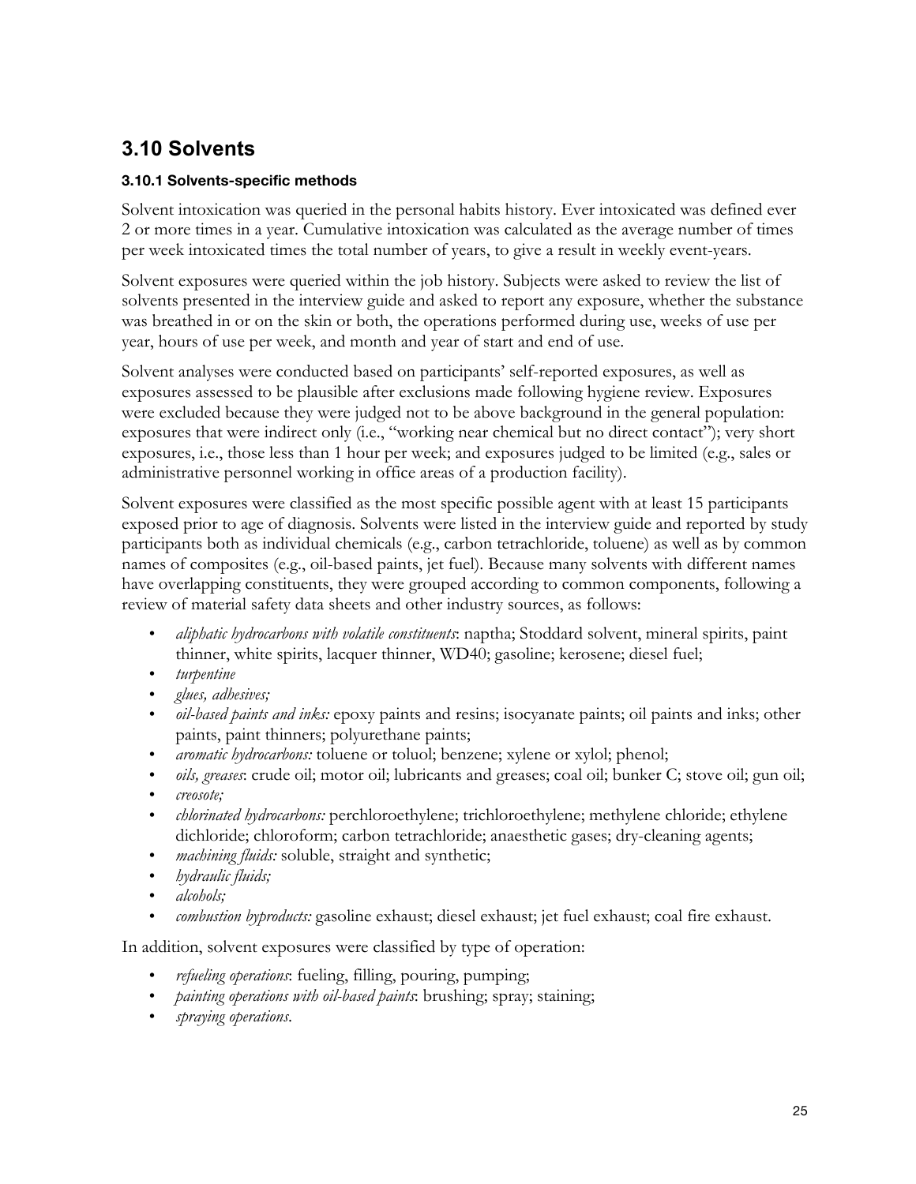## 3.10 Solvents

### 3.10.1 Solvents-specific methods

Solvent intoxication was queried in the personal habits history. Ever intoxicated was defined ever 2 or more times in a year. Cumulative intoxication was calculated as the average number of times per week intoxicated times the total number of years, to give a result in weekly event-years.

Solvent exposures were queried within the job history. Subjects were asked to review the list of solvents presented in the interview guide and asked to report any exposure, whether the substance was breathed in or on the skin or both, the operations performed during use, weeks of use per year, hours of use per week, and month and year of start and end of use.

Solvent analyses were conducted based on participants' self-reported exposures, as well as exposures assessed to be plausible after exclusions made following hygiene review. Exposures were excluded because they were judged not to be above background in the general population: exposures that were indirect only (i.e., "working near chemical but no direct contact"); very short exposures, i.e., those less than 1 hour per week; and exposures judged to be limited (e.g., sales or administrative personnel working in office areas of a production facility).

Solvent exposures were classified as the most specific possible agent with at least 15 participants exposed prior to age of diagnosis. Solvents were listed in the interview guide and reported by study participants both as individual chemicals (e.g., carbon tetrachloride, toluene) as well as by common names of composites (e.g., oil-based paints, jet fuel). Because many solvents with different names have overlapping constituents, they were grouped according to common components, following a review of material safety data sheets and other industry sources, as follows:

- *aliphatic hydrocarbons with volatile constituents*: naptha; Stoddard solvent, mineral spirits, paint thinner, white spirits, lacquer thinner, WD40; gasoline; kerosene; diesel fuel;
- *turpentine*
- *glues, adhesives;*
- *oil-based paints and inks:* epoxy paints and resins; isocyanate paints; oil paints and inks; other paints, paint thinners; polyurethane paints;
- *aromatic hydrocarbons:* toluene or toluol; benzene; xylene or xylol; phenol;
- *oils, greases*: crude oil; motor oil; lubricants and greases; coal oil; bunker C; stove oil; gun oil;
- *creosote;*
- *chlorinated hydrocarbons:* perchloroethylene; trichloroethylene; methylene chloride; ethylene dichloride; chloroform; carbon tetrachloride; anaesthetic gases; dry-cleaning agents;
- *machining fluids:* soluble, straight and synthetic;
- *hydraulic fluids;*
- *alcohols;*
- *combustion byproducts:* gasoline exhaust; diesel exhaust; jet fuel exhaust; coal fire exhaust.

In addition, solvent exposures were classified by type of operation:

- *refueling operations*: fueling, filling, pouring, pumping;
- *painting operations with oil-based paints*: brushing; spray; staining;
- *spraying operations*.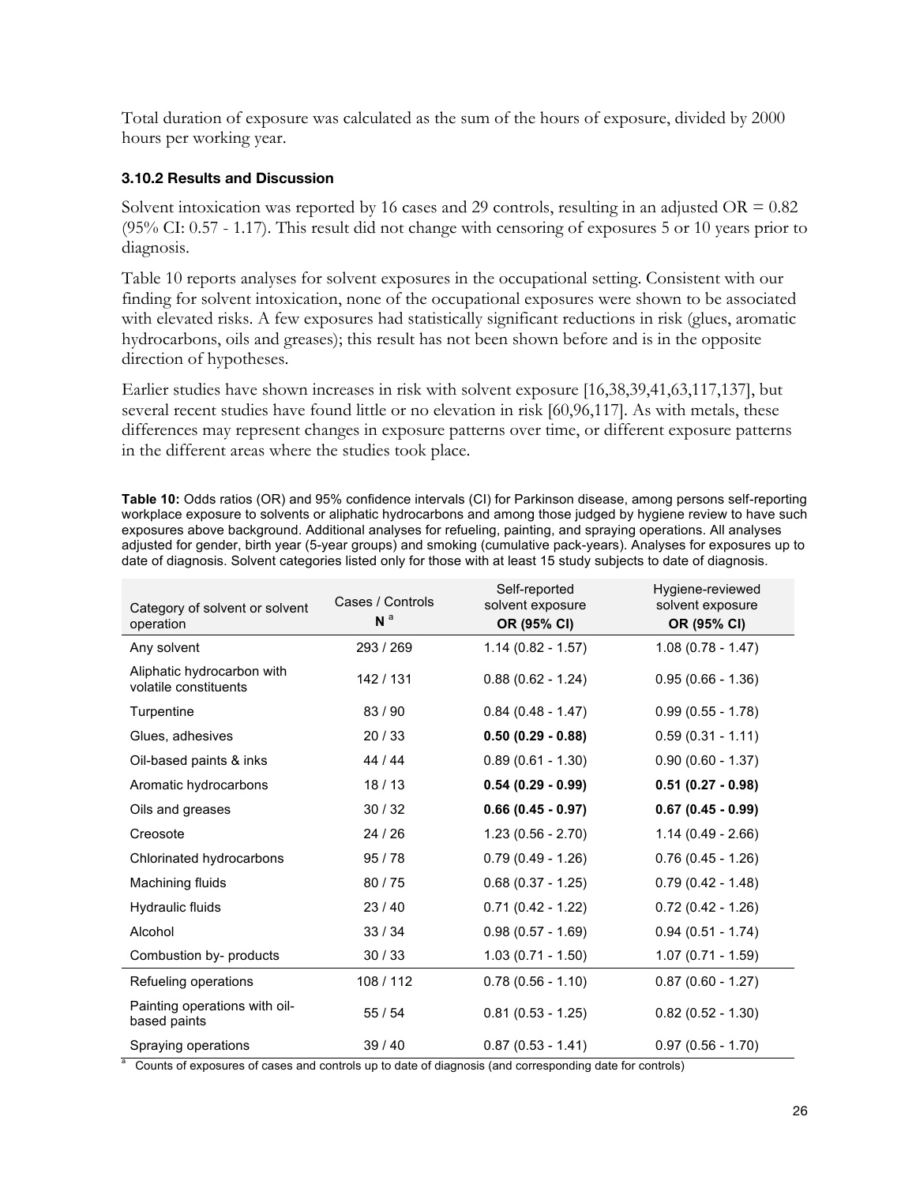Total duration of exposure was calculated as the sum of the hours of exposure, divided by 2000 hours per working year.

### 3.10.2 Results and Discussion

Solvent intoxication was reported by 16 cases and 29 controls, resulting in an adjusted OR = 0.82 (95% CI: 0.57 - 1.17). This result did not change with censoring of exposures 5 or 10 years prior to diagnosis.

Table 10 reports analyses for solvent exposures in the occupational setting. Consistent with our finding for solvent intoxication, none of the occupational exposures were shown to be associated with elevated risks. A few exposures had statistically significant reductions in risk (glues, aromatic hydrocarbons, oils and greases); this result has not been shown before and is in the opposite direction of hypotheses.

Earlier studies have shown increases in risk with solvent exposure [16,38,39,41,63,117,137], but several recent studies have found little or no elevation in risk [60,96,117]. As with metals, these differences may represent changes in exposure patterns over time, or different exposure patterns in the different areas where the studies took place.

**Table 10:** Odds ratios (OR) and 95% confidence intervals (CI) for Parkinson disease, among persons self-reporting workplace exposure to solvents or aliphatic hydrocarbons and among those judged by hygiene review to have such exposures above background. Additional analyses for refueling, painting, and spraying operations. All analyses adjusted for gender, birth year (5-year groups) and smoking (cumulative pack-years). Analyses for exposures up to date of diagnosis. Solvent categories listed only for those with at least 15 study subjects to date of diagnosis.

| Category of solvent or solvent operation | Cases / Controls N [a] | Self-reported solvent exposure **OR (95% CI)** | Hygiene-reviewed solvent exposure **OR (95% CI)** |
|---|---|---|---|
| Any solvent | 293 / 269 | 1.14 (0.82 - 1.57) | 1.08 (0.78 - 1.47) |
| Aliphatic hydrocarbon with volatile constituents | 142 / 131 | 0.88 (0.62 - 1.24) | 0.95 (0.66 - 1.36) |
| Turpentine | 83 / 90 | 0.84 (0.48 - 1.47) | 0.99 (0.55 - 1.78) |
| Glues, adhesives | 20 / 33 | **0.50 (0.29 - 0.88)** | 0.59 (0.31 - 1.11) |
| Oil-based paints & inks | 44 / 44 | 0.89 (0.61 - 1.30) | 0.90 (0.60 - 1.37) |
| Aromatic hydrocarbons | 18 / 13 | **0.54 (0.29 - 0.99)** | **0.51 (0.27 - 0.98)** |
| Oils and greases | 30 / 32 | **0.66 (0.45 - 0.97)** | **0.67 (0.45 - 0.99)** |
| Creosote | 24 / 26 | 1.23 (0.56 - 2.70) | 1.14 (0.49 - 2.66) |
| Chlorinated hydrocarbons | 95 / 78 | 0.79 (0.49 - 1.26) | 0.76 (0.45 - 1.26) |
| Machining fluids | 80 / 75 | 0.68 (0.37 - 1.25) | 0.79 (0.42 - 1.48) |
| Hydraulic fluids | 23 / 40 | 0.71 (0.42 - 1.22) | 0.72 (0.42 - 1.26) |
| Alcohol | 33 / 34 | 0.98 (0.57 - 1.69) | 0.94 (0.51 - 1.74) |
| Combustion by- products | 30 / 33 | 1.03 (0.71 - 1.50) | 1.07 (0.71 - 1.59) |
| Refueling operations | 108 / 112 | 0.78 (0.56 - 1.10) | 0.87 (0.60 - 1.27) |
| Painting operations with oil-based paints | 55 / 54 | 0.81 (0.53 - 1.25) | 0.82 (0.52 - 1.30) |
| Spraying operations | 39 / 40 | 0.87 (0.53 - 1.41) | 0.97 (0.56 - 1.70) |

[a] Counts of exposures of cases and controls up to date of diagnosis (and corresponding date for controls)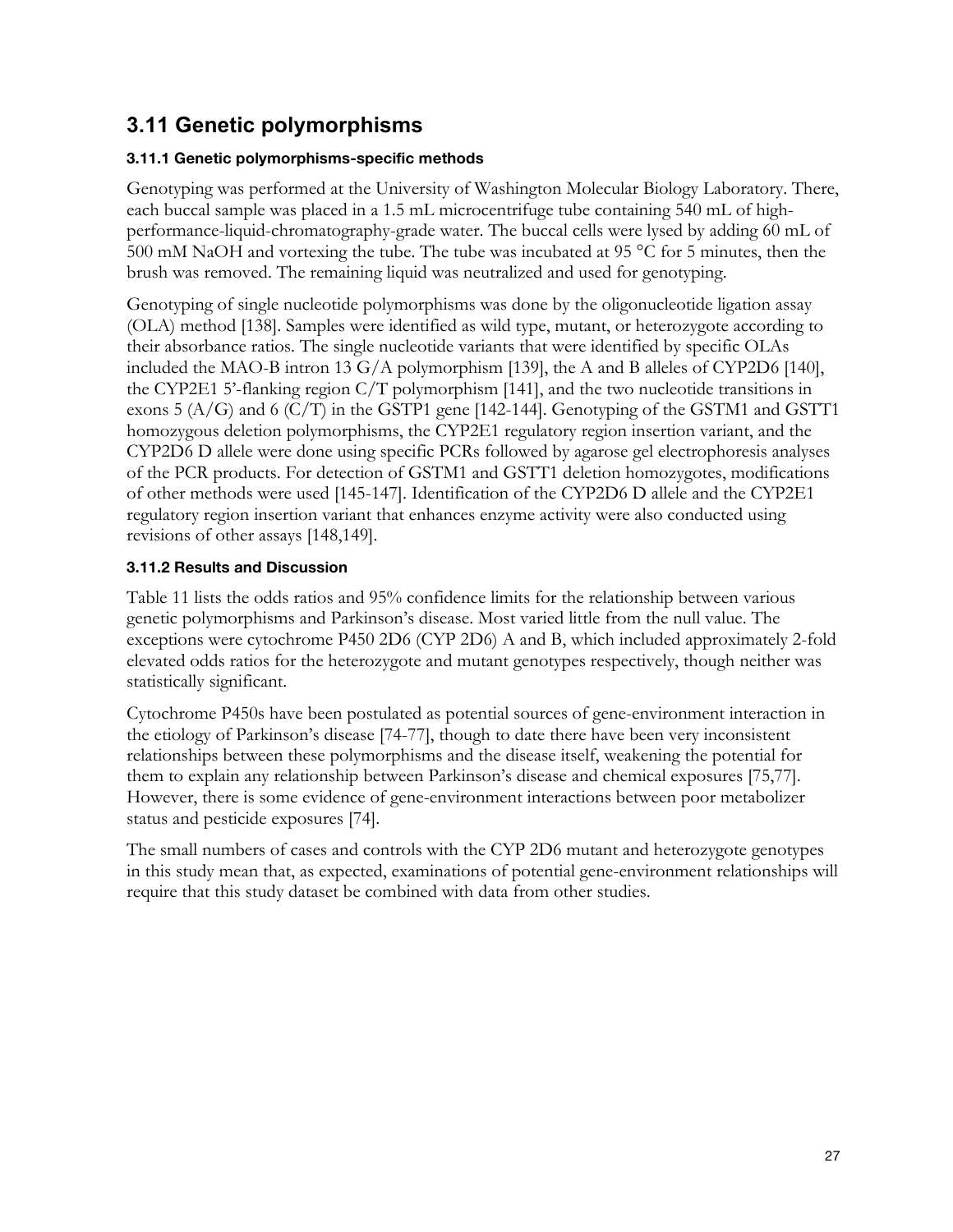## 3.11 Genetic polymorphisms

### 3.11.1 Genetic polymorphisms-specific methods

Genotyping was performed at the University of Washington Molecular Biology Laboratory. There, each buccal sample was placed in a 1.5 mL microcentrifuge tube containing 540 mL of high-performance-liquid-chromatography-grade water. The buccal cells were lysed by adding 60 mL of 500 mM NaOH and vortexing the tube. The tube was incubated at 95 °C for 5 minutes, then the brush was removed. The remaining liquid was neutralized and used for genotyping.

Genotyping of single nucleotide polymorphisms was done by the oligonucleotide ligation assay (OLA) method [138]. Samples were identified as wild type, mutant, or heterozygote according to their absorbance ratios. The single nucleotide variants that were identified by specific OLAs included the MAO-B intron 13 G/A polymorphism [139], the A and B alleles of CYP2D6 [140], the CYP2E1 5'-flanking region C/T polymorphism [141], and the two nucleotide transitions in exons 5 (A/G) and 6 (C/T) in the GSTP1 gene [142-144]. Genotyping of the GSTM1 and GSTT1 homozygous deletion polymorphisms, the CYP2E1 regulatory region insertion variant, and the CYP2D6 D allele were done using specific PCRs followed by agarose gel electrophoresis analyses of the PCR products. For detection of GSTM1 and GSTT1 deletion homozygotes, modifications of other methods were used [145-147]. Identification of the CYP2D6 D allele and the CYP2E1 regulatory region insertion variant that enhances enzyme activity were also conducted using revisions of other assays [148,149].

### 3.11.2 Results and Discussion

Table 11 lists the odds ratios and 95% confidence limits for the relationship between various genetic polymorphisms and Parkinson's disease. Most varied little from the null value. The exceptions were cytochrome P450 2D6 (CYP 2D6) A and B, which included approximately 2-fold elevated odds ratios for the heterozygote and mutant genotypes respectively, though neither was statistically significant.

Cytochrome P450s have been postulated as potential sources of gene-environment interaction in the etiology of Parkinson's disease [74-77], though to date there have been very inconsistent relationships between these polymorphisms and the disease itself, weakening the potential for them to explain any relationship between Parkinson's disease and chemical exposures [75,77]. However, there is some evidence of gene-environment interactions between poor metabolizer status and pesticide exposures [74].

The small numbers of cases and controls with the CYP 2D6 mutant and heterozygote genotypes in this study mean that, as expected, examinations of potential gene-environment relationships will require that this study dataset be combined with data from other studies.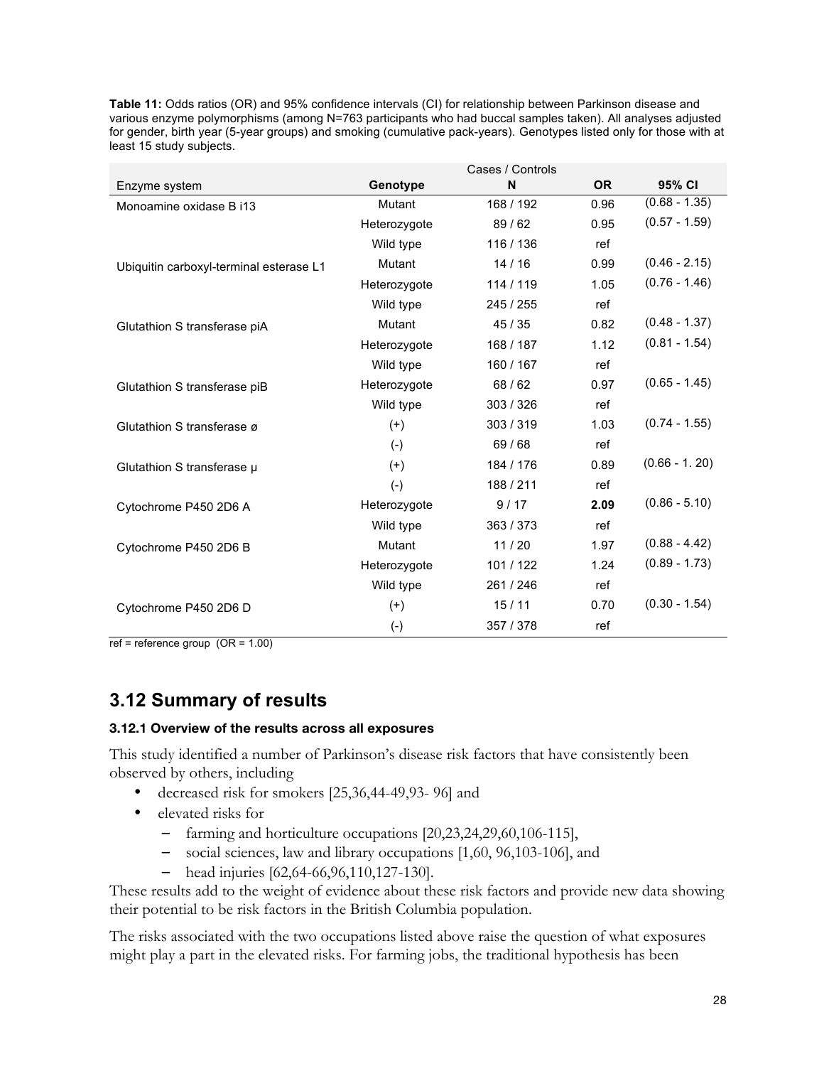**Table 11:** Odds ratios (OR) and 95% confidence intervals (CI) for relationship between Parkinson disease and various enzyme polymorphisms (among N=763 participants who had buccal samples taken). All analyses adjusted for gender, birth year (5-year groups) and smoking (cumulative pack-years). Genotypes listed only for those with at least 15 study subjects.

| Enzyme system | Genotype | Cases / Controls N | OR | 95% CI |
|---|---|---|---|---|
| Monoamine oxidase B i13 | Mutant | 168 / 192 | 0.96 | (0.68 - 1.35) |
| | Heterozygote | 89 / 62 | 0.95 | (0.57 - 1.59) |
| | Wild type | 116 / 136 | ref | |
| Ubiquitin carboxyl-terminal esterase L1 | Mutant | 14 / 16 | 0.99 | (0.46 - 2.15) |
| | Heterozygote | 114 / 119 | 1.05 | (0.76 - 1.46) |
| | Wild type | 245 / 255 | ref | |
| Glutathion S transferase piA | Mutant | 45 / 35 | 0.82 | (0.48 - 1.37) |
| | Heterozygote | 168 / 187 | 1.12 | (0.81 - 1.54) |
| | Wild type | 160 / 167 | ref | |
| Glutathion S transferase piB | Heterozygote | 68 / 62 | 0.97 | (0.65 - 1.45) |
| | Wild type | 303 / 326 | ref | |
| Glutathion S transferase ø | (+) | 303 / 319 | 1.03 | (0.74 - 1.55) |
| | (-) | 69 / 68 | ref | |
| Glutathion S transferase μ | (+) | 184 / 176 | 0.89 | (0.66 - 1. 20) |
| | (-) | 188 / 211 | ref | |
| Cytochrome P450 2D6 A | Heterozygote | 9 / 17 | **2.09** | (0.86 - 5.10) |
| | Wild type | 363 / 373 | ref | |
| Cytochrome P450 2D6 B | Mutant | 11 / 20 | 1.97 | (0.88 - 4.42) |
| | Heterozygote | 101 / 122 | 1.24 | (0.89 - 1.73) |
| | Wild type | 261 / 246 | ref | |
| Cytochrome P450 2D6 D | (+) | 15 / 11 | 0.70 | (0.30 - 1.54) |
| | (-) | 357 / 378 | ref | |

ref = reference group (OR = 1.00)

## 3.12 Summary of results

### 3.12.1 Overview of the results across all exposures

This study identified a number of Parkinson's disease risk factors that have consistently been observed by others, including

- decreased risk for smokers [25,36,44-49,93- 96] and
- elevated risks for
  - farming and horticulture occupations [20,23,24,29,60,106-115],
  - social sciences, law and library occupations [1,60, 96,103-106], and
  - head injuries [62,64-66,96,110,127-130].

These results add to the weight of evidence about these risk factors and provide new data showing their potential to be risk factors in the British Columbia population.

The risks associated with the two occupations listed above raise the question of what exposures might play a part in the elevated risks. For farming jobs, the traditional hypothesis has been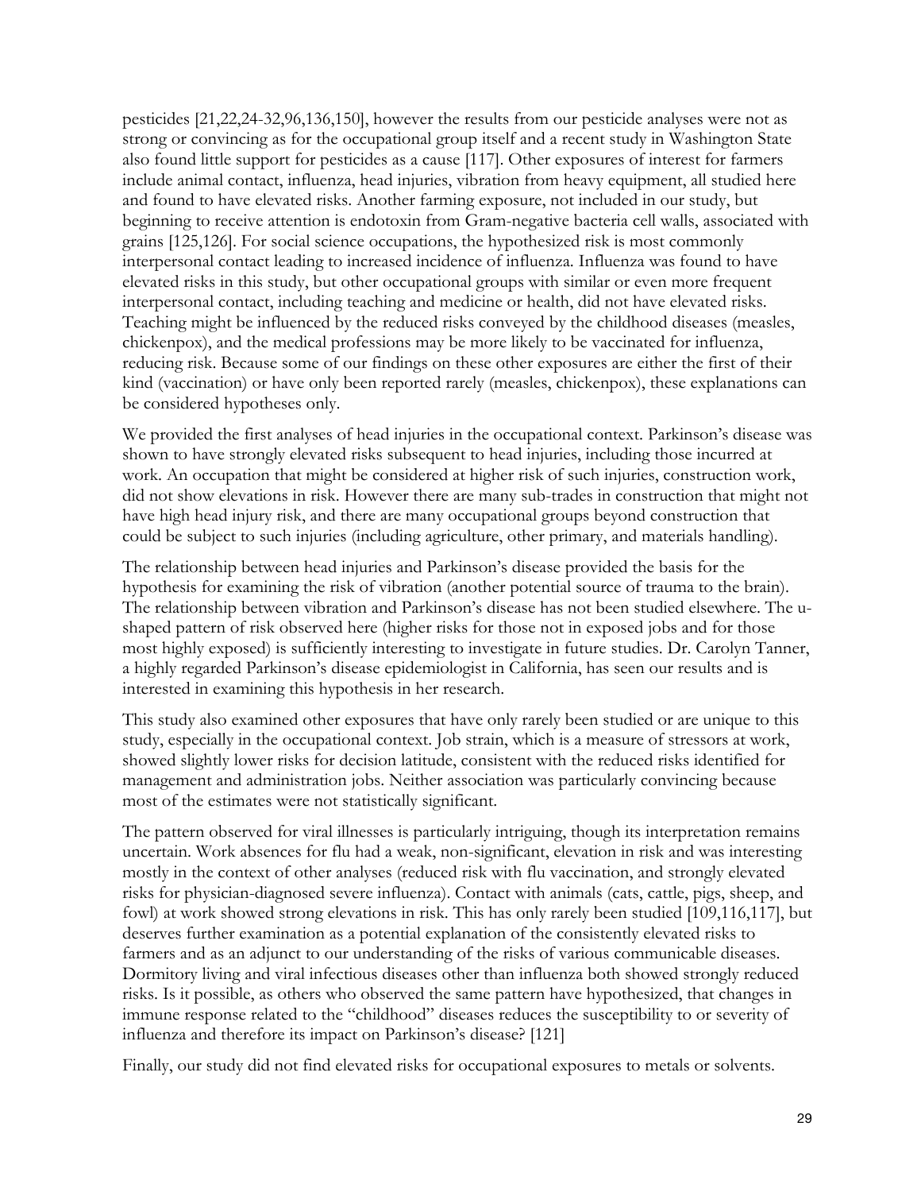pesticides [21,22,24-32,96,136,150], however the results from our pesticide analyses were not as strong or convincing as for the occupational group itself and a recent study in Washington State also found little support for pesticides as a cause [117]. Other exposures of interest for farmers include animal contact, influenza, head injuries, vibration from heavy equipment, all studied here and found to have elevated risks. Another farming exposure, not included in our study, but beginning to receive attention is endotoxin from Gram-negative bacteria cell walls, associated with grains [125,126]. For social science occupations, the hypothesized risk is most commonly interpersonal contact leading to increased incidence of influenza. Influenza was found to have elevated risks in this study, but other occupational groups with similar or even more frequent interpersonal contact, including teaching and medicine or health, did not have elevated risks. Teaching might be influenced by the reduced risks conveyed by the childhood diseases (measles, chickenpox), and the medical professions may be more likely to be vaccinated for influenza, reducing risk. Because some of our findings on these other exposures are either the first of their kind (vaccination) or have only been reported rarely (measles, chickenpox), these explanations can be considered hypotheses only.

We provided the first analyses of head injuries in the occupational context. Parkinson's disease was shown to have strongly elevated risks subsequent to head injuries, including those incurred at work. An occupation that might be considered at higher risk of such injuries, construction work, did not show elevations in risk. However there are many sub-trades in construction that might not have high head injury risk, and there are many occupational groups beyond construction that could be subject to such injuries (including agriculture, other primary, and materials handling).

The relationship between head injuries and Parkinson's disease provided the basis for the hypothesis for examining the risk of vibration (another potential source of trauma to the brain). The relationship between vibration and Parkinson's disease has not been studied elsewhere. The u-shaped pattern of risk observed here (higher risks for those not in exposed jobs and for those most highly exposed) is sufficiently interesting to investigate in future studies. Dr. Carolyn Tanner, a highly regarded Parkinson's disease epidemiologist in California, has seen our results and is interested in examining this hypothesis in her research.

This study also examined other exposures that have only rarely been studied or are unique to this study, especially in the occupational context. Job strain, which is a measure of stressors at work, showed slightly lower risks for decision latitude, consistent with the reduced risks identified for management and administration jobs. Neither association was particularly convincing because most of the estimates were not statistically significant.

The pattern observed for viral illnesses is particularly intriguing, though its interpretation remains uncertain. Work absences for flu had a weak, non-significant, elevation in risk and was interesting mostly in the context of other analyses (reduced risk with flu vaccination, and strongly elevated risks for physician-diagnosed severe influenza). Contact with animals (cats, cattle, pigs, sheep, and fowl) at work showed strong elevations in risk. This has only rarely been studied [109,116,117], but deserves further examination as a potential explanation of the consistently elevated risks to farmers and as an adjunct to our understanding of the risks of various communicable diseases. Dormitory living and viral infectious diseases other than influenza both showed strongly reduced risks. Is it possible, as others who observed the same pattern have hypothesized, that changes in immune response related to the "childhood" diseases reduces the susceptibility to or severity of influenza and therefore its impact on Parkinson's disease? [121]

Finally, our study did not find elevated risks for occupational exposures to metals or solvents.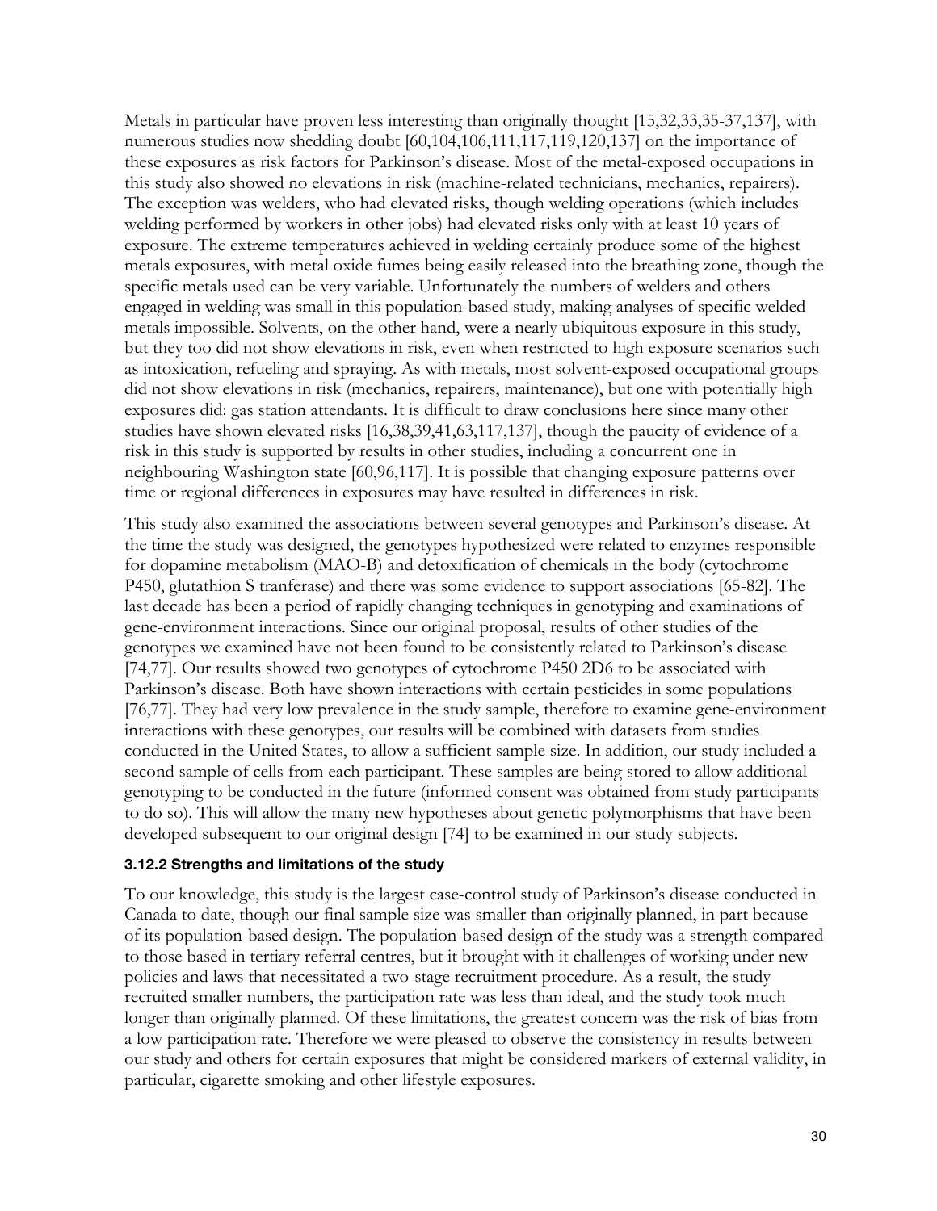Metals in particular have proven less interesting than originally thought [15,32,33,35-37,137], with numerous studies now shedding doubt [60,104,106,111,117,119,120,137] on the importance of these exposures as risk factors for Parkinson's disease. Most of the metal-exposed occupations in this study also showed no elevations in risk (machine-related technicians, mechanics, repairers). The exception was welders, who had elevated risks, though welding operations (which includes welding performed by workers in other jobs) had elevated risks only with at least 10 years of exposure. The extreme temperatures achieved in welding certainly produce some of the highest metals exposures, with metal oxide fumes being easily released into the breathing zone, though the specific metals used can be very variable. Unfortunately the numbers of welders and others engaged in welding was small in this population-based study, making analyses of specific welded metals impossible. Solvents, on the other hand, were a nearly ubiquitous exposure in this study, but they too did not show elevations in risk, even when restricted to high exposure scenarios such as intoxication, refueling and spraying. As with metals, most solvent-exposed occupational groups did not show elevations in risk (mechanics, repairers, maintenance), but one with potentially high exposures did: gas station attendants. It is difficult to draw conclusions here since many other studies have shown elevated risks [16,38,39,41,63,117,137], though the paucity of evidence of a risk in this study is supported by results in other studies, including a concurrent one in neighbouring Washington state [60,96,117]. It is possible that changing exposure patterns over time or regional differences in exposures may have resulted in differences in risk.

This study also examined the associations between several genotypes and Parkinson's disease. At the time the study was designed, the genotypes hypothesized were related to enzymes responsible for dopamine metabolism (MAO-B) and detoxification of chemicals in the body (cytochrome P450, glutathion S tranferase) and there was some evidence to support associations [65-82]. The last decade has been a period of rapidly changing techniques in genotyping and examinations of gene-environment interactions. Since our original proposal, results of other studies of the genotypes we examined have not been found to be consistently related to Parkinson's disease [74,77]. Our results showed two genotypes of cytochrome P450 2D6 to be associated with Parkinson's disease. Both have shown interactions with certain pesticides in some populations [76,77]. They had very low prevalence in the study sample, therefore to examine gene-environment interactions with these genotypes, our results will be combined with datasets from studies conducted in the United States, to allow a sufficient sample size. In addition, our study included a second sample of cells from each participant. These samples are being stored to allow additional genotyping to be conducted in the future (informed consent was obtained from study participants to do so). This will allow the many new hypotheses about genetic polymorphisms that have been developed subsequent to our original design [74] to be examined in our study subjects.

### 3.12.2 Strengths and limitations of the study

To our knowledge, this study is the largest case-control study of Parkinson's disease conducted in Canada to date, though our final sample size was smaller than originally planned, in part because of its population-based design. The population-based design of the study was a strength compared to those based in tertiary referral centres, but it brought with it challenges of working under new policies and laws that necessitated a two-stage recruitment procedure. As a result, the study recruited smaller numbers, the participation rate was less than ideal, and the study took much longer than originally planned. Of these limitations, the greatest concern was the risk of bias from a low participation rate. Therefore we were pleased to observe the consistency in results between our study and others for certain exposures that might be considered markers of external validity, in particular, cigarette smoking and other lifestyle exposures.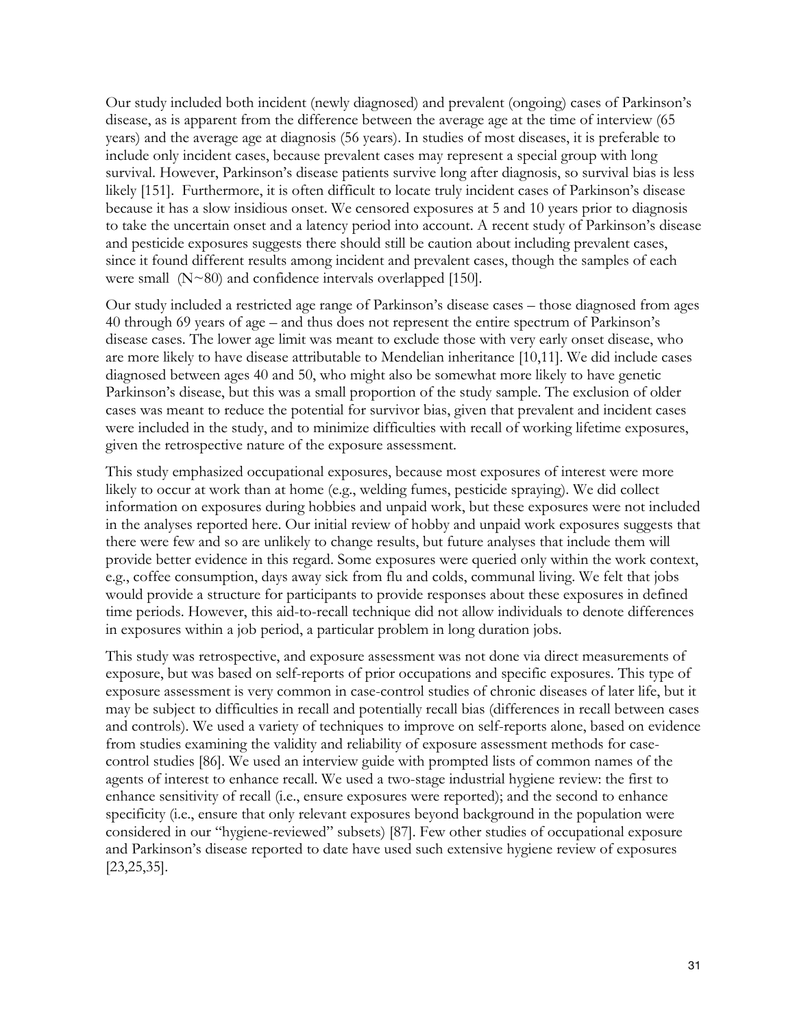Our study included both incident (newly diagnosed) and prevalent (ongoing) cases of Parkinson's disease, as is apparent from the difference between the average age at the time of interview (65 years) and the average age at diagnosis (56 years). In studies of most diseases, it is preferable to include only incident cases, because prevalent cases may represent a special group with long survival. However, Parkinson's disease patients survive long after diagnosis, so survival bias is less likely [151]. Furthermore, it is often difficult to locate truly incident cases of Parkinson's disease because it has a slow insidious onset. We censored exposures at 5 and 10 years prior to diagnosis to take the uncertain onset and a latency period into account. A recent study of Parkinson's disease and pesticide exposures suggests there should still be caution about including prevalent cases, since it found different results among incident and prevalent cases, though the samples of each were small (N~80) and confidence intervals overlapped [150].

Our study included a restricted age range of Parkinson's disease cases – those diagnosed from ages 40 through 69 years of age – and thus does not represent the entire spectrum of Parkinson's disease cases. The lower age limit was meant to exclude those with very early onset disease, who are more likely to have disease attributable to Mendelian inheritance [10,11]. We did include cases diagnosed between ages 40 and 50, who might also be somewhat more likely to have genetic Parkinson's disease, but this was a small proportion of the study sample. The exclusion of older cases was meant to reduce the potential for survivor bias, given that prevalent and incident cases were included in the study, and to minimize difficulties with recall of working lifetime exposures, given the retrospective nature of the exposure assessment.

This study emphasized occupational exposures, because most exposures of interest were more likely to occur at work than at home (e.g., welding fumes, pesticide spraying). We did collect information on exposures during hobbies and unpaid work, but these exposures were not included in the analyses reported here. Our initial review of hobby and unpaid work exposures suggests that there were few and so are unlikely to change results, but future analyses that include them will provide better evidence in this regard. Some exposures were queried only within the work context, e.g., coffee consumption, days away sick from flu and colds, communal living. We felt that jobs would provide a structure for participants to provide responses about these exposures in defined time periods. However, this aid-to-recall technique did not allow individuals to denote differences in exposures within a job period, a particular problem in long duration jobs.

This study was retrospective, and exposure assessment was not done via direct measurements of exposure, but was based on self-reports of prior occupations and specific exposures. This type of exposure assessment is very common in case-control studies of chronic diseases of later life, but it may be subject to difficulties in recall and potentially recall bias (differences in recall between cases and controls). We used a variety of techniques to improve on self-reports alone, based on evidence from studies examining the validity and reliability of exposure assessment methods for case-control studies [86]. We used an interview guide with prompted lists of common names of the agents of interest to enhance recall. We used a two-stage industrial hygiene review: the first to enhance sensitivity of recall (i.e., ensure exposures were reported); and the second to enhance specificity (i.e., ensure that only relevant exposures beyond background in the population were considered in our "hygiene-reviewed" subsets) [87]. Few other studies of occupational exposure and Parkinson's disease reported to date have used such extensive hygiene review of exposures [23,25,35].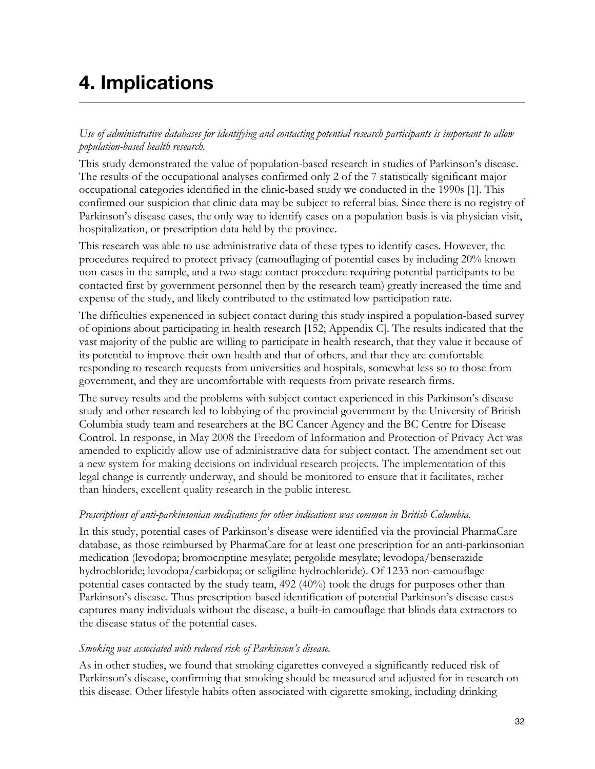# 4. Implications

*Use of administrative databases for identifying and contacting potential research participants is important to allow population-based health research.*

This study demonstrated the value of population-based research in studies of Parkinson's disease. The results of the occupational analyses confirmed only 2 of the 7 statistically significant major occupational categories identified in the clinic-based study we conducted in the 1990s [1]. This confirmed our suspicion that clinic data may be subject to referral bias. Since there is no registry of Parkinson's disease cases, the only way to identify cases on a population basis is via physician visit, hospitalization, or prescription data held by the province.

This research was able to use administrative data of these types to identify cases. However, the procedures required to protect privacy (camouflaging of potential cases by including 20% known non-cases in the sample, and a two-stage contact procedure requiring potential participants to be contacted first by government personnel then by the research team) greatly increased the time and expense of the study, and likely contributed to the estimated low participation rate.

The difficulties experienced in subject contact during this study inspired a population-based survey of opinions about participating in health research [152; Appendix C]. The results indicated that the vast majority of the public are willing to participate in health research, that they value it because of its potential to improve their own health and that of others, and that they are comfortable responding to research requests from universities and hospitals, somewhat less so to those from government, and they are uncomfortable with requests from private research firms.

The survey results and the problems with subject contact experienced in this Parkinson's disease study and other research led to lobbying of the provincial government by the University of British Columbia study team and researchers at the BC Cancer Agency and the BC Centre for Disease Control. In response, in May 2008 the Freedom of Information and Protection of Privacy Act was amended to explicitly allow use of administrative data for subject contact. The amendment set out a new system for making decisions on individual research projects. The implementation of this legal change is currently underway, and should be monitored to ensure that it facilitates, rather than hinders, excellent quality research in the public interest.

*Prescriptions of anti-parkinsonian medications for other indications was common in British Columbia.*

In this study, potential cases of Parkinson's disease were identified via the provincial PharmaCare database, as those reimbursed by PharmaCare for at least one prescription for an anti-parkinsonian medication (levodopa; bromocriptine mesylate; pergolide mesylate; levodopa/benserazide hydrochloride; levodopa/carbidopa; or seligiline hydrochloride). Of 1233 non-camouflage potential cases contacted by the study team, 492 (40%) took the drugs for purposes other than Parkinson's disease. Thus prescription-based identification of potential Parkinson's disease cases captures many individuals without the disease, a built-in camouflage that blinds data extractors to the disease status of the potential cases.

*Smoking was associated with reduced risk of Parkinson's disease.*

As in other studies, we found that smoking cigarettes conveyed a significantly reduced risk of Parkinson's disease, confirming that smoking should be measured and adjusted for in research on this disease. Other lifestyle habits often associated with cigarette smoking, including drinking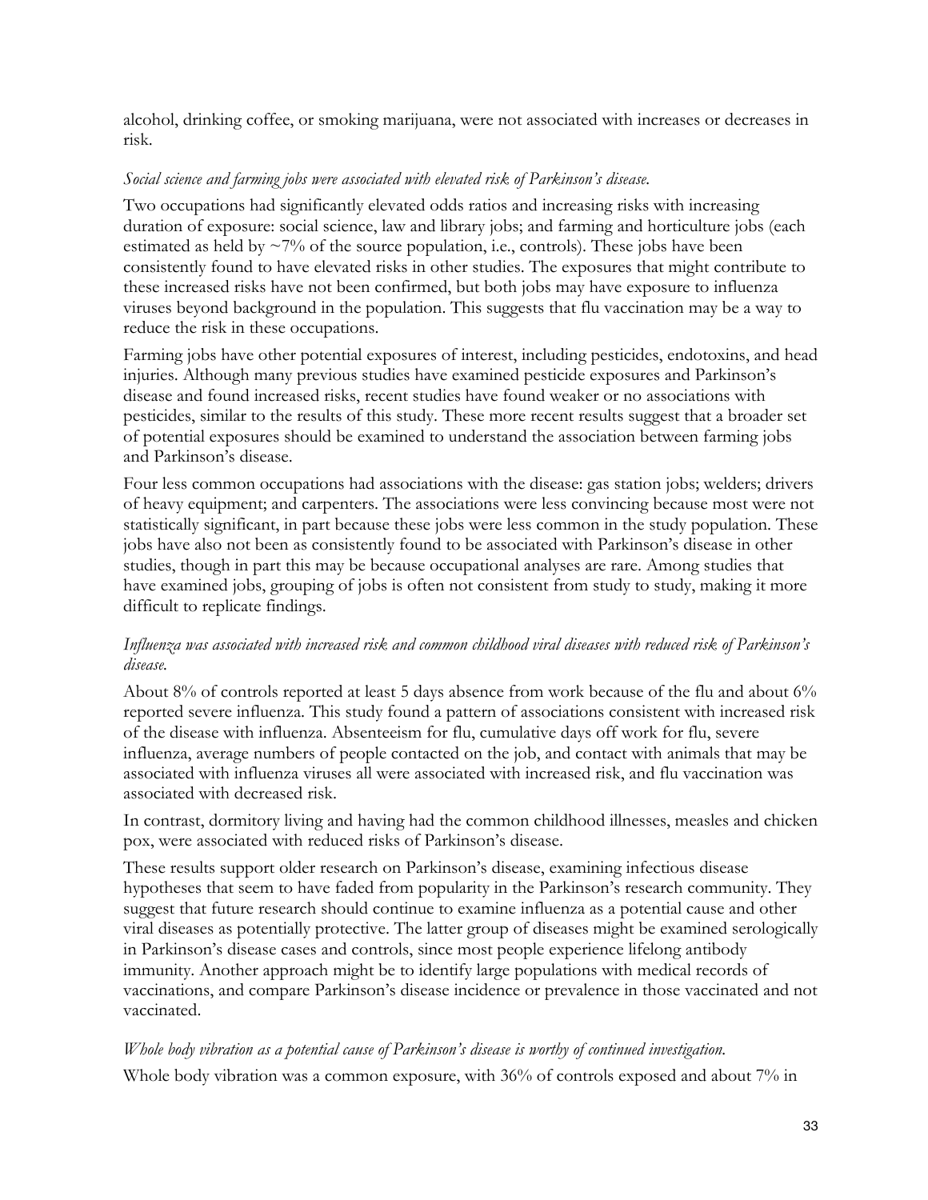alcohol, drinking coffee, or smoking marijuana, were not associated with increases or decreases in risk.

*Social science and farming jobs were associated with elevated risk of Parkinson's disease.*

Two occupations had significantly elevated odds ratios and increasing risks with increasing duration of exposure: social science, law and library jobs; and farming and horticulture jobs (each estimated as held by ~7% of the source population, i.e., controls). These jobs have been consistently found to have elevated risks in other studies. The exposures that might contribute to these increased risks have not been confirmed, but both jobs may have exposure to influenza viruses beyond background in the population. This suggests that flu vaccination may be a way to reduce the risk in these occupations.

Farming jobs have other potential exposures of interest, including pesticides, endotoxins, and head injuries. Although many previous studies have examined pesticide exposures and Parkinson's disease and found increased risks, recent studies have found weaker or no associations with pesticides, similar to the results of this study. These more recent results suggest that a broader set of potential exposures should be examined to understand the association between farming jobs and Parkinson's disease.

Four less common occupations had associations with the disease: gas station jobs; welders; drivers of heavy equipment; and carpenters. The associations were less convincing because most were not statistically significant, in part because these jobs were less common in the study population. These jobs have also not been as consistently found to be associated with Parkinson's disease in other studies, though in part this may be because occupational analyses are rare. Among studies that have examined jobs, grouping of jobs is often not consistent from study to study, making it more difficult to replicate findings.

*Influenza was associated with increased risk and common childhood viral diseases with reduced risk of Parkinson's disease.*

About 8% of controls reported at least 5 days absence from work because of the flu and about 6% reported severe influenza. This study found a pattern of associations consistent with increased risk of the disease with influenza. Absenteeism for flu, cumulative days off work for flu, severe influenza, average numbers of people contacted on the job, and contact with animals that may be associated with influenza viruses all were associated with increased risk, and flu vaccination was associated with decreased risk.

In contrast, dormitory living and having had the common childhood illnesses, measles and chicken pox, were associated with reduced risks of Parkinson's disease.

These results support older research on Parkinson's disease, examining infectious disease hypotheses that seem to have faded from popularity in the Parkinson's research community. They suggest that future research should continue to examine influenza as a potential cause and other viral diseases as potentially protective. The latter group of diseases might be examined serologically in Parkinson's disease cases and controls, since most people experience lifelong antibody immunity. Another approach might be to identify large populations with medical records of vaccinations, and compare Parkinson's disease incidence or prevalence in those vaccinated and not vaccinated.

*Whole body vibration as a potential cause of Parkinson's disease is worthy of continued investigation.*

Whole body vibration was a common exposure, with 36% of controls exposed and about 7% in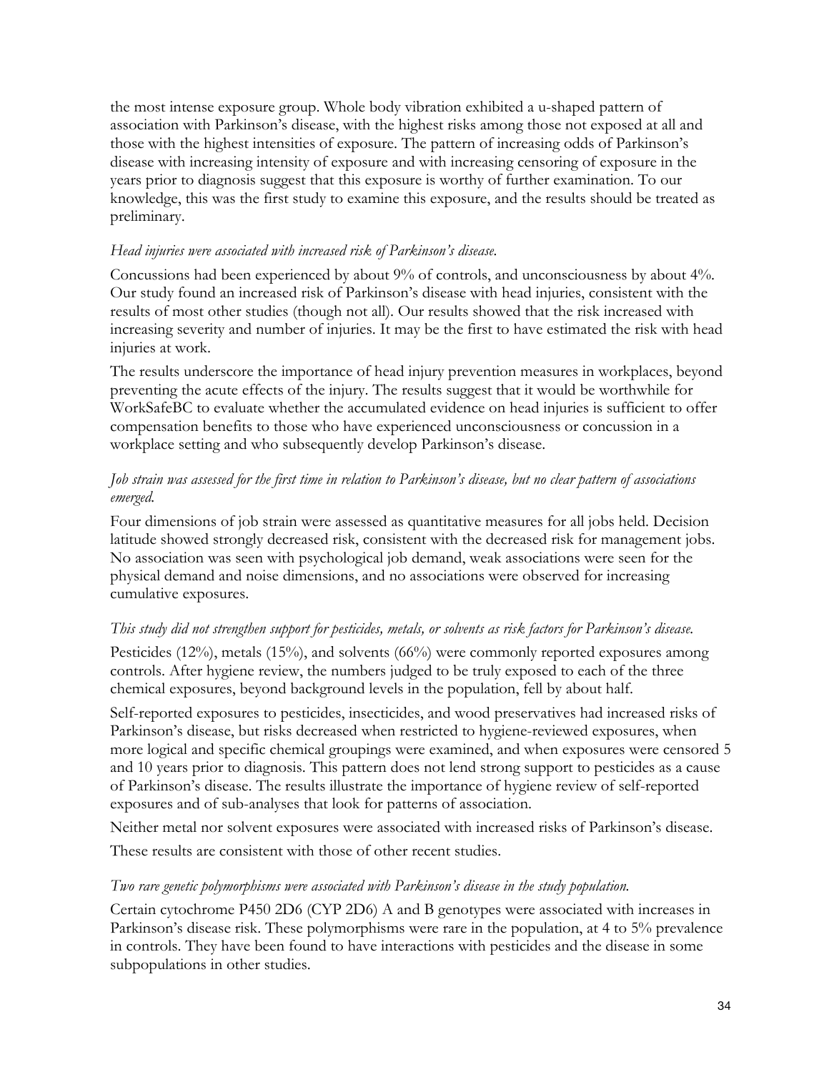the most intense exposure group. Whole body vibration exhibited a u-shaped pattern of association with Parkinson's disease, with the highest risks among those not exposed at all and those with the highest intensities of exposure. The pattern of increasing odds of Parkinson's disease with increasing intensity of exposure and with increasing censoring of exposure in the years prior to diagnosis suggest that this exposure is worthy of further examination. To our knowledge, this was the first study to examine this exposure, and the results should be treated as preliminary.

*Head injuries were associated with increased risk of Parkinson's disease.*

Concussions had been experienced by about 9% of controls, and unconsciousness by about 4%. Our study found an increased risk of Parkinson's disease with head injuries, consistent with the results of most other studies (though not all). Our results showed that the risk increased with increasing severity and number of injuries. It may be the first to have estimated the risk with head injuries at work.

The results underscore the importance of head injury prevention measures in workplaces, beyond preventing the acute effects of the injury. The results suggest that it would be worthwhile for WorkSafeBC to evaluate whether the accumulated evidence on head injuries is sufficient to offer compensation benefits to those who have experienced unconsciousness or concussion in a workplace setting and who subsequently develop Parkinson's disease.

*Job strain was assessed for the first time in relation to Parkinson's disease, but no clear pattern of associations emerged.*

Four dimensions of job strain were assessed as quantitative measures for all jobs held. Decision latitude showed strongly decreased risk, consistent with the decreased risk for management jobs. No association was seen with psychological job demand, weak associations were seen for the physical demand and noise dimensions, and no associations were observed for increasing cumulative exposures.

*This study did not strengthen support for pesticides, metals, or solvents as risk factors for Parkinson's disease.*

Pesticides (12%), metals (15%), and solvents (66%) were commonly reported exposures among controls. After hygiene review, the numbers judged to be truly exposed to each of the three chemical exposures, beyond background levels in the population, fell by about half.

Self-reported exposures to pesticides, insecticides, and wood preservatives had increased risks of Parkinson's disease, but risks decreased when restricted to hygiene-reviewed exposures, when more logical and specific chemical groupings were examined, and when exposures were censored 5 and 10 years prior to diagnosis. This pattern does not lend strong support to pesticides as a cause of Parkinson's disease. The results illustrate the importance of hygiene review of self-reported exposures and of sub-analyses that look for patterns of association.

Neither metal nor solvent exposures were associated with increased risks of Parkinson's disease.

These results are consistent with those of other recent studies.

*Two rare genetic polymorphisms were associated with Parkinson's disease in the study population.*

Certain cytochrome P450 2D6 (CYP 2D6) A and B genotypes were associated with increases in Parkinson's disease risk. These polymorphisms were rare in the population, at 4 to 5% prevalence in controls. They have been found to have interactions with pesticides and the disease in some subpopulations in other studies.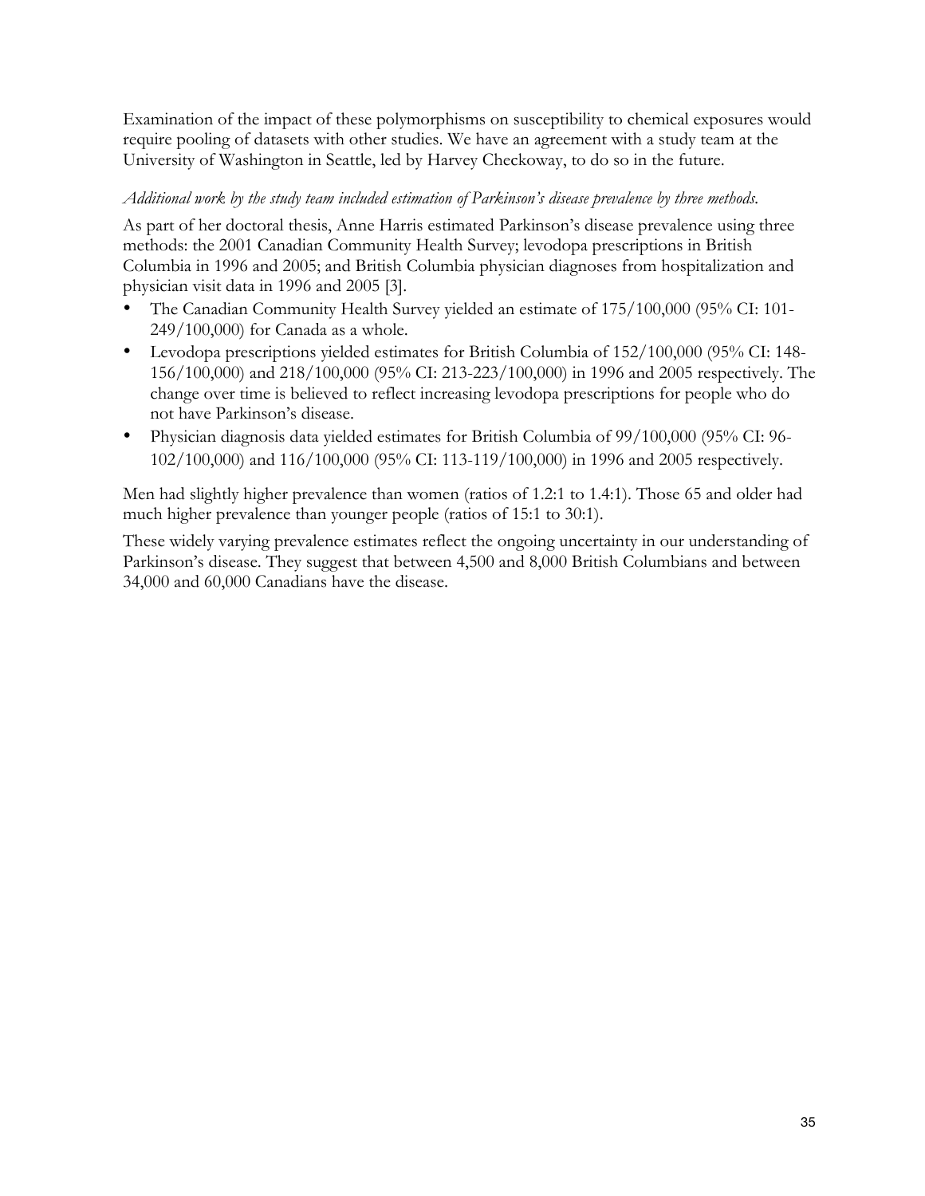Examination of the impact of these polymorphisms on susceptibility to chemical exposures would require pooling of datasets with other studies. We have an agreement with a study team at the University of Washington in Seattle, led by Harvey Checkoway, to do so in the future.

*Additional work by the study team included estimation of Parkinson's disease prevalence by three methods.*

As part of her doctoral thesis, Anne Harris estimated Parkinson's disease prevalence using three methods: the 2001 Canadian Community Health Survey; levodopa prescriptions in British Columbia in 1996 and 2005; and British Columbia physician diagnoses from hospitalization and physician visit data in 1996 and 2005 [3].

- The Canadian Community Health Survey yielded an estimate of 175/100,000 (95% CI: 101-249/100,000) for Canada as a whole.
- Levodopa prescriptions yielded estimates for British Columbia of 152/100,000 (95% CI: 148-156/100,000) and 218/100,000 (95% CI: 213-223/100,000) in 1996 and 2005 respectively. The change over time is believed to reflect increasing levodopa prescriptions for people who do not have Parkinson's disease.
- Physician diagnosis data yielded estimates for British Columbia of 99/100,000 (95% CI: 96-102/100,000) and 116/100,000 (95% CI: 113-119/100,000) in 1996 and 2005 respectively.

Men had slightly higher prevalence than women (ratios of 1.2:1 to 1.4:1). Those 65 and older had much higher prevalence than younger people (ratios of 15:1 to 30:1).

These widely varying prevalence estimates reflect the ongoing uncertainty in our understanding of Parkinson's disease. They suggest that between 4,500 and 8,000 British Columbians and between 34,000 and 60,000 Canadians have the disease.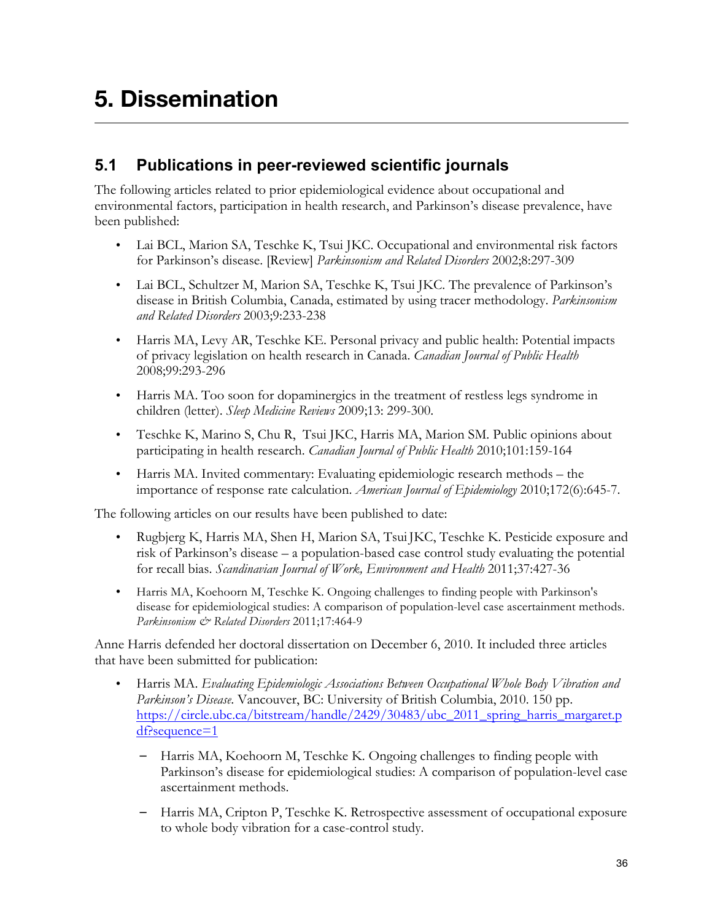# 5. Dissemination

## 5.1 Publications in peer-reviewed scientific journals

The following articles related to prior epidemiological evidence about occupational and environmental factors, participation in health research, and Parkinson's disease prevalence, have been published:

- Lai BCL, Marion SA, Teschke K, Tsui JKC. Occupational and environmental risk factors for Parkinson's disease. [Review] *Parkinsonism and Related Disorders* 2002;8:297-309
- Lai BCL, Schultzer M, Marion SA, Teschke K, Tsui JKC. The prevalence of Parkinson's disease in British Columbia, Canada, estimated by using tracer methodology. *Parkinsonism and Related Disorders* 2003;9:233-238
- Harris MA, Levy AR, Teschke KE. Personal privacy and public health: Potential impacts of privacy legislation on health research in Canada. *Canadian Journal of Public Health* 2008;99:293-296
- Harris MA. Too soon for dopaminergics in the treatment of restless legs syndrome in children (letter). *Sleep Medicine Reviews* 2009;13: 299-300.
- Teschke K, Marino S, Chu R, Tsui JKC, Harris MA, Marion SM. Public opinions about participating in health research. *Canadian Journal of Public Health* 2010;101:159-164
- Harris MA. Invited commentary: Evaluating epidemiologic research methods – the importance of response rate calculation. *American Journal of Epidemiology* 2010;172(6):645-7.

The following articles on our results have been published to date:

- Rugbjerg K, Harris MA, Shen H, Marion SA, Tsui JKC, Teschke K. Pesticide exposure and risk of Parkinson's disease – a population-based case control study evaluating the potential for recall bias. *Scandinavian Journal of Work, Environment and Health* 2011;37:427-36
- Harris MA, Koehoorn M, Teschke K. Ongoing challenges to finding people with Parkinson's disease for epidemiological studies: A comparison of population-level case ascertainment methods. *Parkinsonism & Related Disorders* 2011;17:464-9

Anne Harris defended her doctoral dissertation on December 6, 2010. It included three articles that have been submitted for publication:

- Harris MA. *Evaluating Epidemiologic Associations Between Occupational Whole Body Vibration and Parkinson's Disease.* Vancouver, BC: University of British Columbia, 2010. 150 pp. https://circle.ubc.ca/bitstream/handle/2429/30483/ubc_2011_spring_harris_margaret.pdf?sequence=1
  - Harris MA, Koehoorn M, Teschke K. Ongoing challenges to finding people with Parkinson's disease for epidemiological studies: A comparison of population-level case ascertainment methods.
  - Harris MA, Cripton P, Teschke K. Retrospective assessment of occupational exposure to whole body vibration for a case-control study.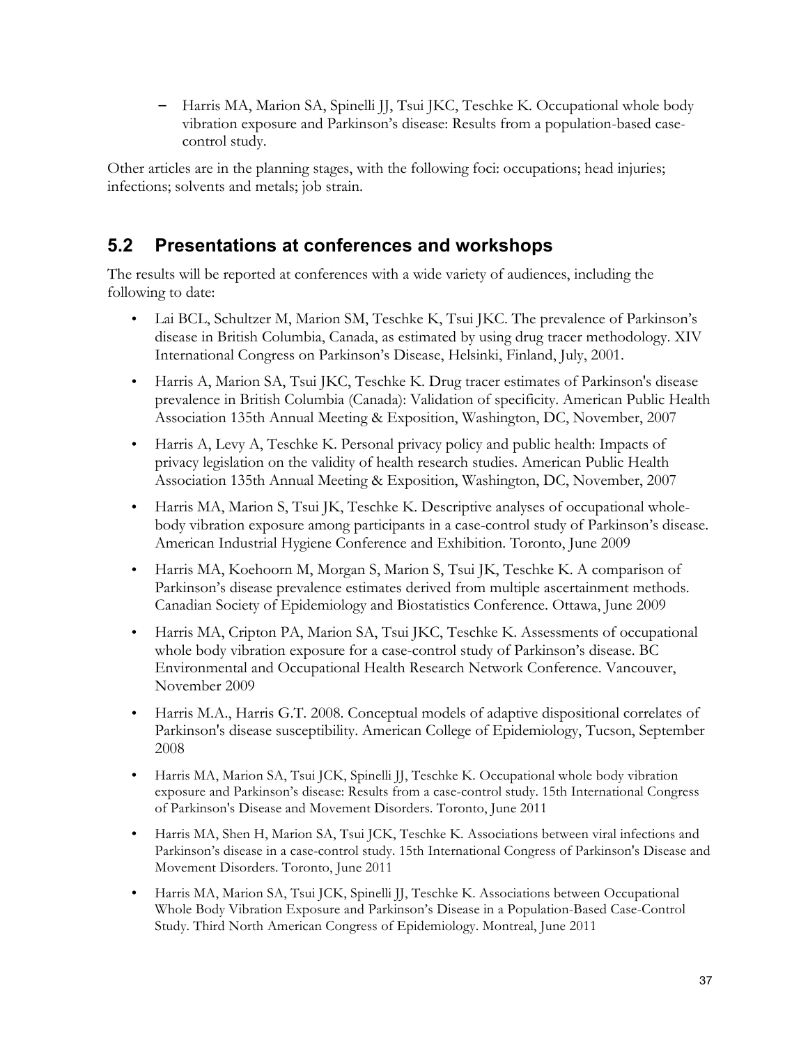- Harris MA, Marion SA, Spinelli JJ, Tsui JKC, Teschke K. Occupational whole body vibration exposure and Parkinson's disease: Results from a population-based case-control study.

Other articles are in the planning stages, with the following foci: occupations; head injuries; infections; solvents and metals; job strain.

## 5.2 Presentations at conferences and workshops

The results will be reported at conferences with a wide variety of audiences, including the following to date:

- Lai BCL, Schultzer M, Marion SM, Teschke K, Tsui JKC. The prevalence of Parkinson's disease in British Columbia, Canada, as estimated by using drug tracer methodology. XIV International Congress on Parkinson's Disease, Helsinki, Finland, July, 2001.
- Harris A, Marion SA, Tsui JKC, Teschke K. Drug tracer estimates of Parkinson's disease prevalence in British Columbia (Canada): Validation of specificity. American Public Health Association 135th Annual Meeting & Exposition, Washington, DC, November, 2007
- Harris A, Levy A, Teschke K. Personal privacy policy and public health: Impacts of privacy legislation on the validity of health research studies. American Public Health Association 135th Annual Meeting & Exposition, Washington, DC, November, 2007
- Harris MA, Marion S, Tsui JK, Teschke K. Descriptive analyses of occupational whole-body vibration exposure among participants in a case-control study of Parkinson's disease. American Industrial Hygiene Conference and Exhibition. Toronto, June 2009
- Harris MA, Koehoorn M, Morgan S, Marion S, Tsui JK, Teschke K. A comparison of Parkinson's disease prevalence estimates derived from multiple ascertainment methods. Canadian Society of Epidemiology and Biostatistics Conference. Ottawa, June 2009
- Harris MA, Cripton PA, Marion SA, Tsui JKC, Teschke K. Assessments of occupational whole body vibration exposure for a case-control study of Parkinson's disease. BC Environmental and Occupational Health Research Network Conference. Vancouver, November 2009
- Harris M.A., Harris G.T. 2008. Conceptual models of adaptive dispositional correlates of Parkinson's disease susceptibility. American College of Epidemiology, Tucson, September 2008
- Harris MA, Marion SA, Tsui JCK, Spinelli JJ, Teschke K. Occupational whole body vibration exposure and Parkinson's disease: Results from a case-control study. 15th International Congress of Parkinson's Disease and Movement Disorders. Toronto, June 2011
- Harris MA, Shen H, Marion SA, Tsui JCK, Teschke K. Associations between viral infections and Parkinson's disease in a case-control study. 15th International Congress of Parkinson's Disease and Movement Disorders. Toronto, June 2011
- Harris MA, Marion SA, Tsui JCK, Spinelli JJ, Teschke K. Associations between Occupational Whole Body Vibration Exposure and Parkinson's Disease in a Population-Based Case-Control Study. Third North American Congress of Epidemiology. Montreal, June 2011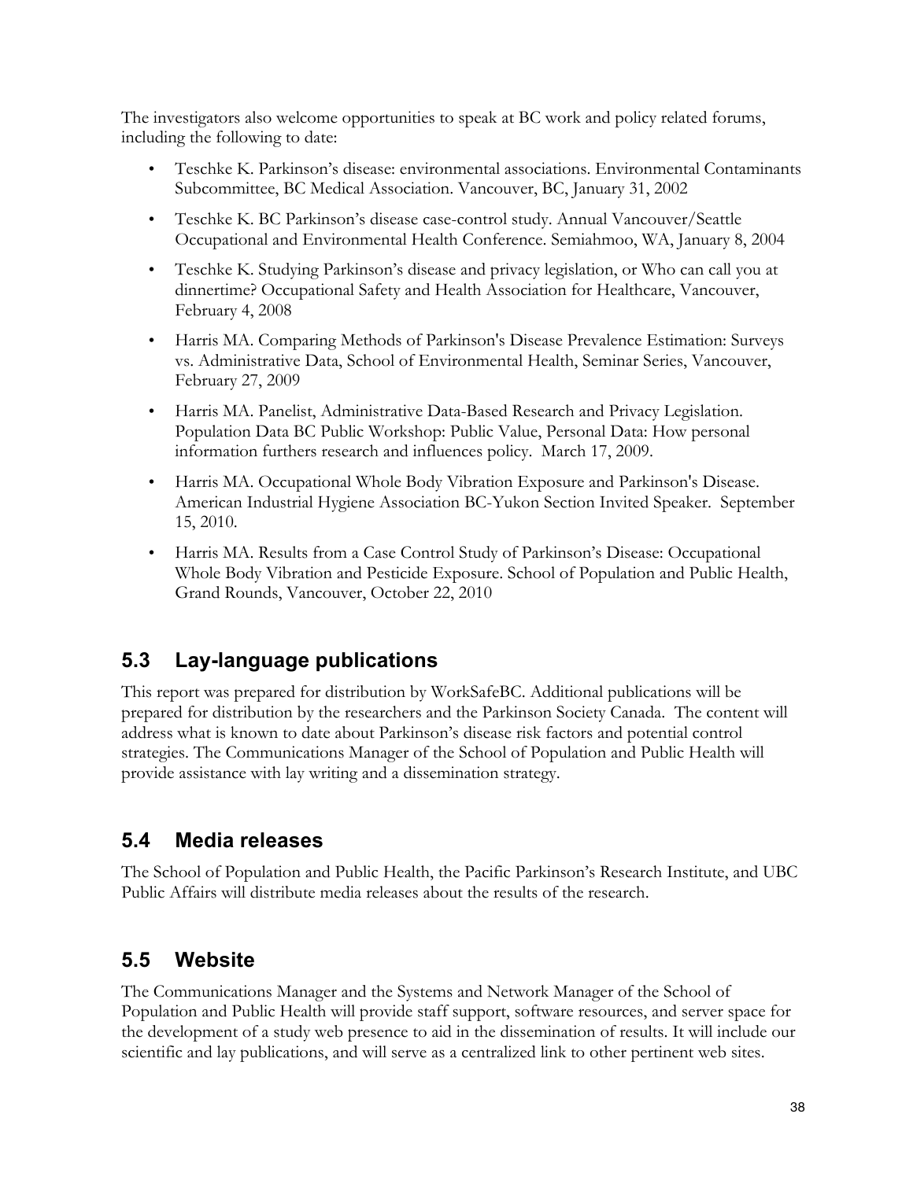The investigators also welcome opportunities to speak at BC work and policy related forums, including the following to date:

- Teschke K. Parkinson's disease: environmental associations. Environmental Contaminants Subcommittee, BC Medical Association. Vancouver, BC, January 31, 2002
- Teschke K. BC Parkinson's disease case-control study. Annual Vancouver/Seattle Occupational and Environmental Health Conference. Semiahmoo, WA, January 8, 2004
- Teschke K. Studying Parkinson's disease and privacy legislation, or Who can call you at dinnertime? Occupational Safety and Health Association for Healthcare, Vancouver, February 4, 2008
- Harris MA. Comparing Methods of Parkinson's Disease Prevalence Estimation: Surveys vs. Administrative Data, School of Environmental Health, Seminar Series, Vancouver, February 27, 2009
- Harris MA. Panelist, Administrative Data-Based Research and Privacy Legislation. Population Data BC Public Workshop: Public Value, Personal Data: How personal information furthers research and influences policy. March 17, 2009.
- Harris MA. Occupational Whole Body Vibration Exposure and Parkinson's Disease. American Industrial Hygiene Association BC-Yukon Section Invited Speaker. September 15, 2010.
- Harris MA. Results from a Case Control Study of Parkinson's Disease: Occupational Whole Body Vibration and Pesticide Exposure. School of Population and Public Health, Grand Rounds, Vancouver, October 22, 2010

## 5.3 Lay-language publications

This report was prepared for distribution by WorkSafeBC. Additional publications will be prepared for distribution by the researchers and the Parkinson Society Canada. The content will address what is known to date about Parkinson's disease risk factors and potential control strategies. The Communications Manager of the School of Population and Public Health will provide assistance with lay writing and a dissemination strategy.

## 5.4 Media releases

The School of Population and Public Health, the Pacific Parkinson's Research Institute, and UBC Public Affairs will distribute media releases about the results of the research.

## 5.5 Website

The Communications Manager and the Systems and Network Manager of the School of Population and Public Health will provide staff support, software resources, and server space for the development of a study web presence to aid in the dissemination of results. It will include our scientific and lay publications, and will serve as a centralized link to other pertinent web sites.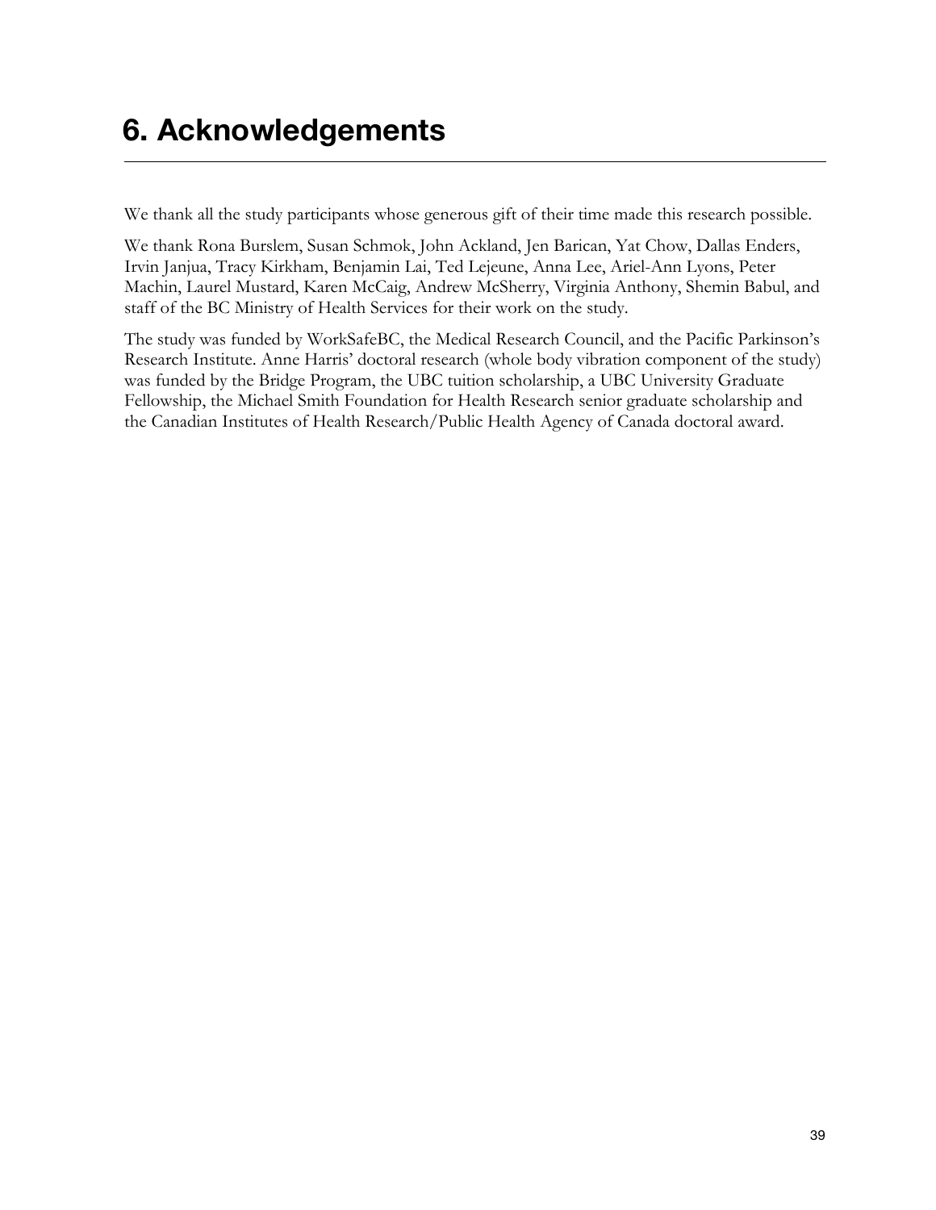# 6. Acknowledgements

We thank all the study participants whose generous gift of their time made this research possible.

We thank Rona Burslem, Susan Schmok, John Ackland, Jen Barican, Yat Chow, Dallas Enders, Irvin Janjua, Tracy Kirkham, Benjamin Lai, Ted Lejeune, Anna Lee, Ariel-Ann Lyons, Peter Machin, Laurel Mustard, Karen McCaig, Andrew McSherry, Virginia Anthony, Shemin Babul, and staff of the BC Ministry of Health Services for their work on the study.

The study was funded by WorkSafeBC, the Medical Research Council, and the Pacific Parkinson's Research Institute. Anne Harris' doctoral research (whole body vibration component of the study) was funded by the Bridge Program, the UBC tuition scholarship, a UBC University Graduate Fellowship, the Michael Smith Foundation for Health Research senior graduate scholarship and the Canadian Institutes of Health Research/Public Health Agency of Canada doctoral award.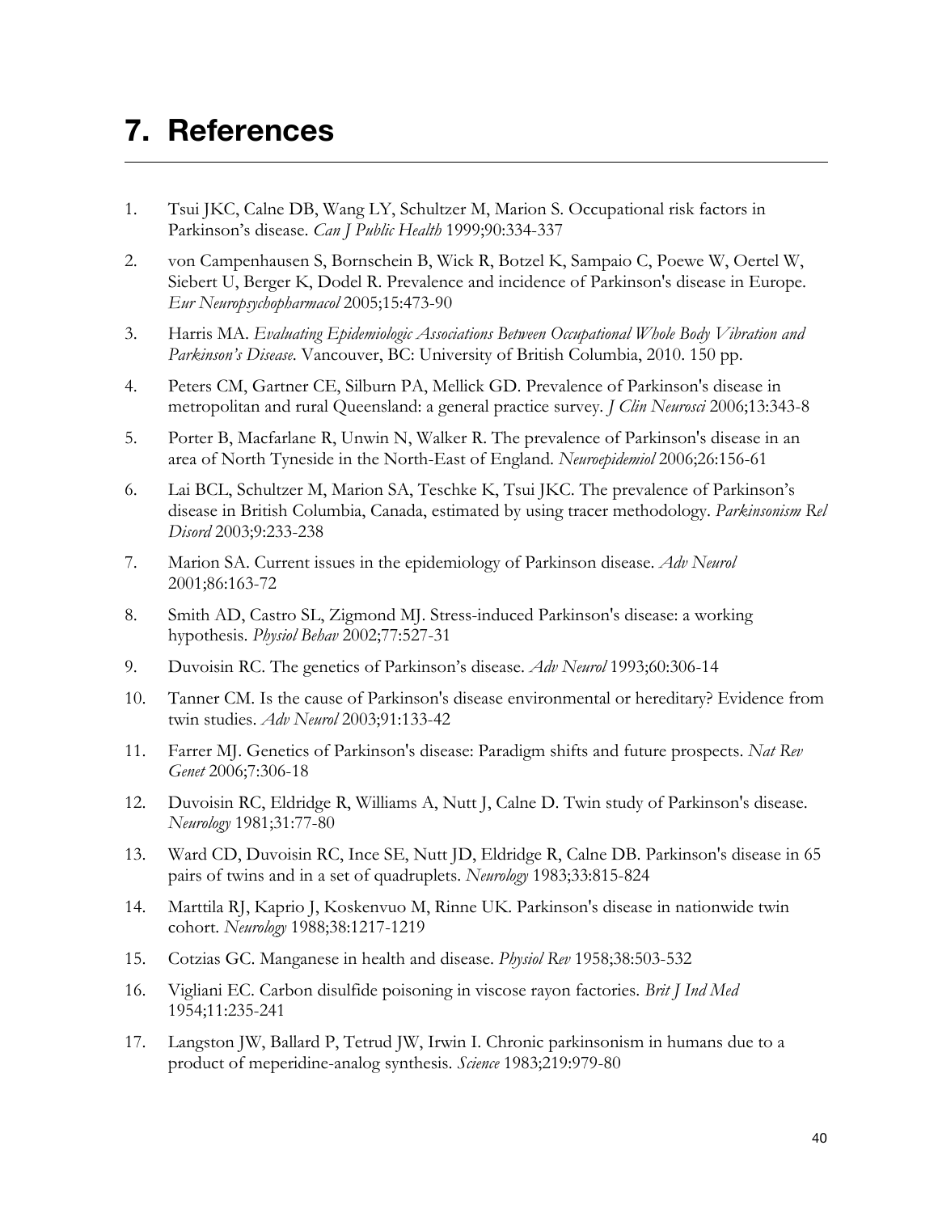# 7. References

1. Tsui JKC, Calne DB, Wang LY, Schultzer M, Marion S. Occupational risk factors in Parkinson's disease. *Can J Public Health* 1999;90:334-337

2. von Campenhausen S, Bornschein B, Wick R, Botzel K, Sampaio C, Poewe W, Oertel W, Siebert U, Berger K, Dodel R. Prevalence and incidence of Parkinson's disease in Europe. *Eur Neuropsychopharmacol* 2005;15:473-90

3. Harris MA. *Evaluating Epidemiologic Associations Between Occupational Whole Body Vibration and Parkinson's Disease.* Vancouver, BC: University of British Columbia, 2010. 150 pp.

4. Peters CM, Gartner CE, Silburn PA, Mellick GD. Prevalence of Parkinson's disease in metropolitan and rural Queensland: a general practice survey. *J Clin Neurosci* 2006;13:343-8

5. Porter B, Macfarlane R, Unwin N, Walker R. The prevalence of Parkinson's disease in an area of North Tyneside in the North-East of England. *Neuroepidemiol* 2006;26:156-61

6. Lai BCL, Schultzer M, Marion SA, Teschke K, Tsui JKC. The prevalence of Parkinson's disease in British Columbia, Canada, estimated by using tracer methodology. *Parkinsonism Rel Disord* 2003;9:233-238

7. Marion SA. Current issues in the epidemiology of Parkinson disease. *Adv Neurol* 2001;86:163-72

8. Smith AD, Castro SL, Zigmond MJ. Stress-induced Parkinson's disease: a working hypothesis. *Physiol Behav* 2002;77:527-31

9. Duvoisin RC. The genetics of Parkinson's disease. *Adv Neurol* 1993;60:306-14

10. Tanner CM. Is the cause of Parkinson's disease environmental or hereditary? Evidence from twin studies. *Adv Neurol* 2003;91:133-42

11. Farrer MJ. Genetics of Parkinson's disease: Paradigm shifts and future prospects. *Nat Rev Genet* 2006;7:306-18

12. Duvoisin RC, Eldridge R, Williams A, Nutt J, Calne D. Twin study of Parkinson's disease. *Neurology* 1981;31:77-80

13. Ward CD, Duvoisin RC, Ince SE, Nutt JD, Eldridge R, Calne DB. Parkinson's disease in 65 pairs of twins and in a set of quadruplets. *Neurology* 1983;33:815-824

14. Marttila RJ, Kaprio J, Koskenvuo M, Rinne UK. Parkinson's disease in nationwide twin cohort. *Neurology* 1988;38:1217-1219

15. Cotzias GC. Manganese in health and disease. *Physiol Rev* 1958;38:503-532

16. Vigliani EC. Carbon disulfide poisoning in viscose rayon factories. *Brit J Ind Med* 1954;11:235-241

17. Langston JW, Ballard P, Tetrud JW, Irwin I. Chronic parkinsonism in humans due to a product of meperidine-analog synthesis. *Science* 1983;219:979-80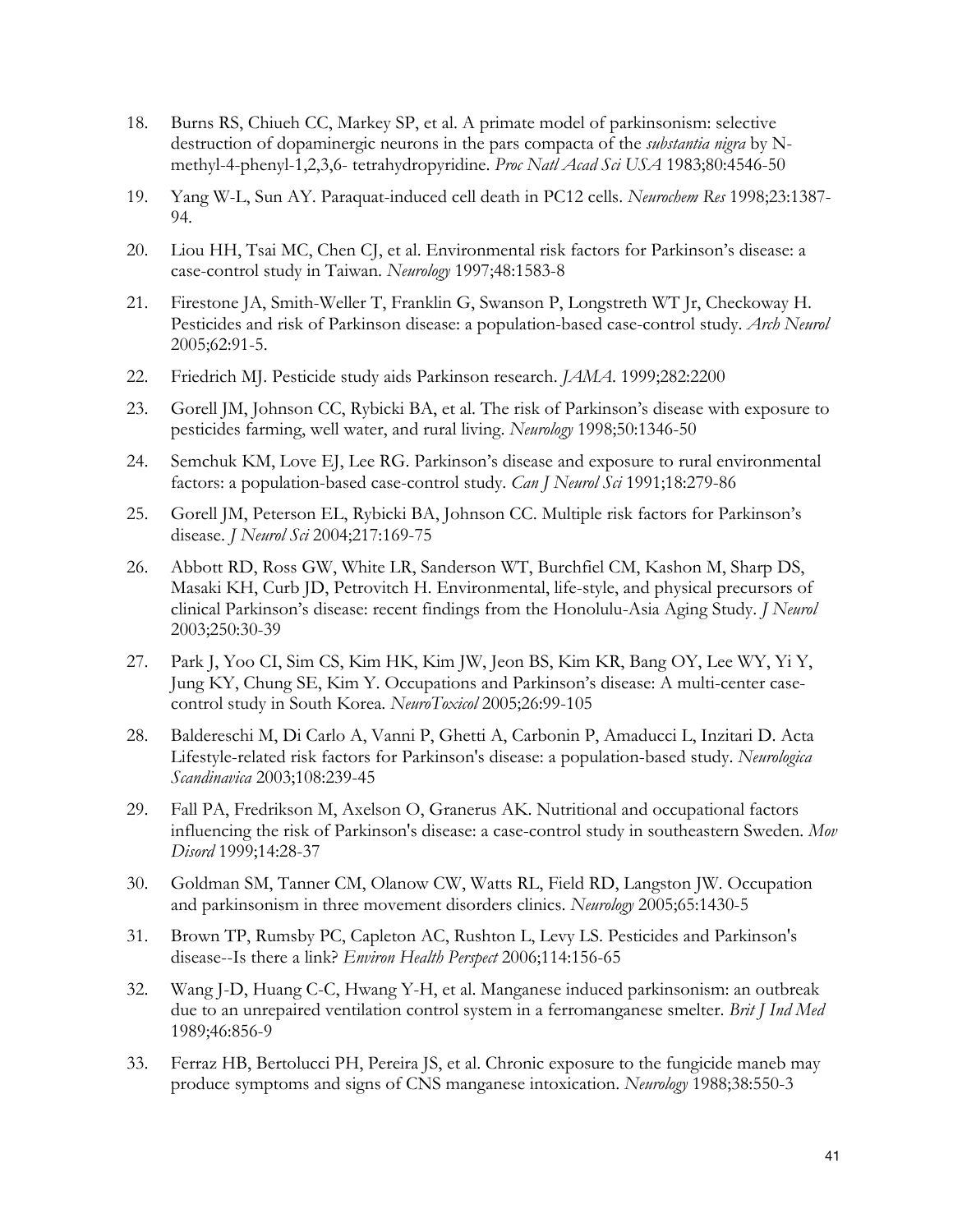18. Burns RS, Chiueh CC, Markey SP, et al. A primate model of parkinsonism: selective destruction of dopaminergic neurons in the pars compacta of the *substantia nigra* by N-methyl-4-phenyl-1,2,3,6- tetrahydropyridine. *Proc Natl Acad Sci USA* 1983;80:4546-50

19. Yang W-L, Sun AY. Paraquat-induced cell death in PC12 cells. *Neurochem Res* 1998;23:1387-94.

20. Liou HH, Tsai MC, Chen CJ, et al. Environmental risk factors for Parkinson's disease: a case-control study in Taiwan. *Neurology* 1997;48:1583-8

21. Firestone JA, Smith-Weller T, Franklin G, Swanson P, Longstreth WT Jr, Checkoway H. Pesticides and risk of Parkinson disease: a population-based case-control study. *Arch Neurol* 2005;62:91-5.

22. Friedrich MJ. Pesticide study aids Parkinson research. *JAMA*. 1999;282:2200

23. Gorell JM, Johnson CC, Rybicki BA, et al. The risk of Parkinson's disease with exposure to pesticides farming, well water, and rural living. *Neurology* 1998;50:1346-50

24. Semchuk KM, Love EJ, Lee RG. Parkinson's disease and exposure to rural environmental factors: a population-based case-control study. *Can J Neurol Sci* 1991;18:279-86

25. Gorell JM, Peterson EL, Rybicki BA, Johnson CC. Multiple risk factors for Parkinson's disease. *J Neurol Sci* 2004;217:169-75

26. Abbott RD, Ross GW, White LR, Sanderson WT, Burchfiel CM, Kashon M, Sharp DS, Masaki KH, Curb JD, Petrovitch H. Environmental, life-style, and physical precursors of clinical Parkinson's disease: recent findings from the Honolulu-Asia Aging Study. *J Neurol* 2003;250:30-39

27. Park J, Yoo CI, Sim CS, Kim HK, Kim JW, Jeon BS, Kim KR, Bang OY, Lee WY, Yi Y, Jung KY, Chung SE, Kim Y. Occupations and Parkinson's disease: A multi-center case-control study in South Korea. *NeuroToxicol* 2005;26:99-105

28. Baldereschi M, Di Carlo A, Vanni P, Ghetti A, Carbonin P, Amaducci L, Inzitari D. Acta Lifestyle-related risk factors for Parkinson's disease: a population-based study. *Neurologica Scandinavica* 2003;108:239-45

29. Fall PA, Fredrikson M, Axelson O, Granerus AK. Nutritional and occupational factors influencing the risk of Parkinson's disease: a case-control study in southeastern Sweden. *Mov Disord* 1999;14:28-37

30. Goldman SM, Tanner CM, Olanow CW, Watts RL, Field RD, Langston JW. Occupation and parkinsonism in three movement disorders clinics. *Neurology* 2005;65:1430-5

31. Brown TP, Rumsby PC, Capleton AC, Rushton L, Levy LS. Pesticides and Parkinson's disease--Is there a link? *Environ Health Perspect* 2006;114:156-65

32. Wang J-D, Huang C-C, Hwang Y-H, et al. Manganese induced parkinsonism: an outbreak due to an unrepaired ventilation control system in a ferromanganese smelter. *Brit J Ind Med* 1989;46:856-9

33. Ferraz HB, Bertolucci PH, Pereira JS, et al. Chronic exposure to the fungicide maneb may produce symptoms and signs of CNS manganese intoxication. *Neurology* 1988;38:550-3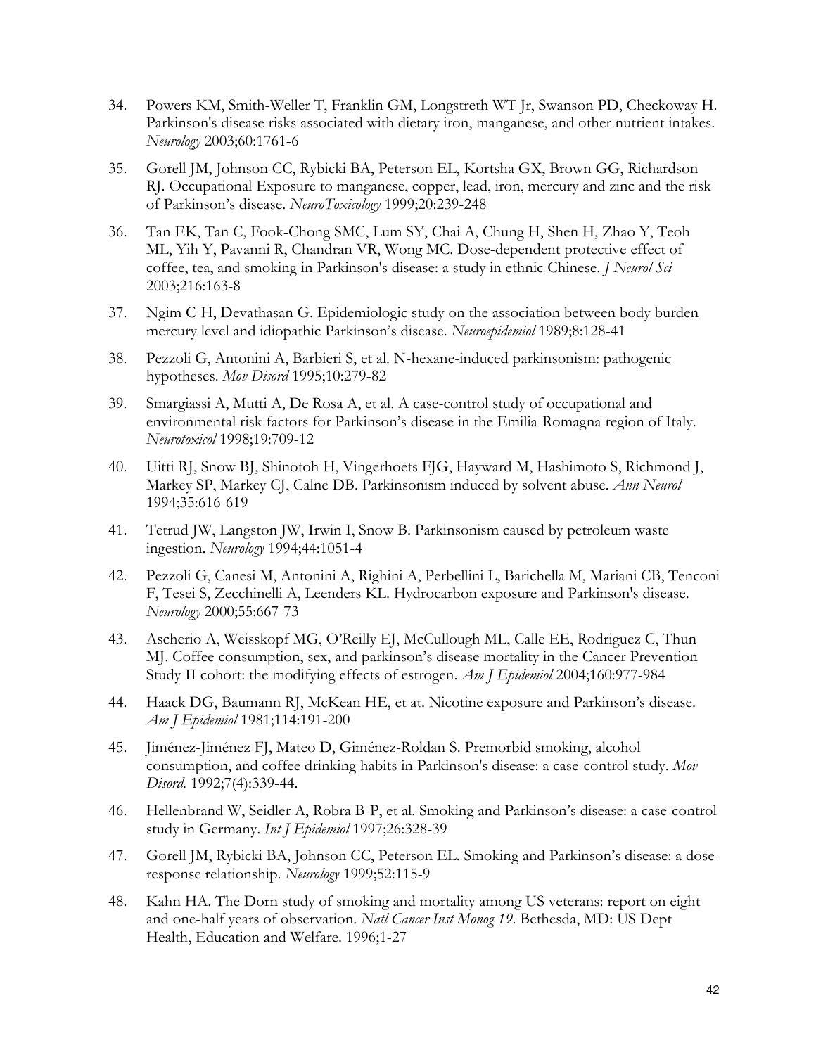34. Powers KM, Smith-Weller T, Franklin GM, Longstreth WT Jr, Swanson PD, Checkoway H. Parkinson's disease risks associated with dietary iron, manganese, and other nutrient intakes. *Neurology* 2003;60:1761-6

35. Gorell JM, Johnson CC, Rybicki BA, Peterson EL, Kortsha GX, Brown GG, Richardson RJ. Occupational Exposure to manganese, copper, lead, iron, mercury and zinc and the risk of Parkinson's disease. *NeuroToxicology* 1999;20:239-248

36. Tan EK, Tan C, Fook-Chong SMC, Lum SY, Chai A, Chung H, Shen H, Zhao Y, Teoh ML, Yih Y, Pavanni R, Chandran VR, Wong MC. Dose-dependent protective effect of coffee, tea, and smoking in Parkinson's disease: a study in ethnic Chinese. *J Neurol Sci* 2003;216:163-8

37. Ngim C-H, Devathasan G. Epidemiologic study on the association between body burden mercury level and idiopathic Parkinson's disease. *Neuroepidemiol* 1989;8:128-41

38. Pezzoli G, Antonini A, Barbieri S, et al. N-hexane-induced parkinsonism: pathogenic hypotheses. *Mov Disord* 1995;10:279-82

39. Smargiassi A, Mutti A, De Rosa A, et al. A case-control study of occupational and environmental risk factors for Parkinson's disease in the Emilia-Romagna region of Italy. *Neurotoxicol* 1998;19:709-12

40. Uitti RJ, Snow BJ, Shinotoh H, Vingerhoets FJG, Hayward M, Hashimoto S, Richmond J, Markey SP, Markey CJ, Calne DB. Parkinsonism induced by solvent abuse. *Ann Neurol* 1994;35:616-619

41. Tetrud JW, Langston JW, Irwin I, Snow B. Parkinsonism caused by petroleum waste ingestion. *Neurology* 1994;44:1051-4

42. Pezzoli G, Canesi M, Antonini A, Righini A, Perbellini L, Barichella M, Mariani CB, Tenconi F, Tesei S, Zecchinelli A, Leenders KL. Hydrocarbon exposure and Parkinson's disease. *Neurology* 2000;55:667-73

43. Ascherio A, Weisskopf MG, O'Reilly EJ, McCullough ML, Calle EE, Rodriguez C, Thun MJ. Coffee consumption, sex, and parkinson's disease mortality in the Cancer Prevention Study II cohort: the modifying effects of estrogen. *Am J Epidemiol* 2004;160:977-984

44. Haack DG, Baumann RJ, McKean HE, et at. Nicotine exposure and Parkinson's disease. *Am J Epidemiol* 1981;114:191-200

45. Jiménez-Jiménez FJ, Mateo D, Giménez-Roldan S. Premorbid smoking, alcohol consumption, and coffee drinking habits in Parkinson's disease: a case-control study. *Mov Disord.* 1992;7(4):339-44.

46. Hellenbrand W, Seidler A, Robra B-P, et al. Smoking and Parkinson's disease: a case-control study in Germany. *Int J Epidemiol* 1997;26:328-39

47. Gorell JM, Rybicki BA, Johnson CC, Peterson EL. Smoking and Parkinson's disease: a dose-response relationship. *Neurology* 1999;52:115-9

48. Kahn HA. The Dorn study of smoking and mortality among US veterans: report on eight and one-half years of observation. *Natl Cancer Inst Monog 19.* Bethesda, MD: US Dept Health, Education and Welfare. 1996;1-27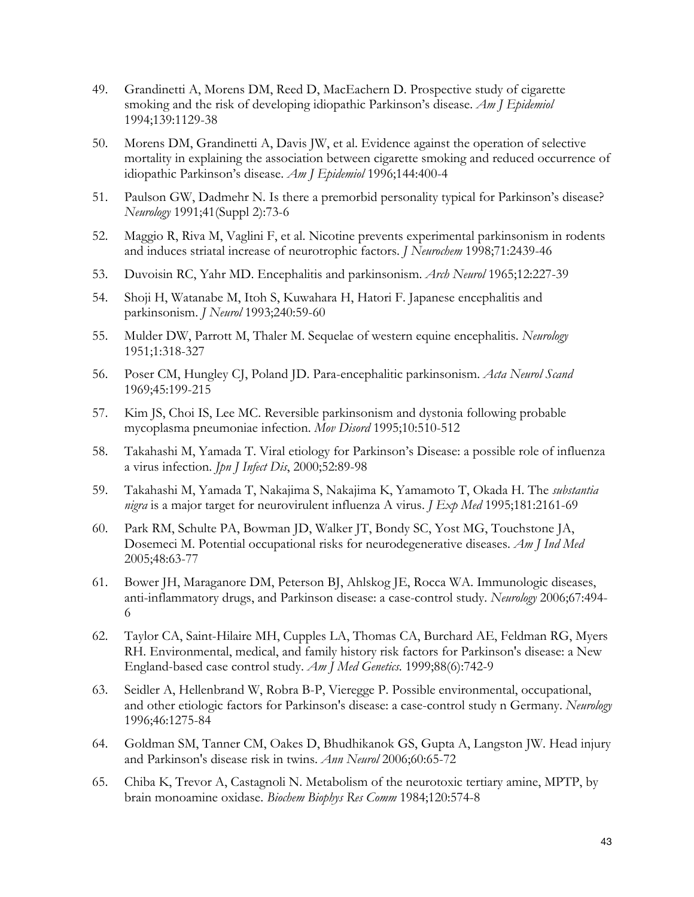49. Grandinetti A, Morens DM, Reed D, MacEachern D. Prospective study of cigarette smoking and the risk of developing idiopathic Parkinson's disease. *Am J Epidemiol* 1994;139:1129-38

50. Morens DM, Grandinetti A, Davis JW, et al. Evidence against the operation of selective mortality in explaining the association between cigarette smoking and reduced occurrence of idiopathic Parkinson's disease. *Am J Epidemiol* 1996;144:400-4

51. Paulson GW, Dadmehr N. Is there a premorbid personality typical for Parkinson's disease? *Neurology* 1991;41(Suppl 2):73-6

52. Maggio R, Riva M, Vaglini F, et al. Nicotine prevents experimental parkinsonism in rodents and induces striatal increase of neurotrophic factors. *J Neurochem* 1998;71:2439-46

53. Duvoisin RC, Yahr MD. Encephalitis and parkinsonism. *Arch Neurol* 1965;12:227-39

54. Shoji H, Watanabe M, Itoh S, Kuwahara H, Hatori F. Japanese encephalitis and parkinsonism. *J Neurol* 1993;240:59-60

55. Mulder DW, Parrott M, Thaler M. Sequelae of western equine encephalitis. *Neurology* 1951;1:318-327

56. Poser CM, Hungley CJ, Poland JD. Para-encephalitic parkinsonism. *Acta Neurol Scand* 1969;45:199-215

57. Kim JS, Choi IS, Lee MC. Reversible parkinsonism and dystonia following probable mycoplasma pneumoniae infection. *Mov Disord* 1995;10:510-512

58. Takahashi M, Yamada T. Viral etiology for Parkinson's Disease: a possible role of influenza a virus infection. *Jpn J Infect Dis*, 2000;52:89-98

59. Takahashi M, Yamada T, Nakajima S, Nakajima K, Yamamoto T, Okada H. The *substantia nigra* is a major target for neurovirulent influenza A virus. *J Exp Med* 1995;181:2161-69

60. Park RM, Schulte PA, Bowman JD, Walker JT, Bondy SC, Yost MG, Touchstone JA, Dosemeci M. Potential occupational risks for neurodegenerative diseases. *Am J Ind Med* 2005;48:63-77

61. Bower JH, Maraganore DM, Peterson BJ, Ahlskog JE, Rocca WA. Immunologic diseases, anti-inflammatory drugs, and Parkinson disease: a case-control study. *Neurology* 2006;67:494-6

62. Taylor CA, Saint-Hilaire MH, Cupples LA, Thomas CA, Burchard AE, Feldman RG, Myers RH. Environmental, medical, and family history risk factors for Parkinson's disease: a New England-based case control study. *Am J Med Genetics*. 1999;88(6):742-9

63. Seidler A, Hellenbrand W, Robra B-P, Vieregge P. Possible environmental, occupational, and other etiologic factors for Parkinson's disease: a case-control study n Germany. *Neurology* 1996;46:1275-84

64. Goldman SM, Tanner CM, Oakes D, Bhudhikanok GS, Gupta A, Langston JW. Head injury and Parkinson's disease risk in twins. *Ann Neurol* 2006;60:65-72

65. Chiba K, Trevor A, Castagnoli N. Metabolism of the neurotoxic tertiary amine, MPTP, by brain monoamine oxidase. *Biochem Biophys Res Comm* 1984;120:574-8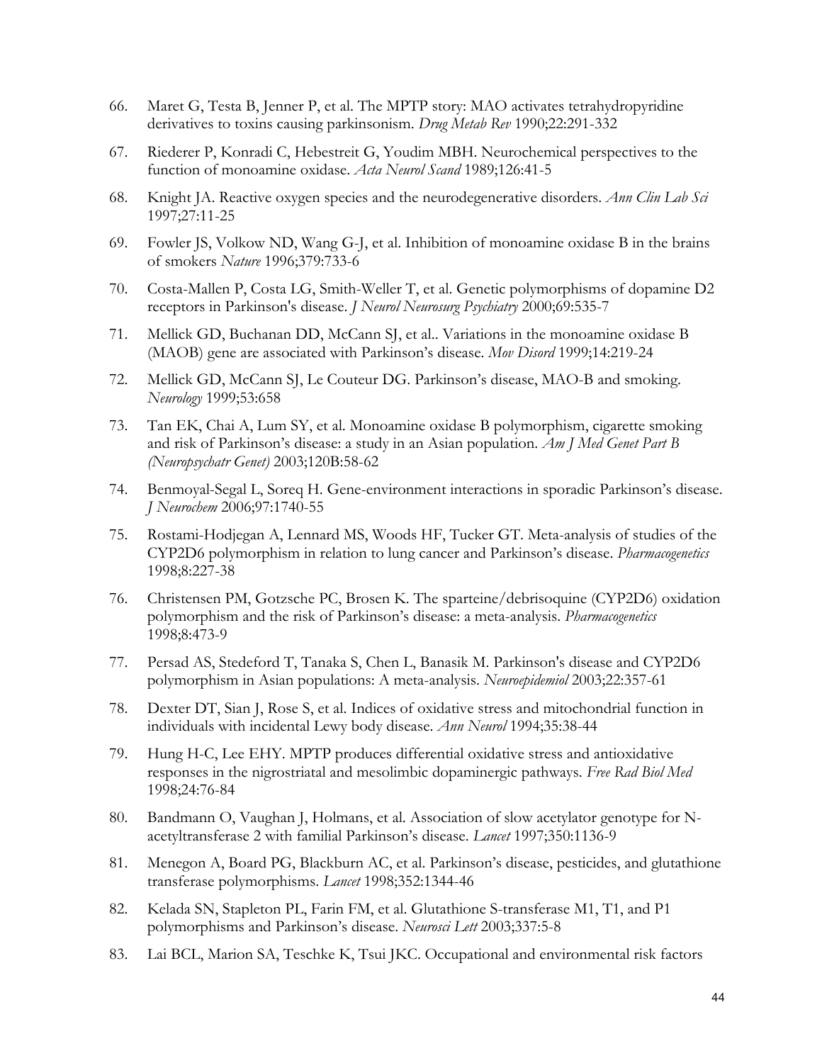66. Maret G, Testa B, Jenner P, et al. The MPTP story: MAO activates tetrahydropyridine derivatives to toxins causing parkinsonism. *Drug Metab Rev* 1990;22:291-332

67. Riederer P, Konradi C, Hebestreit G, Youdim MBH. Neurochemical perspectives to the function of monoamine oxidase. *Acta Neurol Scand* 1989;126:41-5

68. Knight JA. Reactive oxygen species and the neurodegenerative disorders. *Ann Clin Lab Sci* 1997;27:11-25

69. Fowler JS, Volkow ND, Wang G-J, et al. Inhibition of monoamine oxidase B in the brains of smokers *Nature* 1996;379:733-6

70. Costa-Mallen P, Costa LG, Smith-Weller T, et al. Genetic polymorphisms of dopamine D2 receptors in Parkinson's disease. *J Neurol Neurosurg Psychiatry* 2000;69:535-7

71. Mellick GD, Buchanan DD, McCann SJ, et al.. Variations in the monoamine oxidase B (MAOB) gene are associated with Parkinson's disease. *Mov Disord* 1999;14:219-24

72. Mellick GD, McCann SJ, Le Couteur DG. Parkinson's disease, MAO-B and smoking. *Neurology* 1999;53:658

73. Tan EK, Chai A, Lum SY, et al. Monoamine oxidase B polymorphism, cigarette smoking and risk of Parkinson's disease: a study in an Asian population. *Am J Med Genet Part B (Neuropsychatr Genet)* 2003;120B:58-62

74. Benmoyal-Segal L, Soreq H. Gene-environment interactions in sporadic Parkinson's disease. *J Neurochem* 2006;97:1740-55

75. Rostami-Hodjegan A, Lennard MS, Woods HF, Tucker GT. Meta-analysis of studies of the CYP2D6 polymorphism in relation to lung cancer and Parkinson's disease. *Pharmacogenetics* 1998;8:227-38

76. Christensen PM, Gotzsche PC, Brosen K. The sparteine/debrisoquine (CYP2D6) oxidation polymorphism and the risk of Parkinson's disease: a meta-analysis. *Pharmacogenetics* 1998;8:473-9

77. Persad AS, Stedeford T, Tanaka S, Chen L, Banasik M. Parkinson's disease and CYP2D6 polymorphism in Asian populations: A meta-analysis. *Neuroepidemiol* 2003;22:357-61

78. Dexter DT, Sian J, Rose S, et al. Indices of oxidative stress and mitochondrial function in individuals with incidental Lewy body disease. *Ann Neurol* 1994;35:38-44

79. Hung H-C, Lee EHY. MPTP produces differential oxidative stress and antioxidative responses in the nigrostriatal and mesolimbic dopaminergic pathways. *Free Rad Biol Med* 1998;24:76-84

80. Bandmann O, Vaughan J, Holmans, et al. Association of slow acetylator genotype for N-acetyltransferase 2 with familial Parkinson's disease. *Lancet* 1997;350:1136-9

81. Menegon A, Board PG, Blackburn AC, et al. Parkinson's disease, pesticides, and glutathione transferase polymorphisms. *Lancet* 1998;352:1344-46

82. Kelada SN, Stapleton PL, Farin FM, et al. Glutathione S-transferase M1, T1, and P1 polymorphisms and Parkinson's disease. *Neurosci Lett* 2003;337:5-8

83. Lai BCL, Marion SA, Teschke K, Tsui JKC. Occupational and environmental risk factors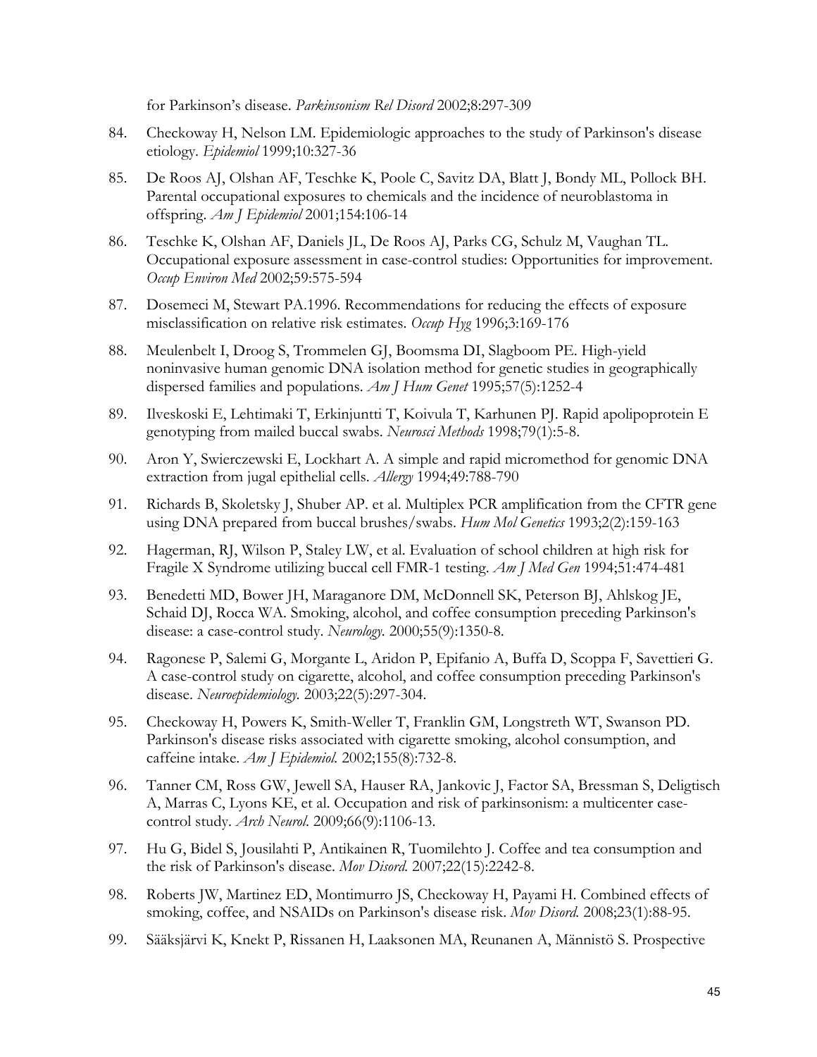for Parkinson's disease. *Parkinsonism Rel Disord* 2002;8:297-309

84. Checkoway H, Nelson LM. Epidemiologic approaches to the study of Parkinson's disease etiology. *Epidemiol* 1999;10:327-36
85. De Roos AJ, Olshan AF, Teschke K, Poole C, Savitz DA, Blatt J, Bondy ML, Pollock BH. Parental occupational exposures to chemicals and the incidence of neuroblastoma in offspring. *Am J Epidemiol* 2001;154:106-14
86. Teschke K, Olshan AF, Daniels JL, De Roos AJ, Parks CG, Schulz M, Vaughan TL. Occupational exposure assessment in case-control studies: Opportunities for improvement. *Occup Environ Med* 2002;59:575-594
87. Dosemeci M, Stewart PA.1996. Recommendations for reducing the effects of exposure misclassification on relative risk estimates. *Occup Hyg* 1996;3:169-176
88. Meulenbelt I, Droog S, Trommelen GJ, Boomsma DI, Slagboom PE. High-yield noninvasive human genomic DNA isolation method for genetic studies in geographically dispersed families and populations. *Am J Hum Genet* 1995;57(5):1252-4
89. Ilveskoski E, Lehtimaki T, Erkinjuntti T, Koivula T, Karhunen PJ. Rapid apolipoprotein E genotyping from mailed buccal swabs. *Neurosci Methods* 1998;79(1):5-8.
90. Aron Y, Swierczewski E, Lockhart A. A simple and rapid micromethod for genomic DNA extraction from jugal epithelial cells. *Allergy* 1994;49:788-790
91. Richards B, Skoletsky J, Shuber AP. et al. Multiplex PCR amplification from the CFTR gene using DNA prepared from buccal brushes/swabs. *Hum Mol Genetics* 1993;2(2):159-163
92. Hagerman, RJ, Wilson P, Staley LW, et al. Evaluation of school children at high risk for Fragile X Syndrome utilizing buccal cell FMR-1 testing. *Am J Med Gen* 1994;51:474-481
93. Benedetti MD, Bower JH, Maraganore DM, McDonnell SK, Peterson BJ, Ahlskog JE, Schaid DJ, Rocca WA. Smoking, alcohol, and coffee consumption preceding Parkinson's disease: a case-control study. *Neurology.* 2000;55(9):1350-8.
94. Ragonese P, Salemi G, Morgante L, Aridon P, Epifanio A, Buffa D, Scoppa F, Savettieri G. A case-control study on cigarette, alcohol, and coffee consumption preceding Parkinson's disease. *Neuroepidemiology.* 2003;22(5):297-304.
95. Checkoway H, Powers K, Smith-Weller T, Franklin GM, Longstreth WT, Swanson PD. Parkinson's disease risks associated with cigarette smoking, alcohol consumption, and caffeine intake. *Am J Epidemiol.* 2002;155(8):732-8.
96. Tanner CM, Ross GW, Jewell SA, Hauser RA, Jankovic J, Factor SA, Bressman S, Deligtisch A, Marras C, Lyons KE, et al. Occupation and risk of parkinsonism: a multicenter case-control study. *Arch Neurol.* 2009;66(9):1106-13.
97. Hu G, Bidel S, Jousilahti P, Antikainen R, Tuomilehto J. Coffee and tea consumption and the risk of Parkinson's disease. *Mov Disord.* 2007;22(15):2242-8.
98. Roberts JW, Martinez ED, Montimurro JS, Checkoway H, Payami H. Combined effects of smoking, coffee, and NSAIDs on Parkinson's disease risk. *Mov Disord.* 2008;23(1):88-95.
99. Sääksjärvi K, Knekt P, Rissanen H, Laaksonen MA, Reunanen A, Männistö S. Prospective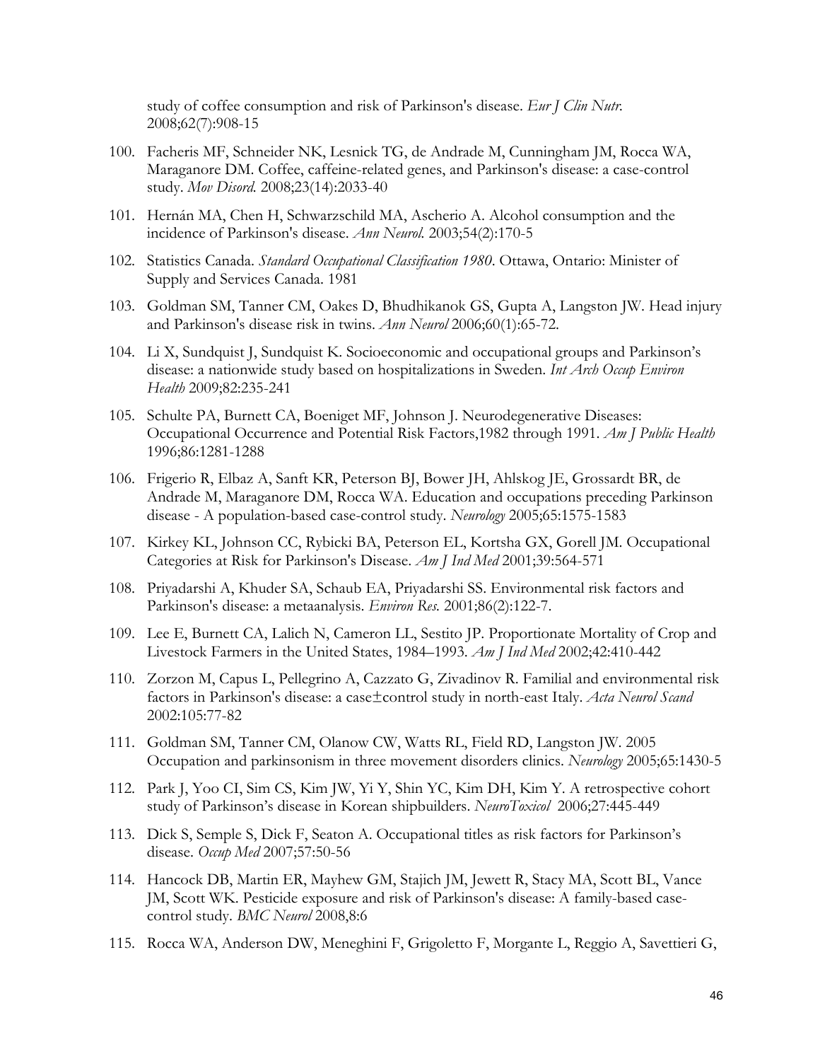study of coffee consumption and risk of Parkinson's disease. *Eur J Clin Nutr.* 2008;62(7):908-15

100. Facheris MF, Schneider NK, Lesnick TG, de Andrade M, Cunningham JM, Rocca WA, Maraganore DM. Coffee, caffeine-related genes, and Parkinson's disease: a case-control study. *Mov Disord.* 2008;23(14):2033-40

101. Hernán MA, Chen H, Schwarzschild MA, Ascherio A. Alcohol consumption and the incidence of Parkinson's disease. *Ann Neurol.* 2003;54(2):170-5

102. Statistics Canada. *Standard Occupational Classification 1980*. Ottawa, Ontario: Minister of Supply and Services Canada. 1981

103. Goldman SM, Tanner CM, Oakes D, Bhudhikanok GS, Gupta A, Langston JW. Head injury and Parkinson's disease risk in twins. *Ann Neurol* 2006;60(1):65-72.

104. Li X, Sundquist J, Sundquist K. Socioeconomic and occupational groups and Parkinson's disease: a nationwide study based on hospitalizations in Sweden. *Int Arch Occup Environ Health* 2009;82:235-241

105. Schulte PA, Burnett CA, Boeniget MF, Johnson J. Neurodegenerative Diseases: Occupational Occurrence and Potential Risk Factors,1982 through 1991. *Am J Public Health* 1996;86:1281-1288

106. Frigerio R, Elbaz A, Sanft KR, Peterson BJ, Bower JH, Ahlskog JE, Grossardt BR, de Andrade M, Maraganore DM, Rocca WA. Education and occupations preceding Parkinson disease - A population-based case-control study. *Neurology* 2005;65:1575-1583

107. Kirkey KL, Johnson CC, Rybicki BA, Peterson EL, Kortsha GX, Gorell JM. Occupational Categories at Risk for Parkinson's Disease. *Am J Ind Med* 2001;39:564-571

108. Priyadarshi A, Khuder SA, Schaub EA, Priyadarshi SS. Environmental risk factors and Parkinson's disease: a metaanalysis. *Environ Res.* 2001;86(2):122-7.

109. Lee E, Burnett CA, Lalich N, Cameron LL, Sestito JP. Proportionate Mortality of Crop and Livestock Farmers in the United States, 1984–1993. *Am J Ind Med* 2002;42:410-442

110. Zorzon M, Capus L, Pellegrino A, Cazzato G, Zivadinov R. Familial and environmental risk factors in Parkinson's disease: a case±control study in north-east Italy. *Acta Neurol Scand* 2002:105:77-82

111. Goldman SM, Tanner CM, Olanow CW, Watts RL, Field RD, Langston JW. 2005 Occupation and parkinsonism in three movement disorders clinics. *Neurology* 2005;65:1430-5

112. Park J, Yoo CI, Sim CS, Kim JW, Yi Y, Shin YC, Kim DH, Kim Y. A retrospective cohort study of Parkinson's disease in Korean shipbuilders. *NeuroToxicol* 2006;27:445-449

113. Dick S, Semple S, Dick F, Seaton A. Occupational titles as risk factors for Parkinson's disease. *Occup Med* 2007;57:50-56

114. Hancock DB, Martin ER, Mayhew GM, Stajich JM, Jewett R, Stacy MA, Scott BL, Vance JM, Scott WK. Pesticide exposure and risk of Parkinson's disease: A family-based case-control study. *BMC Neurol* 2008,8:6

115. Rocca WA, Anderson DW, Meneghini F, Grigoletto F, Morgante L, Reggio A, Savettieri G,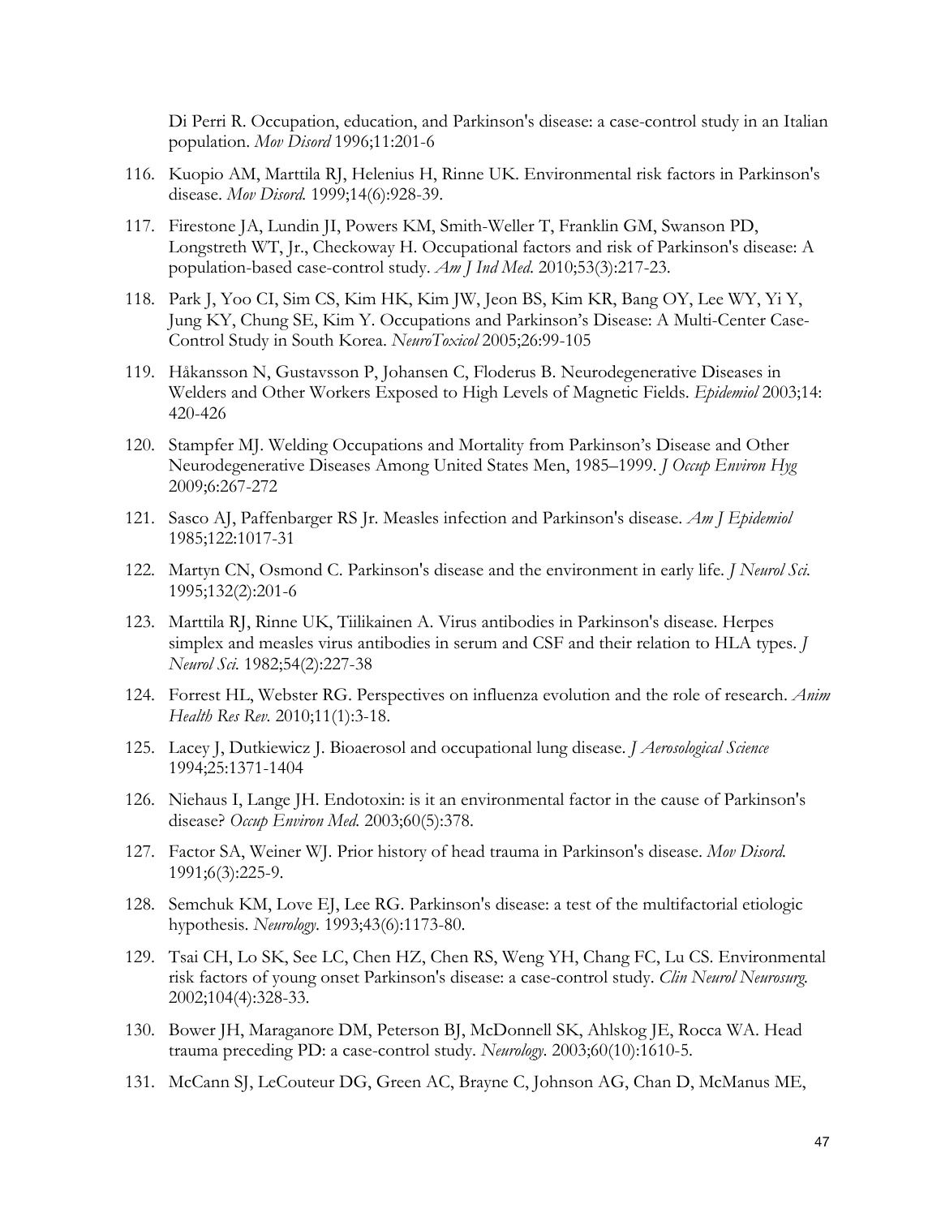Di Perri R. Occupation, education, and Parkinson's disease: a case-control study in an Italian population. *Mov Disord* 1996;11:201-6

116. Kuopio AM, Marttila RJ, Helenius H, Rinne UK. Environmental risk factors in Parkinson's disease. *Mov Disord.* 1999;14(6):928-39.
117. Firestone JA, Lundin JI, Powers KM, Smith-Weller T, Franklin GM, Swanson PD, Longstreth WT, Jr., Checkoway H. Occupational factors and risk of Parkinson's disease: A population-based case-control study. *Am J Ind Med.* 2010;53(3):217-23.
118. Park J, Yoo CI, Sim CS, Kim HK, Kim JW, Jeon BS, Kim KR, Bang OY, Lee WY, Yi Y, Jung KY, Chung SE, Kim Y. Occupations and Parkinson's Disease: A Multi-Center Case-Control Study in South Korea. *NeuroToxicol* 2005;26:99-105
119. Håkansson N, Gustavsson P, Johansen C, Floderus B. Neurodegenerative Diseases in Welders and Other Workers Exposed to High Levels of Magnetic Fields. *Epidemiol* 2003;14: 420-426
120. Stampfer MJ. Welding Occupations and Mortality from Parkinson's Disease and Other Neurodegenerative Diseases Among United States Men, 1985–1999. *J Occup Environ Hyg* 2009;6:267-272
121. Sasco AJ, Paffenbarger RS Jr. Measles infection and Parkinson's disease. *Am J Epidemiol* 1985;122:1017-31
122. Martyn CN, Osmond C. Parkinson's disease and the environment in early life. *J Neurol Sci.* 1995;132(2):201-6
123. Marttila RJ, Rinne UK, Tiilikainen A. Virus antibodies in Parkinson's disease. Herpes simplex and measles virus antibodies in serum and CSF and their relation to HLA types. *J Neurol Sci.* 1982;54(2):227-38
124. Forrest HL, Webster RG. Perspectives on influenza evolution and the role of research. *Anim Health Res Rev.* 2010;11(1):3-18.
125. Lacey J, Dutkiewicz J. Bioaerosol and occupational lung disease. *J Aerosological Science* 1994;25:1371-1404
126. Niehaus I, Lange JH. Endotoxin: is it an environmental factor in the cause of Parkinson's disease? *Occup Environ Med.* 2003;60(5):378.
127. Factor SA, Weiner WJ. Prior history of head trauma in Parkinson's disease. *Mov Disord.* 1991;6(3):225-9.
128. Semchuk KM, Love EJ, Lee RG. Parkinson's disease: a test of the multifactorial etiologic hypothesis. *Neurology.* 1993;43(6):1173-80.
129. Tsai CH, Lo SK, See LC, Chen HZ, Chen RS, Weng YH, Chang FC, Lu CS. Environmental risk factors of young onset Parkinson's disease: a case-control study. *Clin Neurol Neurosurg.* 2002;104(4):328-33.
130. Bower JH, Maraganore DM, Peterson BJ, McDonnell SK, Ahlskog JE, Rocca WA. Head trauma preceding PD: a case-control study. *Neurology.* 2003;60(10):1610-5.
131. McCann SJ, LeCouteur DG, Green AC, Brayne C, Johnson AG, Chan D, McManus ME,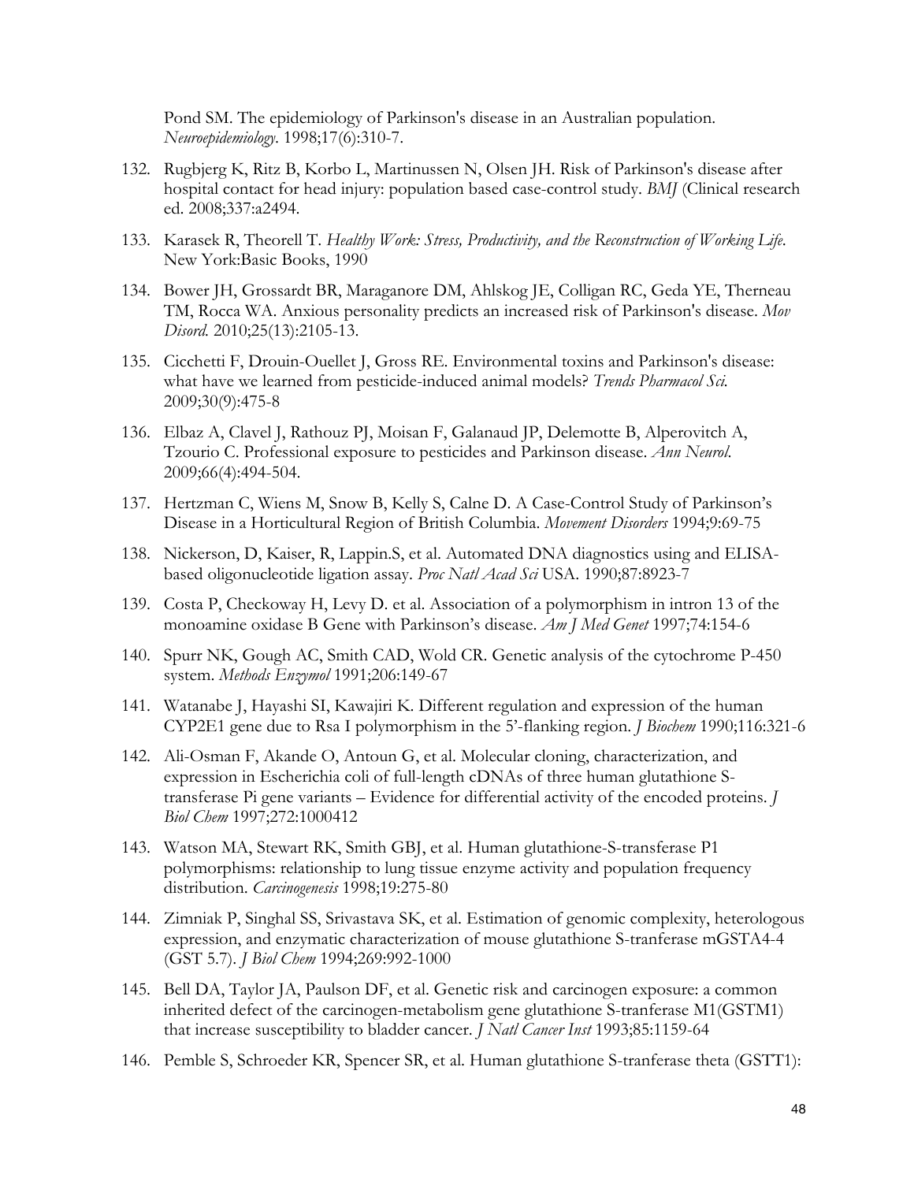Pond SM. The epidemiology of Parkinson's disease in an Australian population. *Neuroepidemiology*. 1998;17(6):310-7.

132. Rugbjerg K, Ritz B, Korbo L, Martinussen N, Olsen JH. Risk of Parkinson's disease after hospital contact for head injury: population based case-control study. *BMJ* (Clinical research ed. 2008;337:a2494.
133. Karasek R, Theorell T. *Healthy Work: Stress, Productivity, and the Reconstruction of Working Life*. New York:Basic Books, 1990
134. Bower JH, Grossardt BR, Maraganore DM, Ahlskog JE, Colligan RC, Geda YE, Therneau TM, Rocca WA. Anxious personality predicts an increased risk of Parkinson's disease. *Mov Disord.* 2010;25(13):2105-13.
135. Cicchetti F, Drouin-Ouellet J, Gross RE. Environmental toxins and Parkinson's disease: what have we learned from pesticide-induced animal models? *Trends Pharmacol Sci.* 2009;30(9):475-8
136. Elbaz A, Clavel J, Rathouz PJ, Moisan F, Galanaud JP, Delemotte B, Alperovitch A, Tzourio C. Professional exposure to pesticides and Parkinson disease. *Ann Neurol.* 2009;66(4):494-504.
137. Hertzman C, Wiens M, Snow B, Kelly S, Calne D. A Case-Control Study of Parkinson's Disease in a Horticultural Region of British Columbia. *Movement Disorders* 1994;9:69-75
138. Nickerson, D, Kaiser, R, Lappin.S, et al. Automated DNA diagnostics using and ELISA-based oligonucleotide ligation assay. *Proc Natl Acad Sci* USA. 1990;87:8923-7
139. Costa P, Checkoway H, Levy D. et al. Association of a polymorphism in intron 13 of the monoamine oxidase B Gene with Parkinson's disease. *Am J Med Genet* 1997;74:154-6
140. Spurr NK, Gough AC, Smith CAD, Wold CR. Genetic analysis of the cytochrome P-450 system. *Methods Enzymol* 1991;206:149-67
141. Watanabe J, Hayashi SI, Kawajiri K. Different regulation and expression of the human CYP2E1 gene due to Rsa I polymorphism in the 5'-flanking region. *J Biochem* 1990;116:321-6
142. Ali-Osman F, Akande O, Antoun G, et al. Molecular cloning, characterization, and expression in Escherichia coli of full-length cDNAs of three human glutathione S-transferase Pi gene variants – Evidence for differential activity of the encoded proteins. *J Biol Chem* 1997;272:1000412
143. Watson MA, Stewart RK, Smith GBJ, et al. Human glutathione-S-transferase P1 polymorphisms: relationship to lung tissue enzyme activity and population frequency distribution. *Carcinogenesis* 1998;19:275-80
144. Zimniak P, Singhal SS, Srivastava SK, et al. Estimation of genomic complexity, heterologous expression, and enzymatic characterization of mouse glutathione S-tranferase mGSTA4-4 (GST 5.7). *J Biol Chem* 1994;269:992-1000
145. Bell DA, Taylor JA, Paulson DF, et al. Genetic risk and carcinogen exposure: a common inherited defect of the carcinogen-metabolism gene glutathione S-tranferase M1(GSTM1) that increase susceptibility to bladder cancer. *J Natl Cancer Inst* 1993;85:1159-64
146. Pemble S, Schroeder KR, Spencer SR, et al. Human glutathione S-tranferase theta (GSTT1):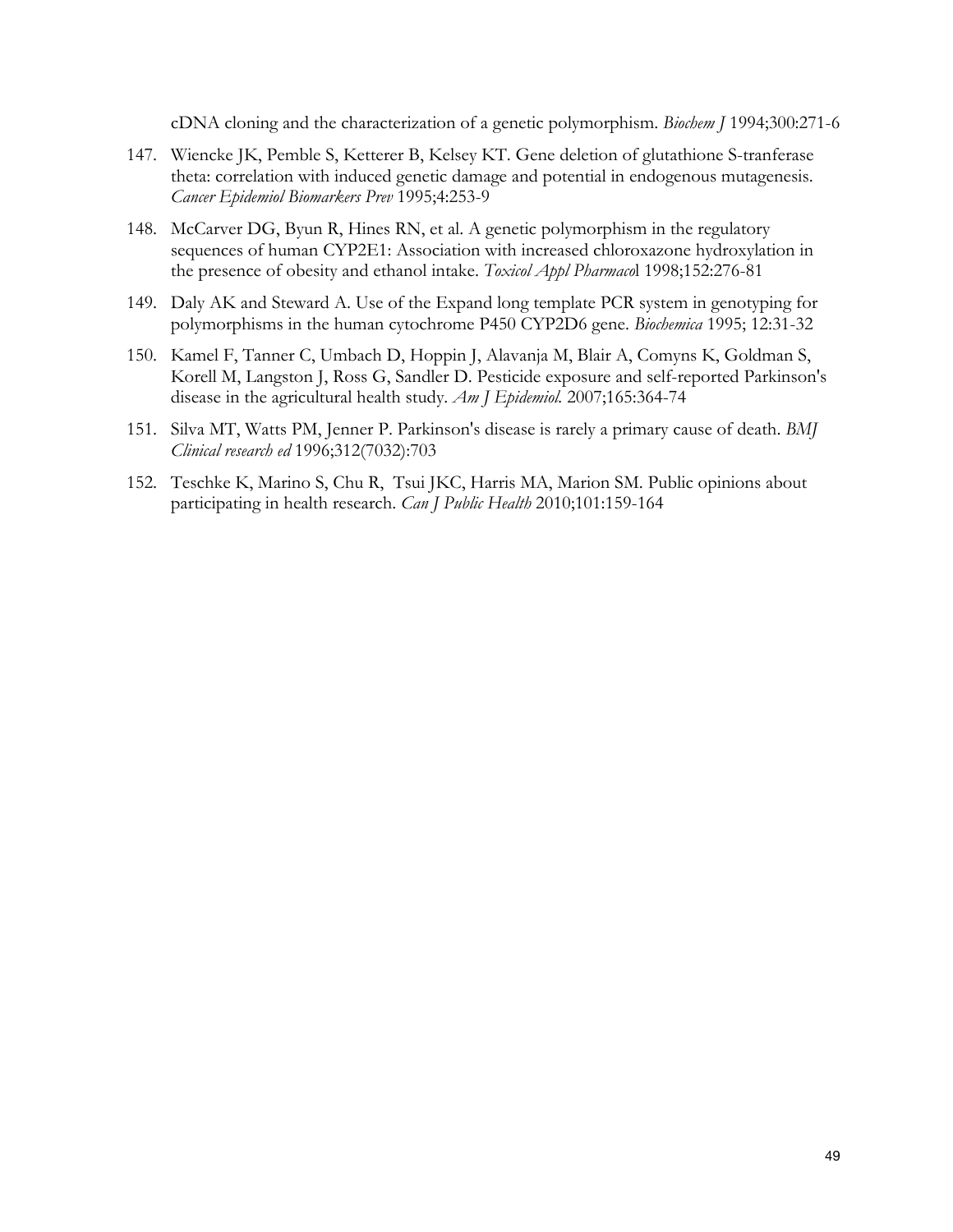cDNA cloning and the characterization of a genetic polymorphism. *Biochem J* 1994;300:271-6

147. Wiencke JK, Pemble S, Ketterer B, Kelsey KT. Gene deletion of glutathione S-tranferase theta: correlation with induced genetic damage and potential in endogenous mutagenesis. *Cancer Epidemiol Biomarkers Prev* 1995;4:253-9

148. McCarver DG, Byun R, Hines RN, et al. A genetic polymorphism in the regulatory sequences of human CYP2E1: Association with increased chloroxazone hydroxylation in the presence of obesity and ethanol intake. *Toxicol Appl Pharmaco*l 1998;152:276-81

149. Daly AK and Steward A. Use of the Expand long template PCR system in genotyping for polymorphisms in the human cytochrome P450 CYP2D6 gene. *Biochemica* 1995; 12:31-32

150. Kamel F, Tanner C, Umbach D, Hoppin J, Alavanja M, Blair A, Comyns K, Goldman S, Korell M, Langston J, Ross G, Sandler D. Pesticide exposure and self-reported Parkinson's disease in the agricultural health study. *Am J Epidemiol.* 2007;165:364-74

151. Silva MT, Watts PM, Jenner P. Parkinson's disease is rarely a primary cause of death. *BMJ Clinical research ed* 1996;312(7032):703

152. Teschke K, Marino S, Chu R, Tsui JKC, Harris MA, Marion SM. Public opinions about participating in health research. *Can J Public Health* 2010;101:159-164